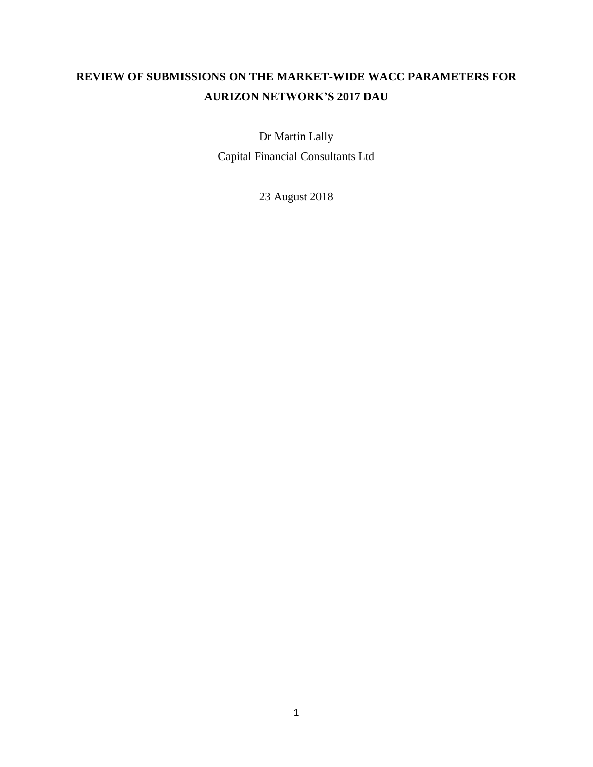# REVIEW OF SUBMISSIONS ON THE MARKET-WIDE WACC PARAMETERS FOR AURIZON NETWORK'S 2017 DAU

Dr Martin Lally

Capital Financial Consultants Ltd

23 August 2018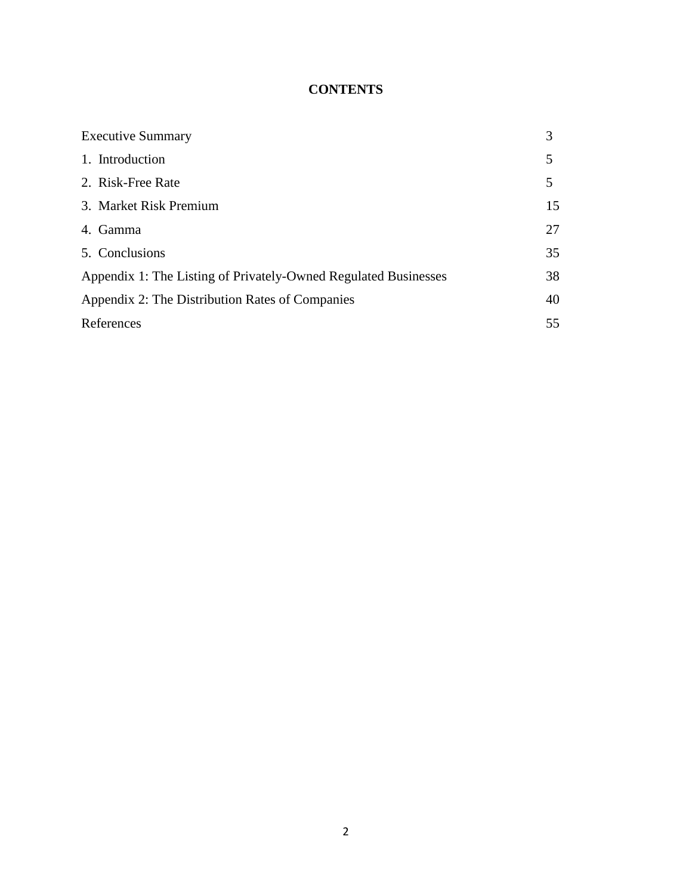# CONTENTS

| | |
|---|---|
| Executive Summary | 3 |
| 1. Introduction | 5 |
| 2. Risk-Free Rate | 5 |
| 3. Market Risk Premium | 15 |
| 4. Gamma | 27 |
| 5. Conclusions | 35 |
| Appendix 1: The Listing of Privately-Owned Regulated Businesses | 38 |
| Appendix 2: The Distribution Rates of Companies | 40 |
| References | 55 |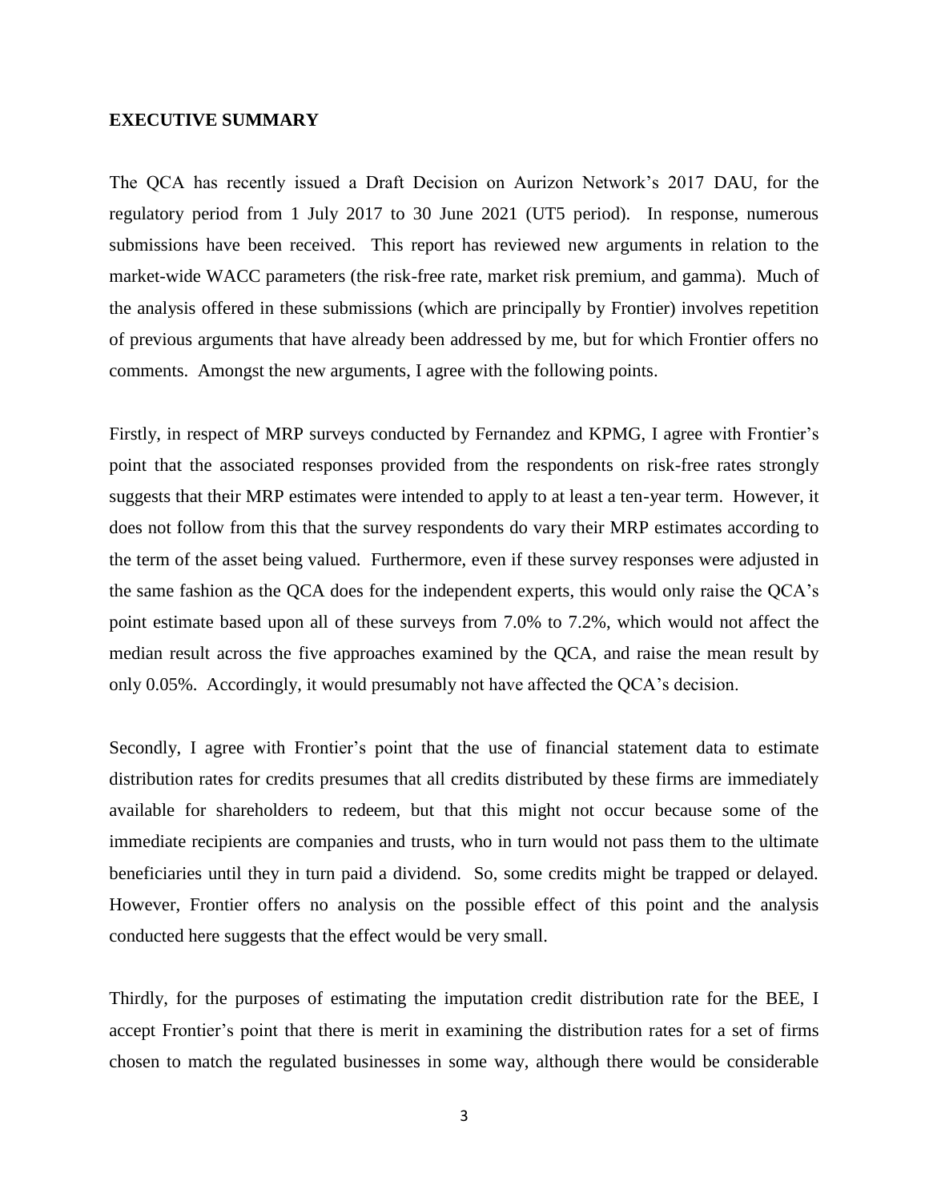**EXECUTIVE SUMMARY**

The QCA has recently issued a Draft Decision on Aurizon Network's 2017 DAU, for the regulatory period from 1 July 2017 to 30 June 2021 (UT5 period). In response, numerous submissions have been received. This report has reviewed new arguments in relation to the market-wide WACC parameters (the risk-free rate, market risk premium, and gamma). Much of the analysis offered in these submissions (which are principally by Frontier) involves repetition of previous arguments that have already been addressed by me, but for which Frontier offers no comments. Amongst the new arguments, I agree with the following points.

Firstly, in respect of MRP surveys conducted by Fernandez and KPMG, I agree with Frontier's point that the associated responses provided from the respondents on risk-free rates strongly suggests that their MRP estimates were intended to apply to at least a ten-year term. However, it does not follow from this that the survey respondents do vary their MRP estimates according to the term of the asset being valued. Furthermore, even if these survey responses were adjusted in the same fashion as the QCA does for the independent experts, this would only raise the QCA's point estimate based upon all of these surveys from 7.0% to 7.2%, which would not affect the median result across the five approaches examined by the QCA, and raise the mean result by only 0.05%. Accordingly, it would presumably not have affected the QCA's decision.

Secondly, I agree with Frontier's point that the use of financial statement data to estimate distribution rates for credits presumes that all credits distributed by these firms are immediately available for shareholders to redeem, but that this might not occur because some of the immediate recipients are companies and trusts, who in turn would not pass them to the ultimate beneficiaries until they in turn paid a dividend. So, some credits might be trapped or delayed. However, Frontier offers no analysis on the possible effect of this point and the analysis conducted here suggests that the effect would be very small.

Thirdly, for the purposes of estimating the imputation credit distribution rate for the BEE, I accept Frontier's point that there is merit in examining the distribution rates for a set of firms chosen to match the regulated businesses in some way, although there would be considerable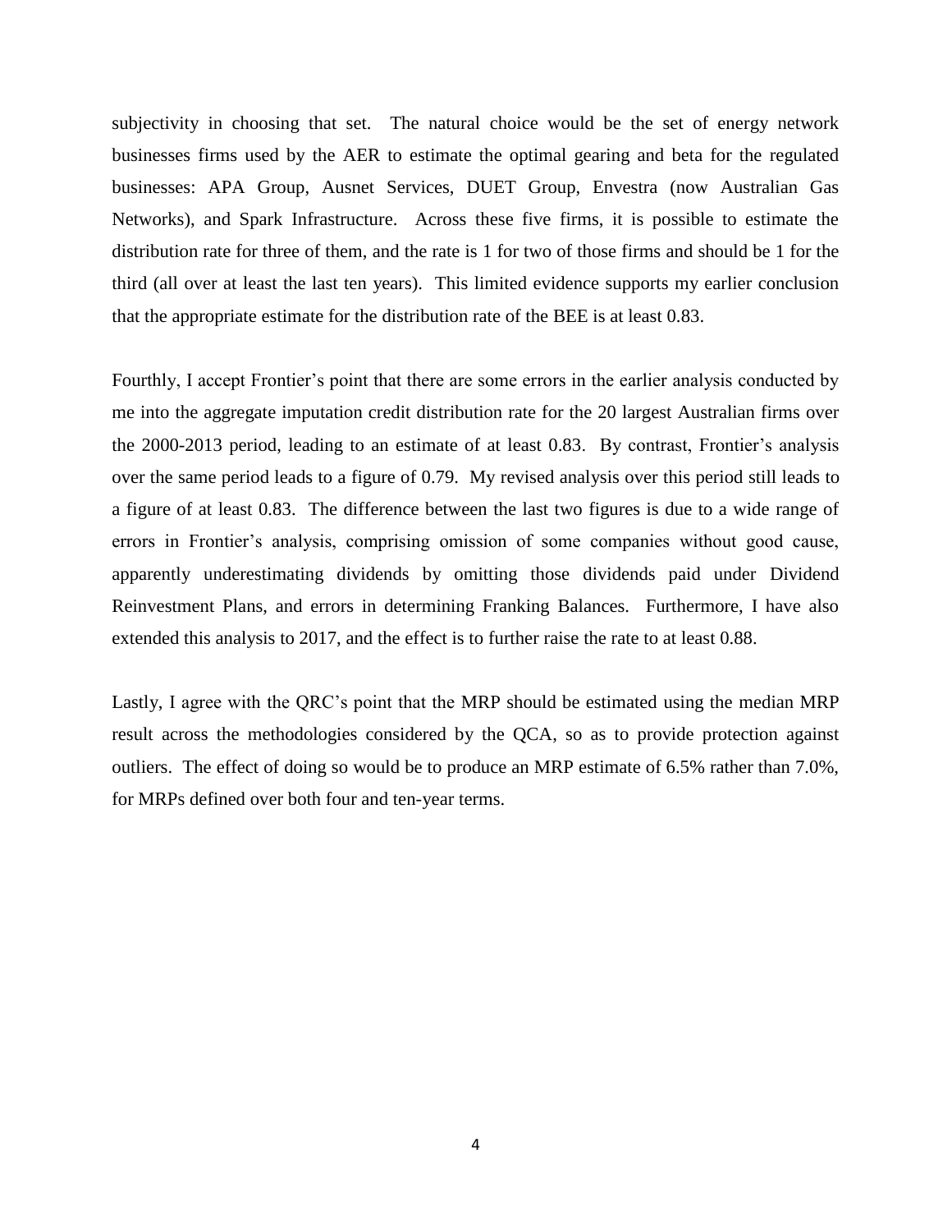subjectivity in choosing that set. The natural choice would be the set of energy network businesses firms used by the AER to estimate the optimal gearing and beta for the regulated businesses: APA Group, Ausnet Services, DUET Group, Envestra (now Australian Gas Networks), and Spark Infrastructure. Across these five firms, it is possible to estimate the distribution rate for three of them, and the rate is 1 for two of those firms and should be 1 for the third (all over at least the last ten years). This limited evidence supports my earlier conclusion that the appropriate estimate for the distribution rate of the BEE is at least 0.83.

Fourthly, I accept Frontier's point that there are some errors in the earlier analysis conducted by me into the aggregate imputation credit distribution rate for the 20 largest Australian firms over the 2000-2013 period, leading to an estimate of at least 0.83. By contrast, Frontier's analysis over the same period leads to a figure of 0.79. My revised analysis over this period still leads to a figure of at least 0.83. The difference between the last two figures is due to a wide range of errors in Frontier's analysis, comprising omission of some companies without good cause, apparently underestimating dividends by omitting those dividends paid under Dividend Reinvestment Plans, and errors in determining Franking Balances. Furthermore, I have also extended this analysis to 2017, and the effect is to further raise the rate to at least 0.88.

Lastly, I agree with the QRC's point that the MRP should be estimated using the median MRP result across the methodologies considered by the QCA, so as to provide protection against outliers. The effect of doing so would be to produce an MRP estimate of 6.5% rather than 7.0%, for MRPs defined over both four and ten-year terms.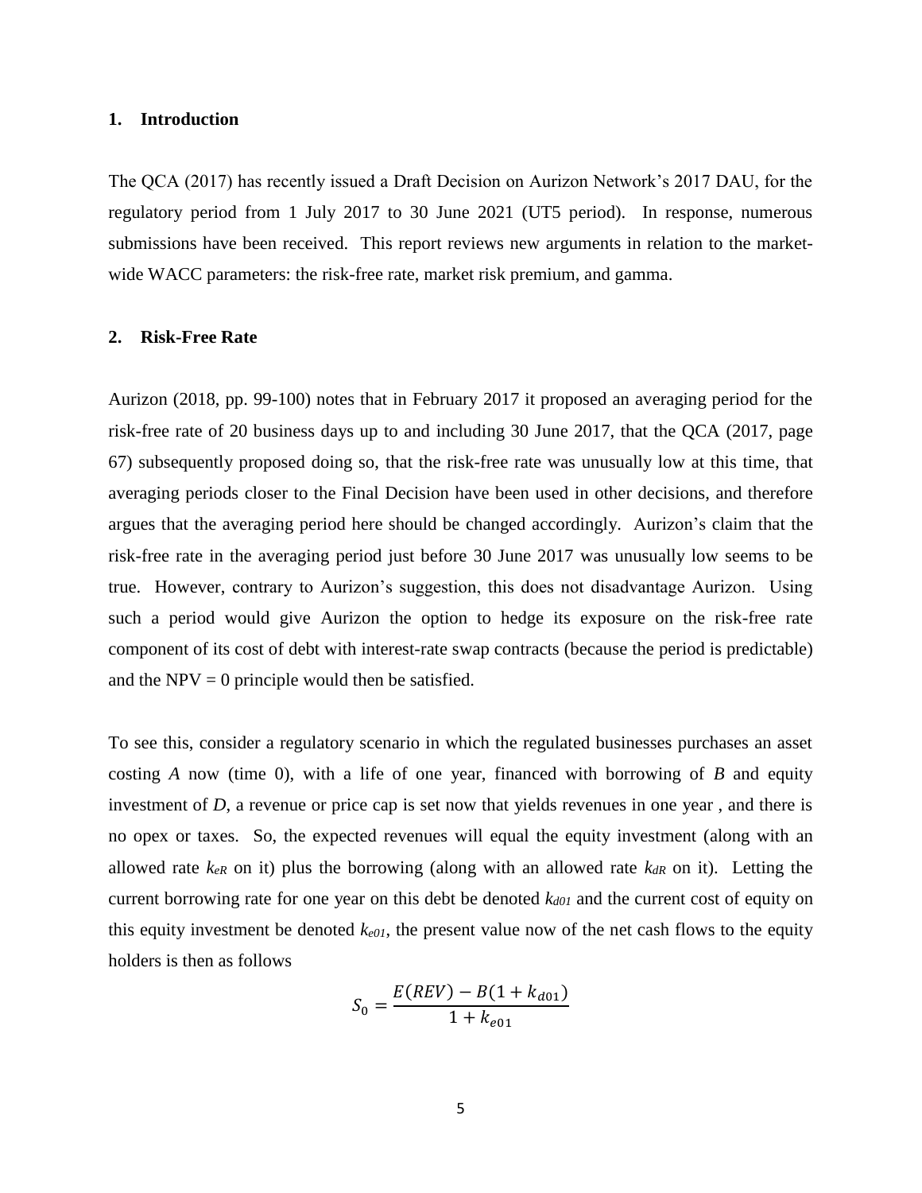## 1. Introduction

The QCA (2017) has recently issued a Draft Decision on Aurizon Network's 2017 DAU, for the regulatory period from 1 July 2017 to 30 June 2021 (UT5 period). In response, numerous submissions have been received. This report reviews new arguments in relation to the market-wide WACC parameters: the risk-free rate, market risk premium, and gamma.

## 2. Risk-Free Rate

Aurizon (2018, pp. 99-100) notes that in February 2017 it proposed an averaging period for the risk-free rate of 20 business days up to and including 30 June 2017, that the QCA (2017, page 67) subsequently proposed doing so, that the risk-free rate was unusually low at this time, that averaging periods closer to the Final Decision have been used in other decisions, and therefore argues that the averaging period here should be changed accordingly. Aurizon's claim that the risk-free rate in the averaging period just before 30 June 2017 was unusually low seems to be true. However, contrary to Aurizon's suggestion, this does not disadvantage Aurizon. Using such a period would give Aurizon the option to hedge its exposure on the risk-free rate component of its cost of debt with interest-rate swap contracts (because the period is predictable) and the NPV = 0 principle would then be satisfied.

To see this, consider a regulatory scenario in which the regulated businesses purchases an asset costing $A$ now (time 0), with a life of one year, financed with borrowing of $B$ and equity investment of $D$, a revenue or price cap is set now that yields revenues in one year , and there is no opex or taxes. So, the expected revenues will equal the equity investment (along with an allowed rate $k_{eR}$ on it) plus the borrowing (along with an allowed rate $k_{dR}$ on it). Letting the current borrowing rate for one year on this debt be denoted $k_{d01}$ and the current cost of equity on this equity investment be denoted $k_{e01}$, the present value now of the net cash flows to the equity holders is then as follows

$$S_0 = \frac{E(REV) - B(1 + k_{d01})}{1 + k_{e01}}$$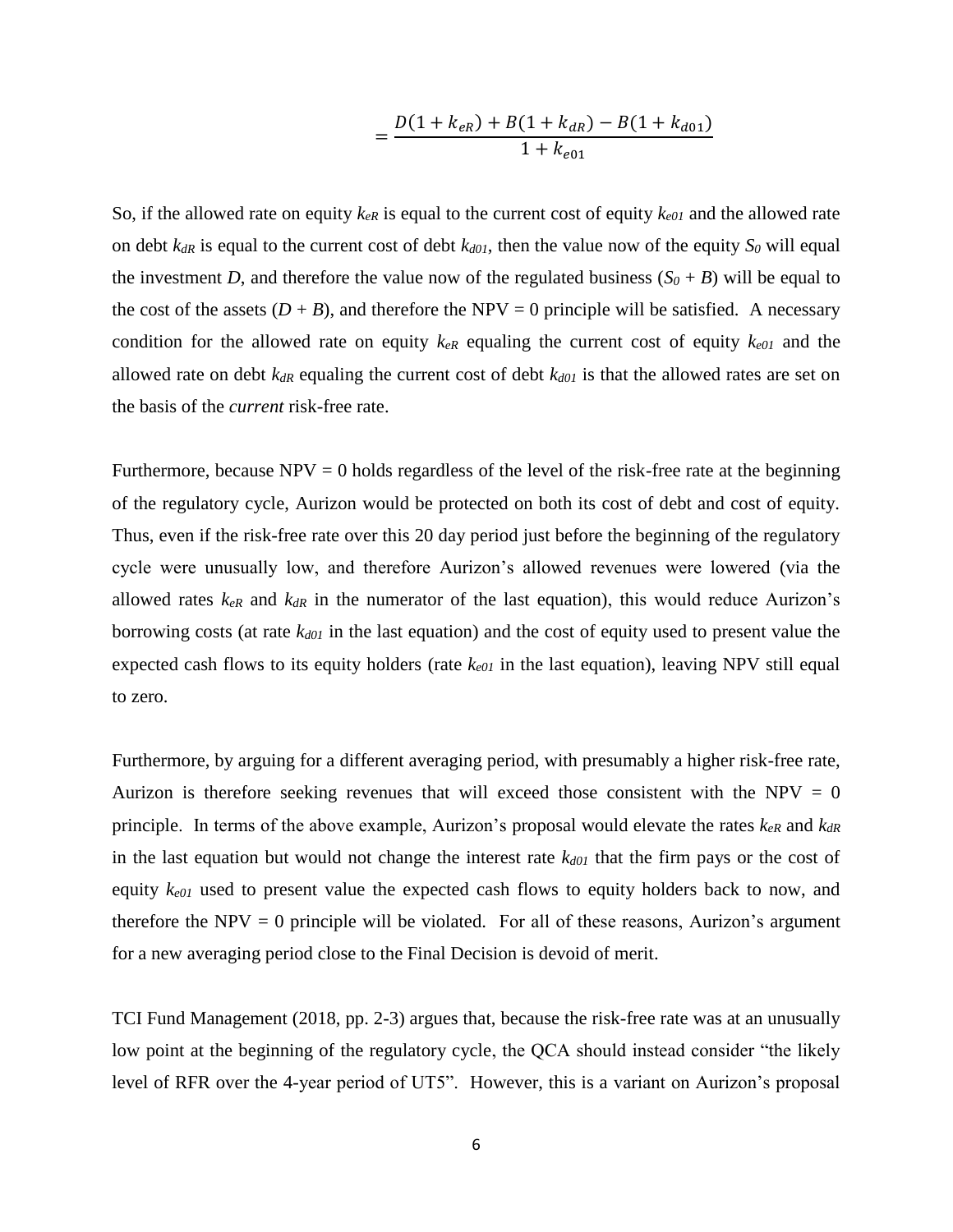$$= \frac{D(1 + k_{eR}) + B(1 + k_{dR}) - B(1 + k_{d01})}{1 + k_{e01}}$$

So, if the allowed rate on equity $k_{eR}$ is equal to the current cost of equity $k_{e01}$ and the allowed rate on debt $k_{dR}$ is equal to the current cost of debt $k_{d01}$, then the value now of the equity $S_0$ will equal the investment $D$, and therefore the value now of the regulated business ($S_0 + B$) will be equal to the cost of the assets ($D + B$), and therefore the NPV = 0 principle will be satisfied. A necessary condition for the allowed rate on equity $k_{eR}$ equaling the current cost of equity $k_{e01}$ and the allowed rate on debt $k_{dR}$ equaling the current cost of debt $k_{d01}$ is that the allowed rates are set on the basis of the *current* risk-free rate.

Furthermore, because NPV = 0 holds regardless of the level of the risk-free rate at the beginning of the regulatory cycle, Aurizon would be protected on both its cost of debt and cost of equity. Thus, even if the risk-free rate over this 20 day period just before the beginning of the regulatory cycle were unusually low, and therefore Aurizon's allowed revenues were lowered (via the allowed rates $k_{eR}$ and $k_{dR}$ in the numerator of the last equation), this would reduce Aurizon's borrowing costs (at rate $k_{d01}$ in the last equation) and the cost of equity used to present value the expected cash flows to its equity holders (rate $k_{e01}$ in the last equation), leaving NPV still equal to zero.

Furthermore, by arguing for a different averaging period, with presumably a higher risk-free rate, Aurizon is therefore seeking revenues that will exceed those consistent with the NPV = 0 principle. In terms of the above example, Aurizon's proposal would elevate the rates $k_{eR}$ and $k_{dR}$ in the last equation but would not change the interest rate $k_{d01}$ that the firm pays or the cost of equity $k_{e01}$ used to present value the expected cash flows to equity holders back to now, and therefore the NPV = 0 principle will be violated. For all of these reasons, Aurizon's argument for a new averaging period close to the Final Decision is devoid of merit.

TCI Fund Management (2018, pp. 2-3) argues that, because the risk-free rate was at an unusually low point at the beginning of the regulatory cycle, the QCA should instead consider "the likely level of RFR over the 4-year period of UT5". However, this is a variant on Aurizon's proposal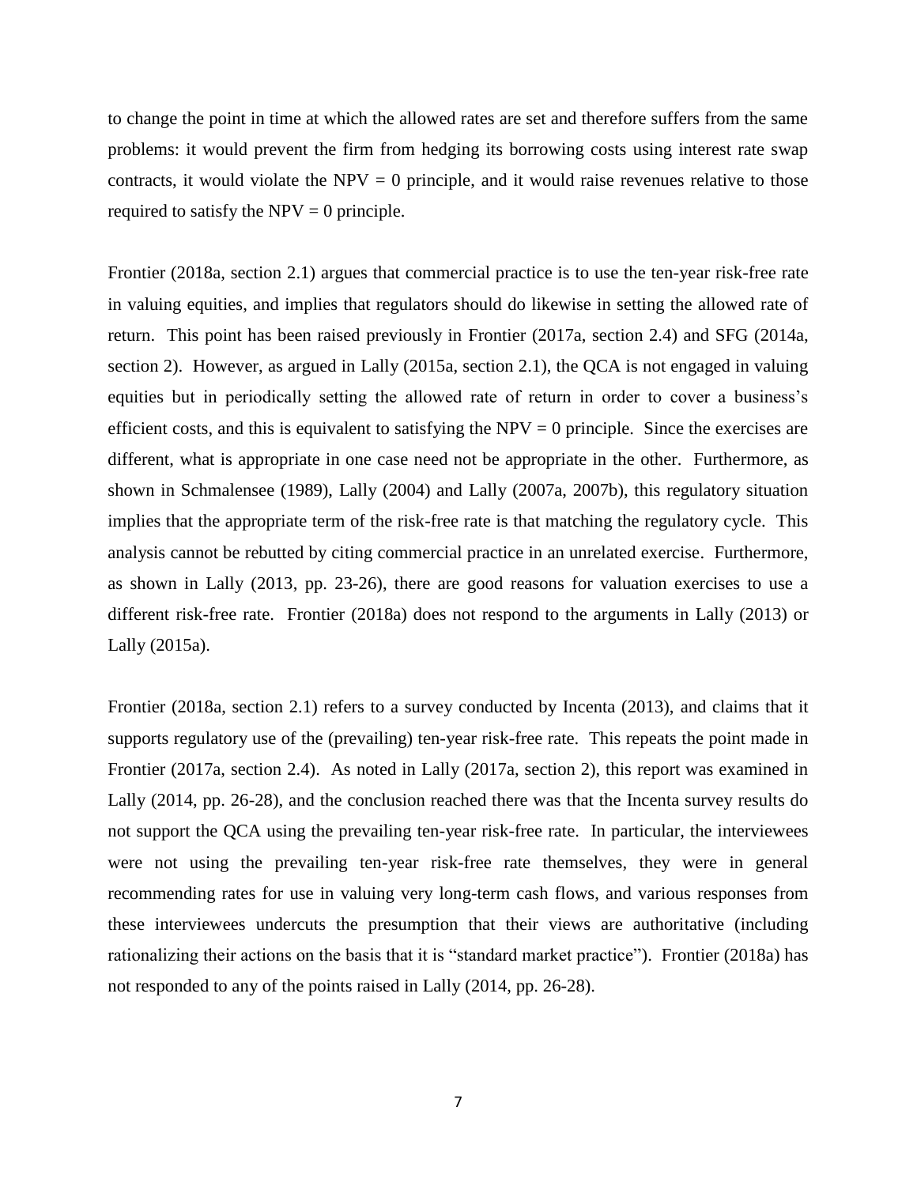to change the point in time at which the allowed rates are set and therefore suffers from the same problems: it would prevent the firm from hedging its borrowing costs using interest rate swap contracts, it would violate the NPV = 0 principle, and it would raise revenues relative to those required to satisfy the NPV = 0 principle.

Frontier (2018a, section 2.1) argues that commercial practice is to use the ten-year risk-free rate in valuing equities, and implies that regulators should do likewise in setting the allowed rate of return. This point has been raised previously in Frontier (2017a, section 2.4) and SFG (2014a, section 2). However, as argued in Lally (2015a, section 2.1), the QCA is not engaged in valuing equities but in periodically setting the allowed rate of return in order to cover a business's efficient costs, and this is equivalent to satisfying the NPV = 0 principle. Since the exercises are different, what is appropriate in one case need not be appropriate in the other. Furthermore, as shown in Schmalensee (1989), Lally (2004) and Lally (2007a, 2007b), this regulatory situation implies that the appropriate term of the risk-free rate is that matching the regulatory cycle. This analysis cannot be rebutted by citing commercial practice in an unrelated exercise. Furthermore, as shown in Lally (2013, pp. 23-26), there are good reasons for valuation exercises to use a different risk-free rate. Frontier (2018a) does not respond to the arguments in Lally (2013) or Lally (2015a).

Frontier (2018a, section 2.1) refers to a survey conducted by Incenta (2013), and claims that it supports regulatory use of the (prevailing) ten-year risk-free rate. This repeats the point made in Frontier (2017a, section 2.4). As noted in Lally (2017a, section 2), this report was examined in Lally (2014, pp. 26-28), and the conclusion reached there was that the Incenta survey results do not support the QCA using the prevailing ten-year risk-free rate. In particular, the interviewees were not using the prevailing ten-year risk-free rate themselves, they were in general recommending rates for use in valuing very long-term cash flows, and various responses from these interviewees undercuts the presumption that their views are authoritative (including rationalizing their actions on the basis that it is "standard market practice"). Frontier (2018a) has not responded to any of the points raised in Lally (2014, pp. 26-28).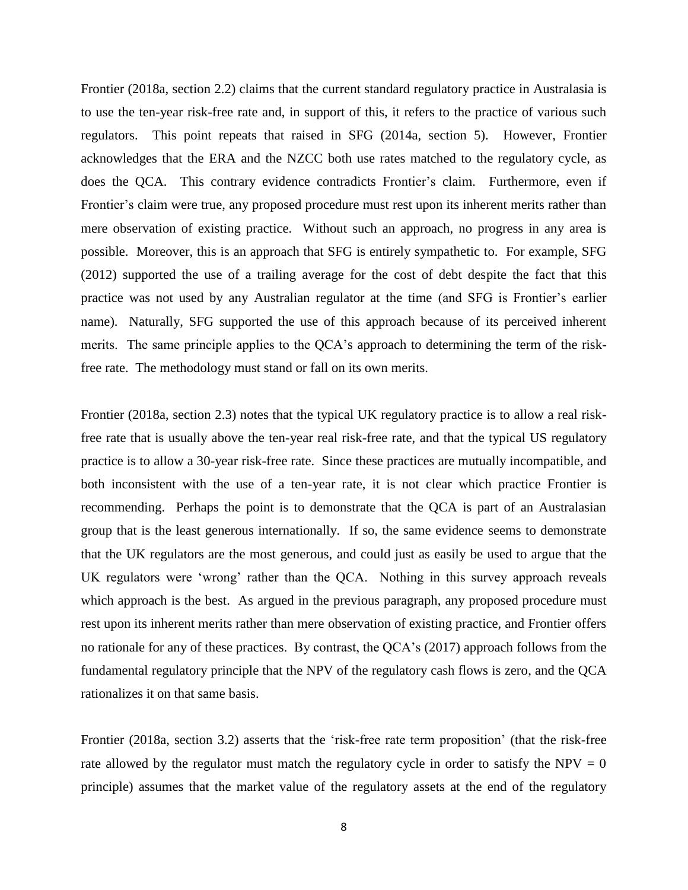Frontier (2018a, section 2.2) claims that the current standard regulatory practice in Australasia is to use the ten-year risk-free rate and, in support of this, it refers to the practice of various such regulators. This point repeats that raised in SFG (2014a, section 5). However, Frontier acknowledges that the ERA and the NZCC both use rates matched to the regulatory cycle, as does the QCA. This contrary evidence contradicts Frontier's claim. Furthermore, even if Frontier's claim were true, any proposed procedure must rest upon its inherent merits rather than mere observation of existing practice. Without such an approach, no progress in any area is possible. Moreover, this is an approach that SFG is entirely sympathetic to. For example, SFG (2012) supported the use of a trailing average for the cost of debt despite the fact that this practice was not used by any Australian regulator at the time (and SFG is Frontier's earlier name). Naturally, SFG supported the use of this approach because of its perceived inherent merits. The same principle applies to the QCA's approach to determining the term of the risk-free rate. The methodology must stand or fall on its own merits.

Frontier (2018a, section 2.3) notes that the typical UK regulatory practice is to allow a real risk-free rate that is usually above the ten-year real risk-free rate, and that the typical US regulatory practice is to allow a 30-year risk-free rate. Since these practices are mutually incompatible, and both inconsistent with the use of a ten-year rate, it is not clear which practice Frontier is recommending. Perhaps the point is to demonstrate that the QCA is part of an Australasian group that is the least generous internationally. If so, the same evidence seems to demonstrate that the UK regulators are the most generous, and could just as easily be used to argue that the UK regulators were 'wrong' rather than the QCA. Nothing in this survey approach reveals which approach is the best. As argued in the previous paragraph, any proposed procedure must rest upon its inherent merits rather than mere observation of existing practice, and Frontier offers no rationale for any of these practices. By contrast, the QCA's (2017) approach follows from the fundamental regulatory principle that the NPV of the regulatory cash flows is zero, and the QCA rationalizes it on that same basis.

Frontier (2018a, section 3.2) asserts that the 'risk-free rate term proposition' (that the risk-free rate allowed by the regulator must match the regulatory cycle in order to satisfy the NPV = 0 principle) assumes that the market value of the regulatory assets at the end of the regulatory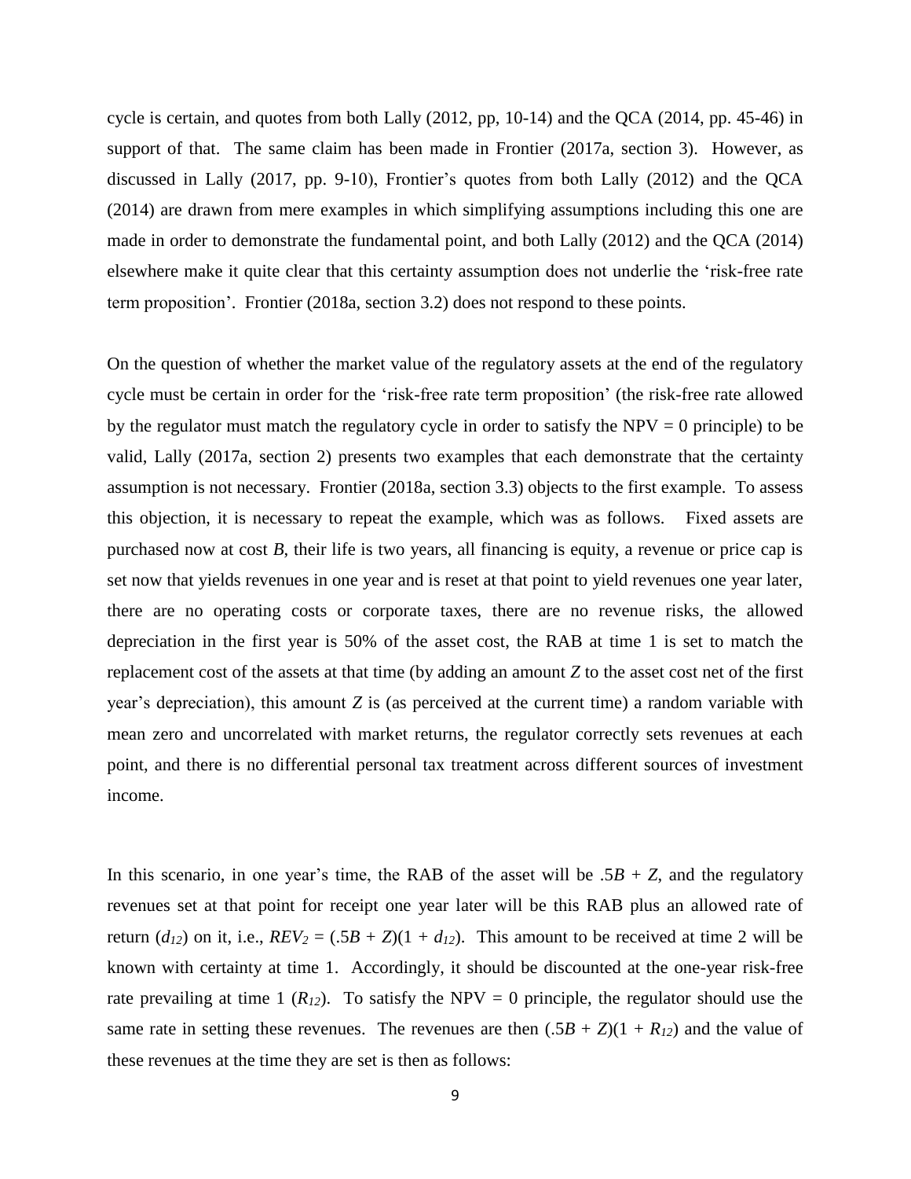cycle is certain, and quotes from both Lally (2012, pp, 10-14) and the QCA (2014, pp. 45-46) in support of that. The same claim has been made in Frontier (2017a, section 3). However, as discussed in Lally (2017, pp. 9-10), Frontier's quotes from both Lally (2012) and the QCA (2014) are drawn from mere examples in which simplifying assumptions including this one are made in order to demonstrate the fundamental point, and both Lally (2012) and the QCA (2014) elsewhere make it quite clear that this certainty assumption does not underlie the 'risk-free rate term proposition'. Frontier (2018a, section 3.2) does not respond to these points.

On the question of whether the market value of the regulatory assets at the end of the regulatory cycle must be certain in order for the 'risk-free rate term proposition' (the risk-free rate allowed by the regulator must match the regulatory cycle in order to satisfy the NPV = 0 principle) to be valid, Lally (2017a, section 2) presents two examples that each demonstrate that the certainty assumption is not necessary. Frontier (2018a, section 3.3) objects to the first example. To assess this objection, it is necessary to repeat the example, which was as follows. Fixed assets are purchased now at cost $B$, their life is two years, all financing is equity, a revenue or price cap is set now that yields revenues in one year and is reset at that point to yield revenues one year later, there are no operating costs or corporate taxes, there are no revenue risks, the allowed depreciation in the first year is 50% of the asset cost, the RAB at time 1 is set to match the replacement cost of the assets at that time (by adding an amount $Z$ to the asset cost net of the first year's depreciation), this amount $Z$ is (as perceived at the current time) a random variable with mean zero and uncorrelated with market returns, the regulator correctly sets revenues at each point, and there is no differential personal tax treatment across different sources of investment income.

In this scenario, in one year's time, the RAB of the asset will be $.5B + Z$, and the regulatory revenues set at that point for receipt one year later will be this RAB plus an allowed rate of return ($d_{12}$) on it, i.e., $REV_2 = (.5B + Z)(1 + d_{12})$. This amount to be received at time 2 will be known with certainty at time 1. Accordingly, it should be discounted at the one-year risk-free rate prevailing at time 1 ($R_{12}$). To satisfy the NPV = 0 principle, the regulator should use the same rate in setting these revenues. The revenues are then $(.5B + Z)(1 + R_{12})$ and the value of these revenues at the time they are set is then as follows: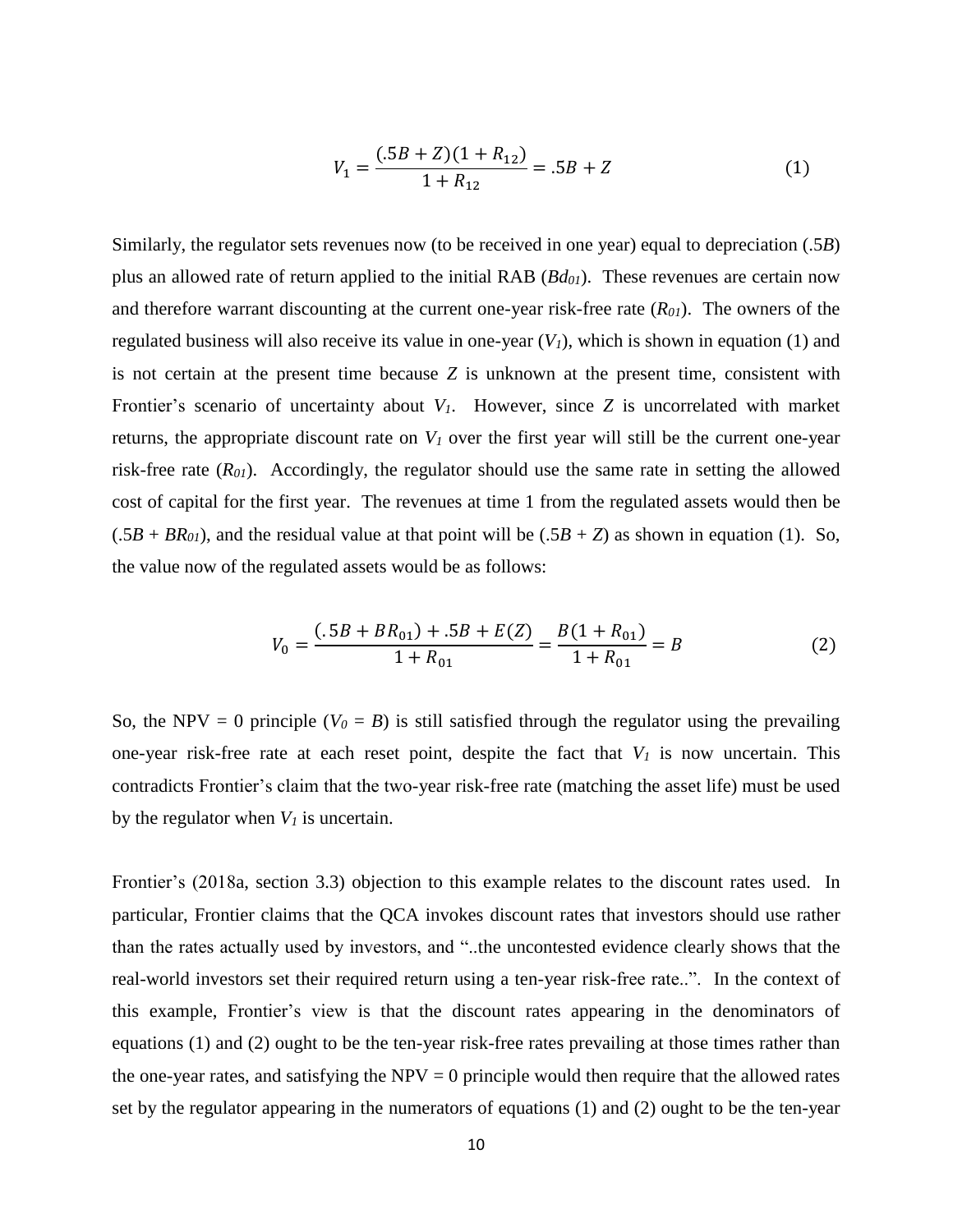$$V_1 = \frac{(.5B + Z)(1 + R_{12})}{1 + R_{12}} = .5B + Z \tag{1}$$

Similarly, the regulator sets revenues now (to be received in one year) equal to depreciation (.5*B*) plus an allowed rate of return applied to the initial RAB ($Bd_{01}$). These revenues are certain now and therefore warrant discounting at the current one-year risk-free rate ($R_{01}$). The owners of the regulated business will also receive its value in one-year ($V_1$), which is shown in equation (1) and is not certain at the present time because $Z$ is unknown at the present time, consistent with Frontier's scenario of uncertainty about $V_1$. However, since $Z$ is uncorrelated with market returns, the appropriate discount rate on $V_1$ over the first year will still be the current one-year risk-free rate ($R_{01}$). Accordingly, the regulator should use the same rate in setting the allowed cost of capital for the first year. The revenues at time 1 from the regulated assets would then be ($.5B + BR_{01}$), and the residual value at that point will be ($.5B + Z$) as shown in equation (1). So, the value now of the regulated assets would be as follows:

$$V_0 = \frac{(.5B + BR_{01}) + .5B + E(Z)}{1 + R_{01}} = \frac{B(1 + R_{01})}{1 + R_{01}} = B \tag{2}$$

So, the NPV = 0 principle ($V_0 = B$) is still satisfied through the regulator using the prevailing one-year risk-free rate at each reset point, despite the fact that $V_1$ is now uncertain. This contradicts Frontier's claim that the two-year risk-free rate (matching the asset life) must be used by the regulator when $V_1$ is uncertain.

Frontier's (2018a, section 3.3) objection to this example relates to the discount rates used. In particular, Frontier claims that the QCA invokes discount rates that investors should use rather than the rates actually used by investors, and "..the uncontested evidence clearly shows that the real-world investors set their required return using a ten-year risk-free rate..". In the context of this example, Frontier's view is that the discount rates appearing in the denominators of equations (1) and (2) ought to be the ten-year risk-free rates prevailing at those times rather than the one-year rates, and satisfying the NPV = 0 principle would then require that the allowed rates set by the regulator appearing in the numerators of equations (1) and (2) ought to be the ten-year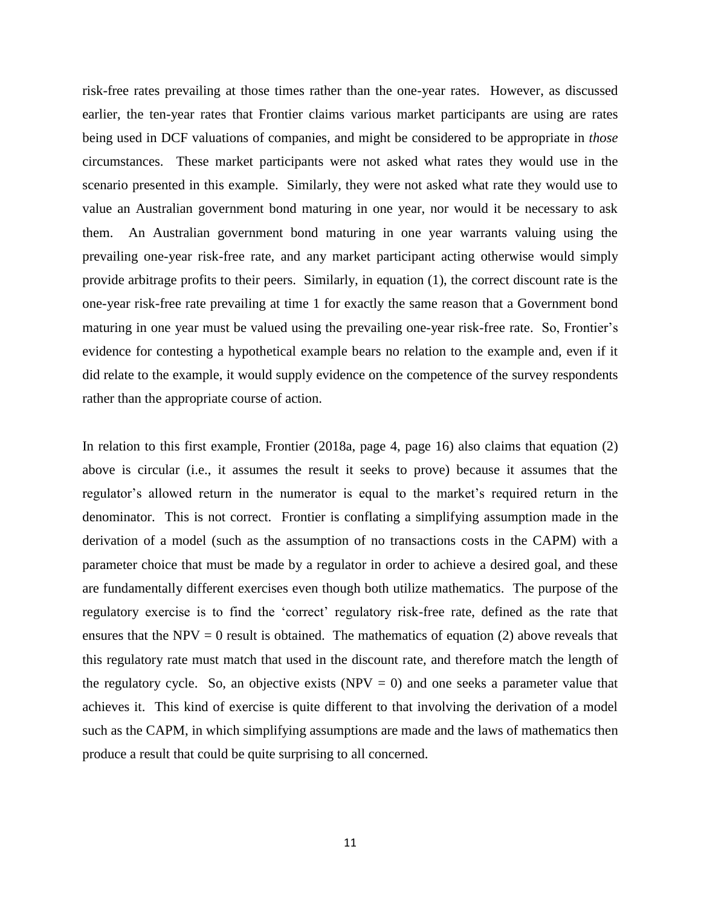risk-free rates prevailing at those times rather than the one-year rates. However, as discussed earlier, the ten-year rates that Frontier claims various market participants are using are rates being used in DCF valuations of companies, and might be considered to be appropriate in *those* circumstances. These market participants were not asked what rates they would use in the scenario presented in this example. Similarly, they were not asked what rate they would use to value an Australian government bond maturing in one year, nor would it be necessary to ask them. An Australian government bond maturing in one year warrants valuing using the prevailing one-year risk-free rate, and any market participant acting otherwise would simply provide arbitrage profits to their peers. Similarly, in equation (1), the correct discount rate is the one-year risk-free rate prevailing at time 1 for exactly the same reason that a Government bond maturing in one year must be valued using the prevailing one-year risk-free rate. So, Frontier's evidence for contesting a hypothetical example bears no relation to the example and, even if it did relate to the example, it would supply evidence on the competence of the survey respondents rather than the appropriate course of action.

In relation to this first example, Frontier (2018a, page 4, page 16) also claims that equation (2) above is circular (i.e., it assumes the result it seeks to prove) because it assumes that the regulator's allowed return in the numerator is equal to the market's required return in the denominator. This is not correct. Frontier is conflating a simplifying assumption made in the derivation of a model (such as the assumption of no transactions costs in the CAPM) with a parameter choice that must be made by a regulator in order to achieve a desired goal, and these are fundamentally different exercises even though both utilize mathematics. The purpose of the regulatory exercise is to find the 'correct' regulatory risk-free rate, defined as the rate that ensures that the NPV = 0 result is obtained. The mathematics of equation (2) above reveals that this regulatory rate must match that used in the discount rate, and therefore match the length of the regulatory cycle. So, an objective exists (NPV = 0) and one seeks a parameter value that achieves it. This kind of exercise is quite different to that involving the derivation of a model such as the CAPM, in which simplifying assumptions are made and the laws of mathematics then produce a result that could be quite surprising to all concerned.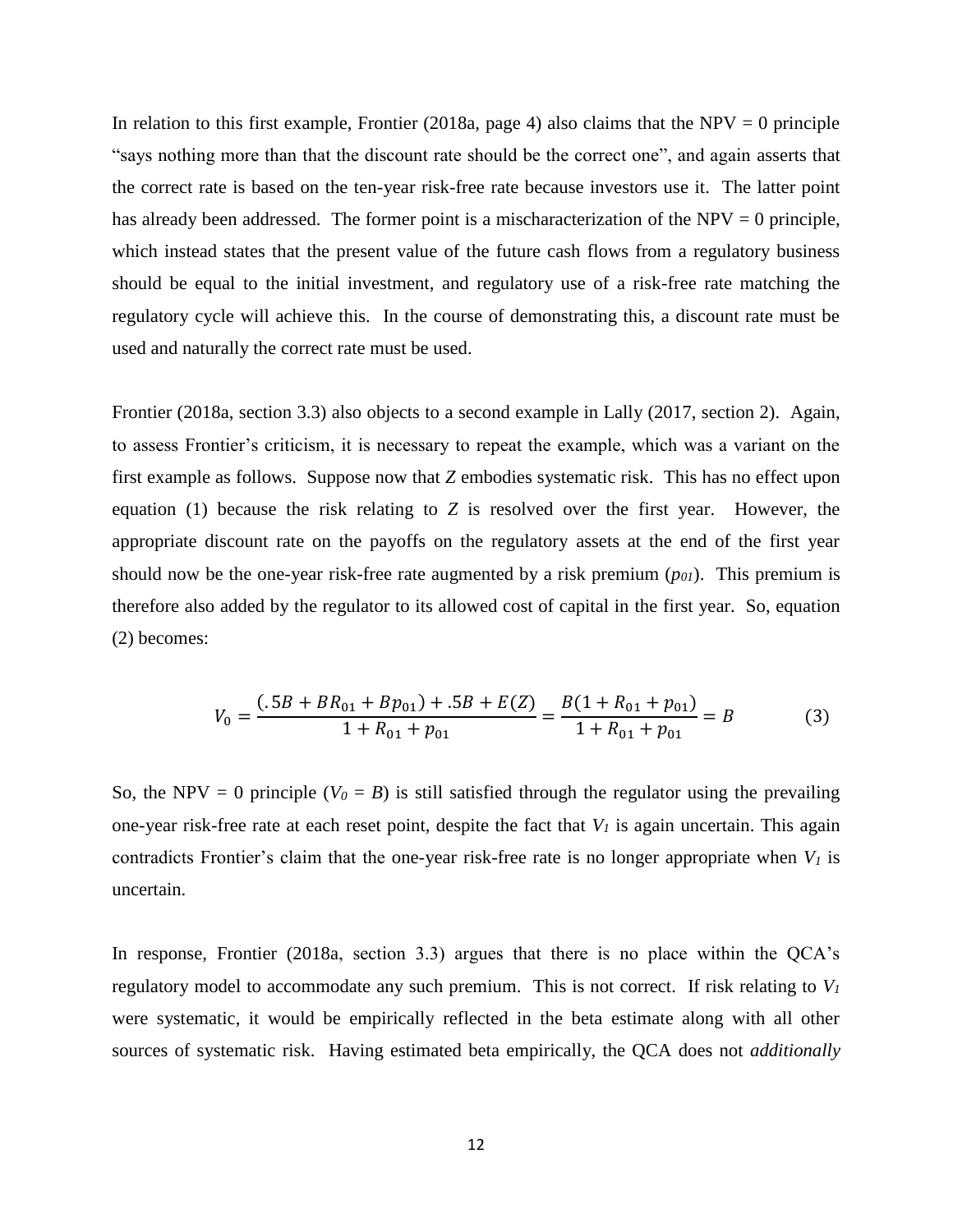In relation to this first example, Frontier (2018a, page 4) also claims that the NPV = 0 principle "says nothing more than that the discount rate should be the correct one", and again asserts that the correct rate is based on the ten-year risk-free rate because investors use it. The latter point has already been addressed. The former point is a mischaracterization of the NPV = 0 principle, which instead states that the present value of the future cash flows from a regulatory business should be equal to the initial investment, and regulatory use of a risk-free rate matching the regulatory cycle will achieve this. In the course of demonstrating this, a discount rate must be used and naturally the correct rate must be used.

Frontier (2018a, section 3.3) also objects to a second example in Lally (2017, section 2). Again, to assess Frontier's criticism, it is necessary to repeat the example, which was a variant on the first example as follows. Suppose now that $Z$ embodies systematic risk. This has no effect upon equation (1) because the risk relating to $Z$ is resolved over the first year. However, the appropriate discount rate on the payoffs on the regulatory assets at the end of the first year should now be the one-year risk-free rate augmented by a risk premium ($p_{01}$). This premium is therefore also added by the regulator to its allowed cost of capital in the first year. So, equation (2) becomes:

$$V_0 = \frac{(.5B + BR_{01} + Bp_{01}) + .5B + E(Z)}{1 + R_{01} + p_{01}} = \frac{B(1 + R_{01} + p_{01})}{1 + R_{01} + p_{01}} = B \qquad (3)$$

So, the NPV = 0 principle ($V_0 = B$) is still satisfied through the regulator using the prevailing one-year risk-free rate at each reset point, despite the fact that $V_1$ is again uncertain. This again contradicts Frontier's claim that the one-year risk-free rate is no longer appropriate when $V_1$ is uncertain.

In response, Frontier (2018a, section 3.3) argues that there is no place within the QCA's regulatory model to accommodate any such premium. This is not correct. If risk relating to $V_1$ were systematic, it would be empirically reflected in the beta estimate along with all other sources of systematic risk. Having estimated beta empirically, the QCA does not *additionally*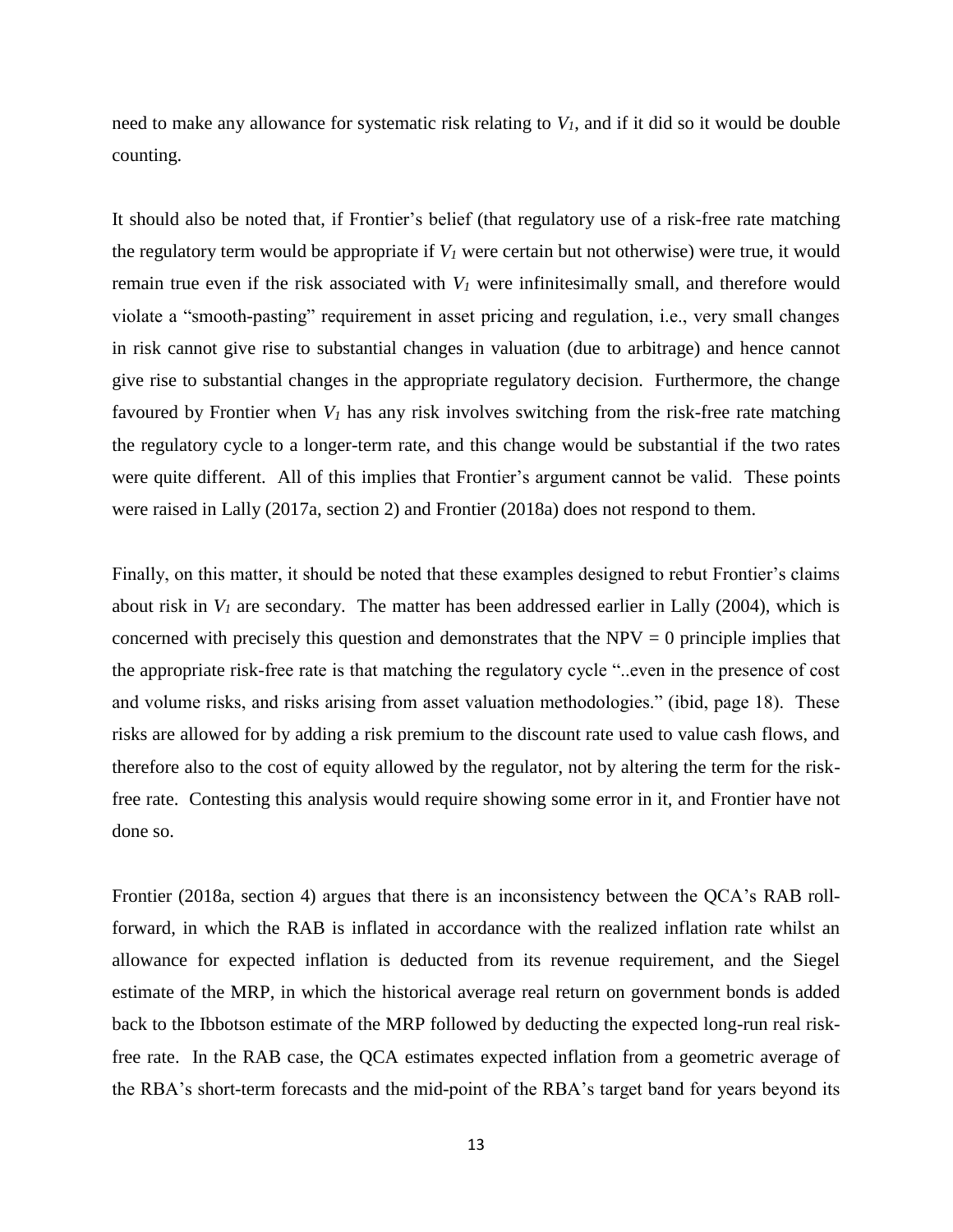need to make any allowance for systematic risk relating to $V_1$, and if it did so it would be double counting.

It should also be noted that, if Frontier's belief (that regulatory use of a risk-free rate matching the regulatory term would be appropriate if $V_1$ were certain but not otherwise) were true, it would remain true even if the risk associated with $V_1$ were infinitesimally small, and therefore would violate a "smooth-pasting" requirement in asset pricing and regulation, i.e., very small changes in risk cannot give rise to substantial changes in valuation (due to arbitrage) and hence cannot give rise to substantial changes in the appropriate regulatory decision. Furthermore, the change favoured by Frontier when $V_1$ has any risk involves switching from the risk-free rate matching the regulatory cycle to a longer-term rate, and this change would be substantial if the two rates were quite different. All of this implies that Frontier's argument cannot be valid. These points were raised in Lally (2017a, section 2) and Frontier (2018a) does not respond to them.

Finally, on this matter, it should be noted that these examples designed to rebut Frontier's claims about risk in $V_1$ are secondary. The matter has been addressed earlier in Lally (2004), which is concerned with precisely this question and demonstrates that the NPV = 0 principle implies that the appropriate risk-free rate is that matching the regulatory cycle "..even in the presence of cost and volume risks, and risks arising from asset valuation methodologies." (ibid, page 18). These risks are allowed for by adding a risk premium to the discount rate used to value cash flows, and therefore also to the cost of equity allowed by the regulator, not by altering the term for the risk-free rate. Contesting this analysis would require showing some error in it, and Frontier have not done so.

Frontier (2018a, section 4) argues that there is an inconsistency between the QCA's RAB roll-forward, in which the RAB is inflated in accordance with the realized inflation rate whilst an allowance for expected inflation is deducted from its revenue requirement, and the Siegel estimate of the MRP, in which the historical average real return on government bonds is added back to the Ibbotson estimate of the MRP followed by deducting the expected long-run real risk-free rate. In the RAB case, the QCA estimates expected inflation from a geometric average of the RBA's short-term forecasts and the mid-point of the RBA's target band for years beyond its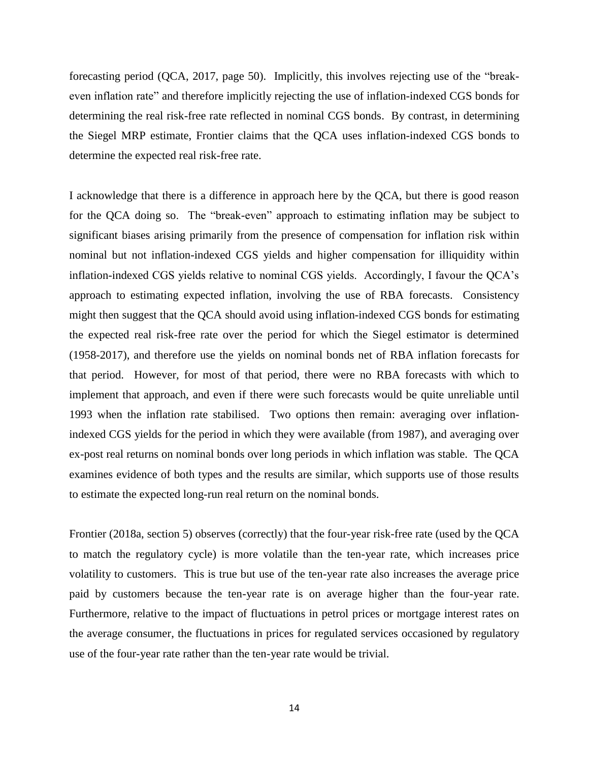forecasting period (QCA, 2017, page 50). Implicitly, this involves rejecting use of the "break-even inflation rate" and therefore implicitly rejecting the use of inflation-indexed CGS bonds for determining the real risk-free rate reflected in nominal CGS bonds. By contrast, in determining the Siegel MRP estimate, Frontier claims that the QCA uses inflation-indexed CGS bonds to determine the expected real risk-free rate.

I acknowledge that there is a difference in approach here by the QCA, but there is good reason for the QCA doing so. The "break-even" approach to estimating inflation may be subject to significant biases arising primarily from the presence of compensation for inflation risk within nominal but not inflation-indexed CGS yields and higher compensation for illiquidity within inflation-indexed CGS yields relative to nominal CGS yields. Accordingly, I favour the QCA's approach to estimating expected inflation, involving the use of RBA forecasts. Consistency might then suggest that the QCA should avoid using inflation-indexed CGS bonds for estimating the expected real risk-free rate over the period for which the Siegel estimator is determined (1958-2017), and therefore use the yields on nominal bonds net of RBA inflation forecasts for that period. However, for most of that period, there were no RBA forecasts with which to implement that approach, and even if there were such forecasts would be quite unreliable until 1993 when the inflation rate stabilised. Two options then remain: averaging over inflation-indexed CGS yields for the period in which they were available (from 1987), and averaging over ex-post real returns on nominal bonds over long periods in which inflation was stable. The QCA examines evidence of both types and the results are similar, which supports use of those results to estimate the expected long-run real return on the nominal bonds.

Frontier (2018a, section 5) observes (correctly) that the four-year risk-free rate (used by the QCA to match the regulatory cycle) is more volatile than the ten-year rate, which increases price volatility to customers. This is true but use of the ten-year rate also increases the average price paid by customers because the ten-year rate is on average higher than the four-year rate. Furthermore, relative to the impact of fluctuations in petrol prices or mortgage interest rates on the average consumer, the fluctuations in prices for regulated services occasioned by regulatory use of the four-year rate rather than the ten-year rate would be trivial.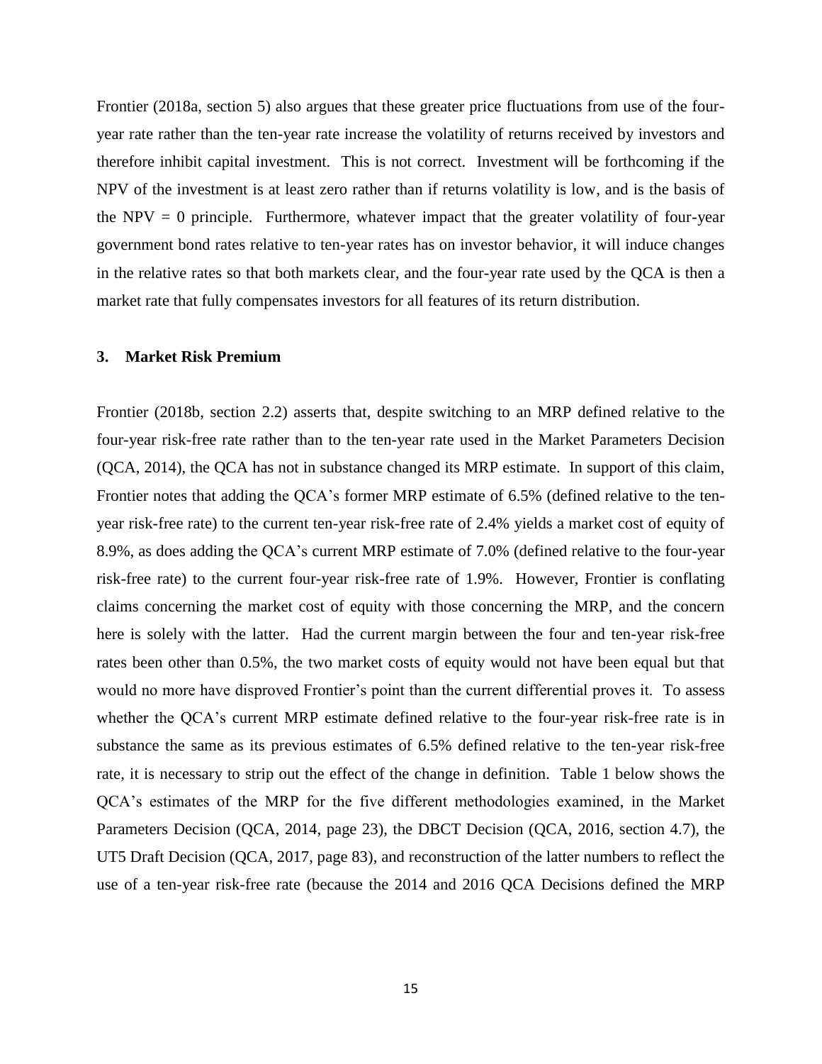Frontier (2018a, section 5) also argues that these greater price fluctuations from use of the four-year rate rather than the ten-year rate increase the volatility of returns received by investors and therefore inhibit capital investment. This is not correct. Investment will be forthcoming if the NPV of the investment is at least zero rather than if returns volatility is low, and is the basis of the NPV = 0 principle. Furthermore, whatever impact that the greater volatility of four-year government bond rates relative to ten-year rates has on investor behavior, it will induce changes in the relative rates so that both markets clear, and the four-year rate used by the QCA is then a market rate that fully compensates investors for all features of its return distribution.

## 3. Market Risk Premium

Frontier (2018b, section 2.2) asserts that, despite switching to an MRP defined relative to the four-year risk-free rate rather than to the ten-year rate used in the Market Parameters Decision (QCA, 2014), the QCA has not in substance changed its MRP estimate. In support of this claim, Frontier notes that adding the QCA's former MRP estimate of 6.5% (defined relative to the ten-year risk-free rate) to the current ten-year risk-free rate of 2.4% yields a market cost of equity of 8.9%, as does adding the QCA's current MRP estimate of 7.0% (defined relative to the four-year risk-free rate) to the current four-year risk-free rate of 1.9%. However, Frontier is conflating claims concerning the market cost of equity with those concerning the MRP, and the concern here is solely with the latter. Had the current margin between the four and ten-year risk-free rates been other than 0.5%, the two market costs of equity would not have been equal but that would no more have disproved Frontier's point than the current differential proves it. To assess whether the QCA's current MRP estimate defined relative to the four-year risk-free rate is in substance the same as its previous estimates of 6.5% defined relative to the ten-year risk-free rate, it is necessary to strip out the effect of the change in definition. Table 1 below shows the QCA's estimates of the MRP for the five different methodologies examined, in the Market Parameters Decision (QCA, 2014, page 23), the DBCT Decision (QCA, 2016, section 4.7), the UT5 Draft Decision (QCA, 2017, page 83), and reconstruction of the latter numbers to reflect the use of a ten-year risk-free rate (because the 2014 and 2016 QCA Decisions defined the MRP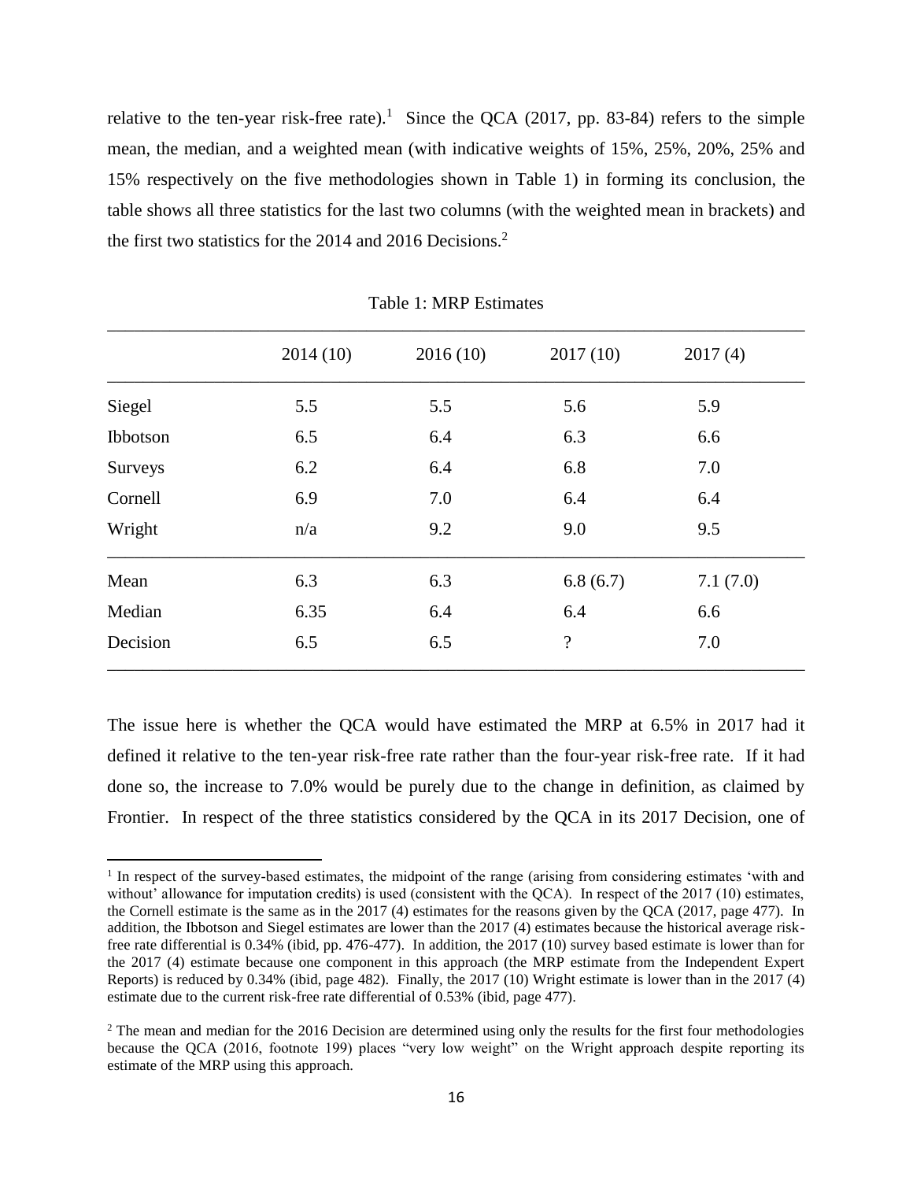relative to the ten-year risk-free rate).[1] Since the QCA (2017, pp. 83-84) refers to the simple mean, the median, and a weighted mean (with indicative weights of 15%, 25%, 20%, 25% and 15% respectively on the five methodologies shown in Table 1) in forming its conclusion, the table shows all three statistics for the last two columns (with the weighted mean in brackets) and the first two statistics for the 2014 and 2016 Decisions.[2]

Table 1: MRP Estimates

| | 2014 (10) | 2016 (10) | 2017 (10) | 2017 (4) |
|---|---|---|---|---|
| Siegel | 5.5 | 5.5 | 5.6 | 5.9 |
| Ibbotson | 6.5 | 6.4 | 6.3 | 6.6 |
| Surveys | 6.2 | 6.4 | 6.8 | 7.0 |
| Cornell | 6.9 | 7.0 | 6.4 | 6.4 |
| Wright | n/a | 9.2 | 9.0 | 9.5 |
| Mean | 6.3 | 6.3 | 6.8 (6.7) | 7.1 (7.0) |
| Median | 6.35 | 6.4 | 6.4 | 6.6 |
| Decision | 6.5 | 6.5 | ? | 7.0 |

The issue here is whether the QCA would have estimated the MRP at 6.5% in 2017 had it defined it relative to the ten-year risk-free rate rather than the four-year risk-free rate. If it had done so, the increase to 7.0% would be purely due to the change in definition, as claimed by Frontier. In respect of the three statistics considered by the QCA in its 2017 Decision, one of

[1] In respect of the survey-based estimates, the midpoint of the range (arising from considering estimates 'with and without' allowance for imputation credits) is used (consistent with the QCA). In respect of the 2017 (10) estimates, the Cornell estimate is the same as in the 2017 (4) estimates for the reasons given by the QCA (2017, page 477). In addition, the Ibbotson and Siegel estimates are lower than the 2017 (4) estimates because the historical average risk-free rate differential is 0.34% (ibid, pp. 476-477). In addition, the 2017 (10) survey based estimate is lower than for the 2017 (4) estimate because one component in this approach (the MRP estimate from the Independent Expert Reports) is reduced by 0.34% (ibid, page 482). Finally, the 2017 (10) Wright estimate is lower than in the 2017 (4) estimate due to the current risk-free rate differential of 0.53% (ibid, page 477).

[2] The mean and median for the 2016 Decision are determined using only the results for the first four methodologies because the QCA (2016, footnote 199) places "very low weight" on the Wright approach despite reporting its estimate of the MRP using this approach.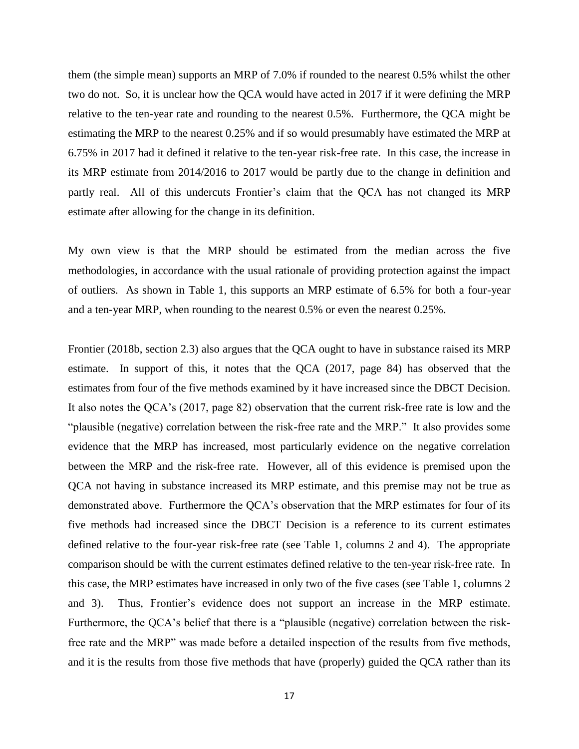them (the simple mean) supports an MRP of 7.0% if rounded to the nearest 0.5% whilst the other two do not. So, it is unclear how the QCA would have acted in 2017 if it were defining the MRP relative to the ten-year rate and rounding to the nearest 0.5%. Furthermore, the QCA might be estimating the MRP to the nearest 0.25% and if so would presumably have estimated the MRP at 6.75% in 2017 had it defined it relative to the ten-year risk-free rate. In this case, the increase in its MRP estimate from 2014/2016 to 2017 would be partly due to the change in definition and partly real. All of this undercuts Frontier's claim that the QCA has not changed its MRP estimate after allowing for the change in its definition.

My own view is that the MRP should be estimated from the median across the five methodologies, in accordance with the usual rationale of providing protection against the impact of outliers. As shown in Table 1, this supports an MRP estimate of 6.5% for both a four-year and a ten-year MRP, when rounding to the nearest 0.5% or even the nearest 0.25%.

Frontier (2018b, section 2.3) also argues that the QCA ought to have in substance raised its MRP estimate. In support of this, it notes that the QCA (2017, page 84) has observed that the estimates from four of the five methods examined by it have increased since the DBCT Decision. It also notes the QCA's (2017, page 82) observation that the current risk-free rate is low and the "plausible (negative) correlation between the risk-free rate and the MRP." It also provides some evidence that the MRP has increased, most particularly evidence on the negative correlation between the MRP and the risk-free rate. However, all of this evidence is premised upon the QCA not having in substance increased its MRP estimate, and this premise may not be true as demonstrated above. Furthermore the QCA's observation that the MRP estimates for four of its five methods had increased since the DBCT Decision is a reference to its current estimates defined relative to the four-year risk-free rate (see Table 1, columns 2 and 4). The appropriate comparison should be with the current estimates defined relative to the ten-year risk-free rate. In this case, the MRP estimates have increased in only two of the five cases (see Table 1, columns 2 and 3). Thus, Frontier's evidence does not support an increase in the MRP estimate. Furthermore, the QCA's belief that there is a "plausible (negative) correlation between the risk-free rate and the MRP" was made before a detailed inspection of the results from five methods, and it is the results from those five methods that have (properly) guided the QCA rather than its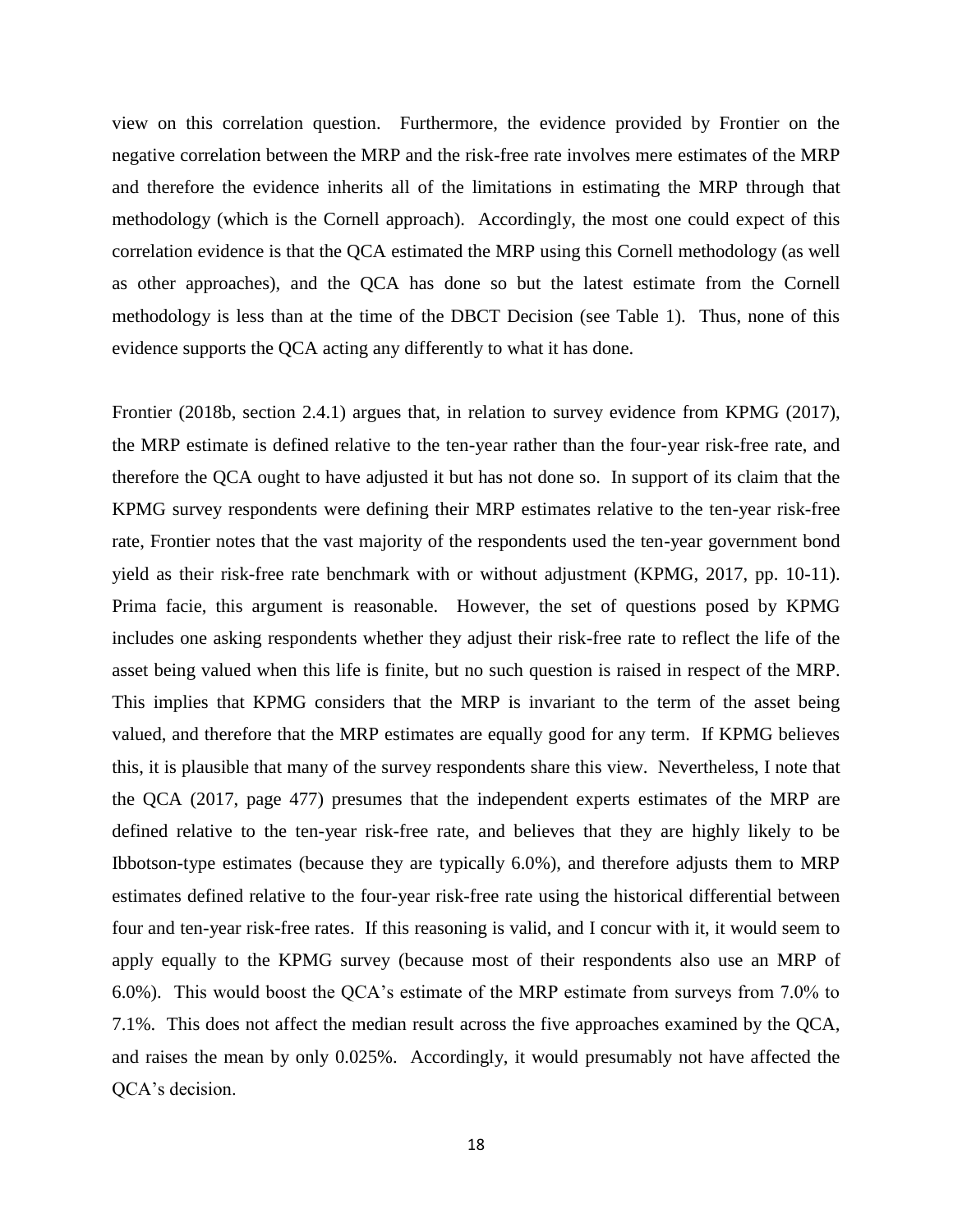view on this correlation question. Furthermore, the evidence provided by Frontier on the negative correlation between the MRP and the risk-free rate involves mere estimates of the MRP and therefore the evidence inherits all of the limitations in estimating the MRP through that methodology (which is the Cornell approach). Accordingly, the most one could expect of this correlation evidence is that the QCA estimated the MRP using this Cornell methodology (as well as other approaches), and the QCA has done so but the latest estimate from the Cornell methodology is less than at the time of the DBCT Decision (see Table 1). Thus, none of this evidence supports the QCA acting any differently to what it has done.

Frontier (2018b, section 2.4.1) argues that, in relation to survey evidence from KPMG (2017), the MRP estimate is defined relative to the ten-year rather than the four-year risk-free rate, and therefore the QCA ought to have adjusted it but has not done so. In support of its claim that the KPMG survey respondents were defining their MRP estimates relative to the ten-year risk-free rate, Frontier notes that the vast majority of the respondents used the ten-year government bond yield as their risk-free rate benchmark with or without adjustment (KPMG, 2017, pp. 10-11). Prima facie, this argument is reasonable. However, the set of questions posed by KPMG includes one asking respondents whether they adjust their risk-free rate to reflect the life of the asset being valued when this life is finite, but no such question is raised in respect of the MRP. This implies that KPMG considers that the MRP is invariant to the term of the asset being valued, and therefore that the MRP estimates are equally good for any term. If KPMG believes this, it is plausible that many of the survey respondents share this view. Nevertheless, I note that the QCA (2017, page 477) presumes that the independent experts estimates of the MRP are defined relative to the ten-year risk-free rate, and believes that they are highly likely to be Ibbotson-type estimates (because they are typically 6.0%), and therefore adjusts them to MRP estimates defined relative to the four-year risk-free rate using the historical differential between four and ten-year risk-free rates. If this reasoning is valid, and I concur with it, it would seem to apply equally to the KPMG survey (because most of their respondents also use an MRP of 6.0%). This would boost the QCA's estimate of the MRP estimate from surveys from 7.0% to 7.1%. This does not affect the median result across the five approaches examined by the QCA, and raises the mean by only 0.025%. Accordingly, it would presumably not have affected the QCA's decision.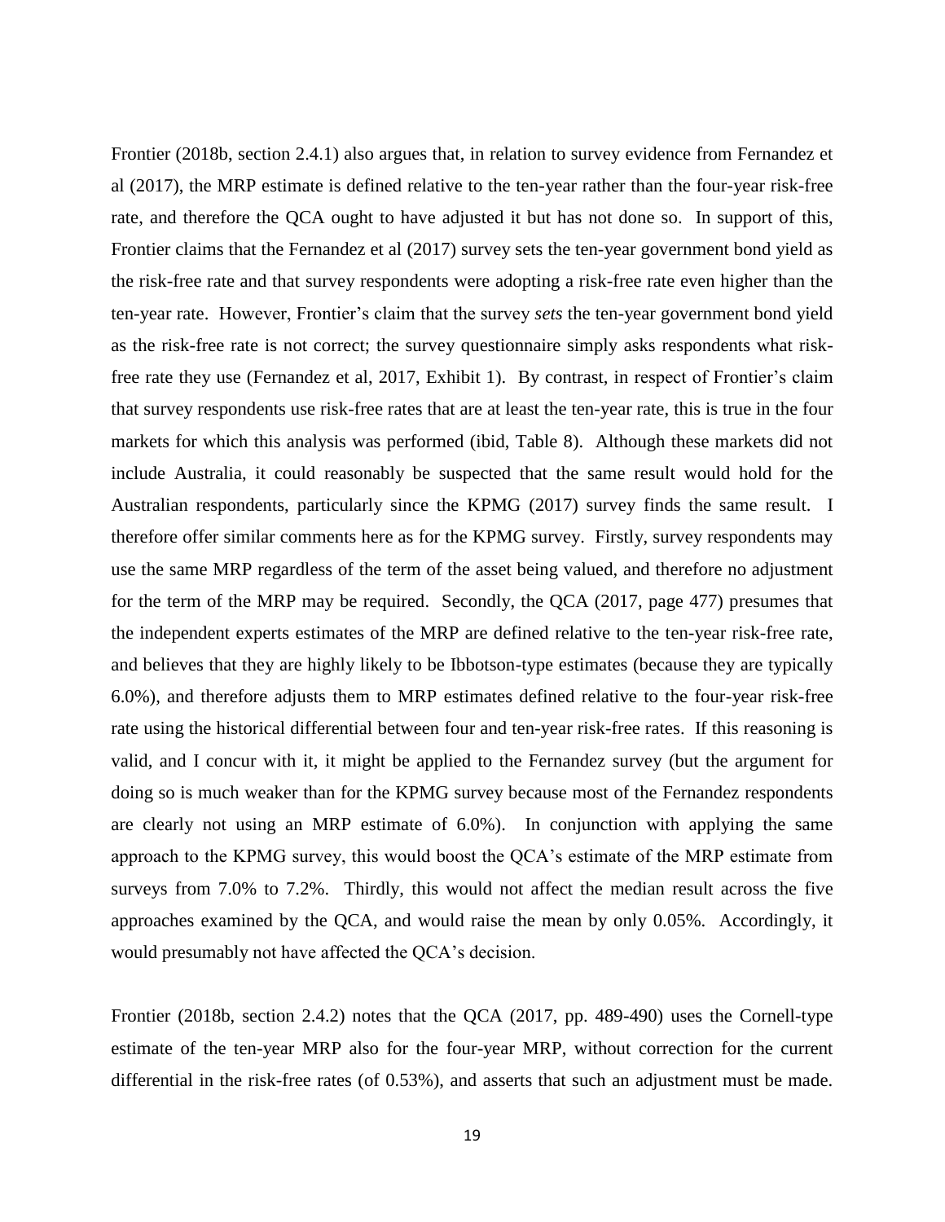Frontier (2018b, section 2.4.1) also argues that, in relation to survey evidence from Fernandez et al (2017), the MRP estimate is defined relative to the ten-year rather than the four-year risk-free rate, and therefore the QCA ought to have adjusted it but has not done so. In support of this, Frontier claims that the Fernandez et al (2017) survey sets the ten-year government bond yield as the risk-free rate and that survey respondents were adopting a risk-free rate even higher than the ten-year rate. However, Frontier's claim that the survey *sets* the ten-year government bond yield as the risk-free rate is not correct; the survey questionnaire simply asks respondents what risk-free rate they use (Fernandez et al, 2017, Exhibit 1). By contrast, in respect of Frontier's claim that survey respondents use risk-free rates that are at least the ten-year rate, this is true in the four markets for which this analysis was performed (ibid, Table 8). Although these markets did not include Australia, it could reasonably be suspected that the same result would hold for the Australian respondents, particularly since the KPMG (2017) survey finds the same result. I therefore offer similar comments here as for the KPMG survey. Firstly, survey respondents may use the same MRP regardless of the term of the asset being valued, and therefore no adjustment for the term of the MRP may be required. Secondly, the QCA (2017, page 477) presumes that the independent experts estimates of the MRP are defined relative to the ten-year risk-free rate, and believes that they are highly likely to be Ibbotson-type estimates (because they are typically 6.0%), and therefore adjusts them to MRP estimates defined relative to the four-year risk-free rate using the historical differential between four and ten-year risk-free rates. If this reasoning is valid, and I concur with it, it might be applied to the Fernandez survey (but the argument for doing so is much weaker than for the KPMG survey because most of the Fernandez respondents are clearly not using an MRP estimate of 6.0%). In conjunction with applying the same approach to the KPMG survey, this would boost the QCA's estimate of the MRP estimate from surveys from 7.0% to 7.2%. Thirdly, this would not affect the median result across the five approaches examined by the QCA, and would raise the mean by only 0.05%. Accordingly, it would presumably not have affected the QCA's decision.

Frontier (2018b, section 2.4.2) notes that the QCA (2017, pp. 489-490) uses the Cornell-type estimate of the ten-year MRP also for the four-year MRP, without correction for the current differential in the risk-free rates (of 0.53%), and asserts that such an adjustment must be made.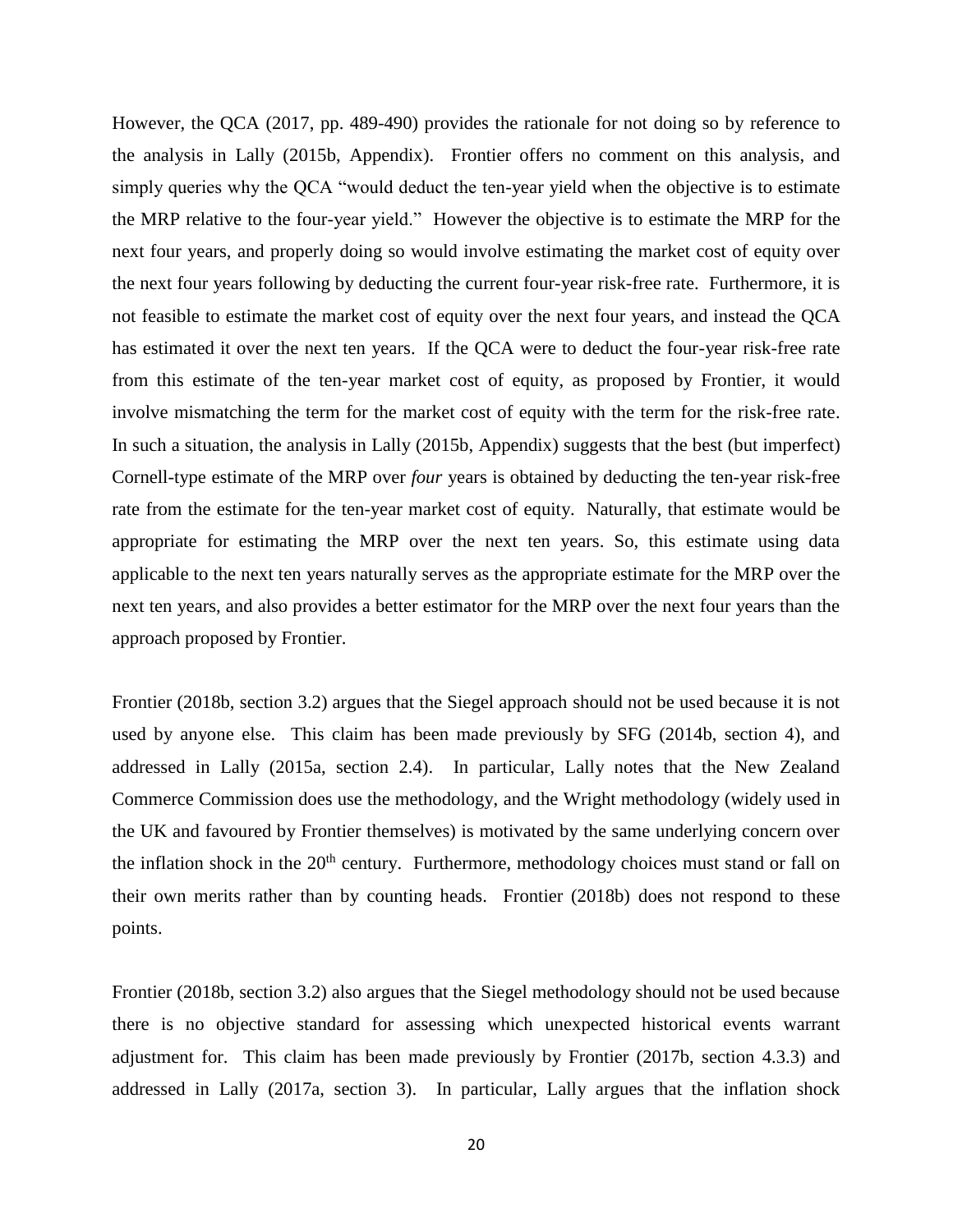However, the QCA (2017, pp. 489-490) provides the rationale for not doing so by reference to the analysis in Lally (2015b, Appendix). Frontier offers no comment on this analysis, and simply queries why the QCA "would deduct the ten-year yield when the objective is to estimate the MRP relative to the four-year yield." However the objective is to estimate the MRP for the next four years, and properly doing so would involve estimating the market cost of equity over the next four years following by deducting the current four-year risk-free rate. Furthermore, it is not feasible to estimate the market cost of equity over the next four years, and instead the QCA has estimated it over the next ten years. If the QCA were to deduct the four-year risk-free rate from this estimate of the ten-year market cost of equity, as proposed by Frontier, it would involve mismatching the term for the market cost of equity with the term for the risk-free rate. In such a situation, the analysis in Lally (2015b, Appendix) suggests that the best (but imperfect) Cornell-type estimate of the MRP over *four* years is obtained by deducting the ten-year risk-free rate from the estimate for the ten-year market cost of equity. Naturally, that estimate would be appropriate for estimating the MRP over the next ten years. So, this estimate using data applicable to the next ten years naturally serves as the appropriate estimate for the MRP over the next ten years, and also provides a better estimator for the MRP over the next four years than the approach proposed by Frontier.

Frontier (2018b, section 3.2) argues that the Siegel approach should not be used because it is not used by anyone else. This claim has been made previously by SFG (2014b, section 4), and addressed in Lally (2015a, section 2.4). In particular, Lally notes that the New Zealand Commerce Commission does use the methodology, and the Wright methodology (widely used in the UK and favoured by Frontier themselves) is motivated by the same underlying concern over the inflation shock in the 20th century. Furthermore, methodology choices must stand or fall on their own merits rather than by counting heads. Frontier (2018b) does not respond to these points.

Frontier (2018b, section 3.2) also argues that the Siegel methodology should not be used because there is no objective standard for assessing which unexpected historical events warrant adjustment for. This claim has been made previously by Frontier (2017b, section 4.3.3) and addressed in Lally (2017a, section 3). In particular, Lally argues that the inflation shock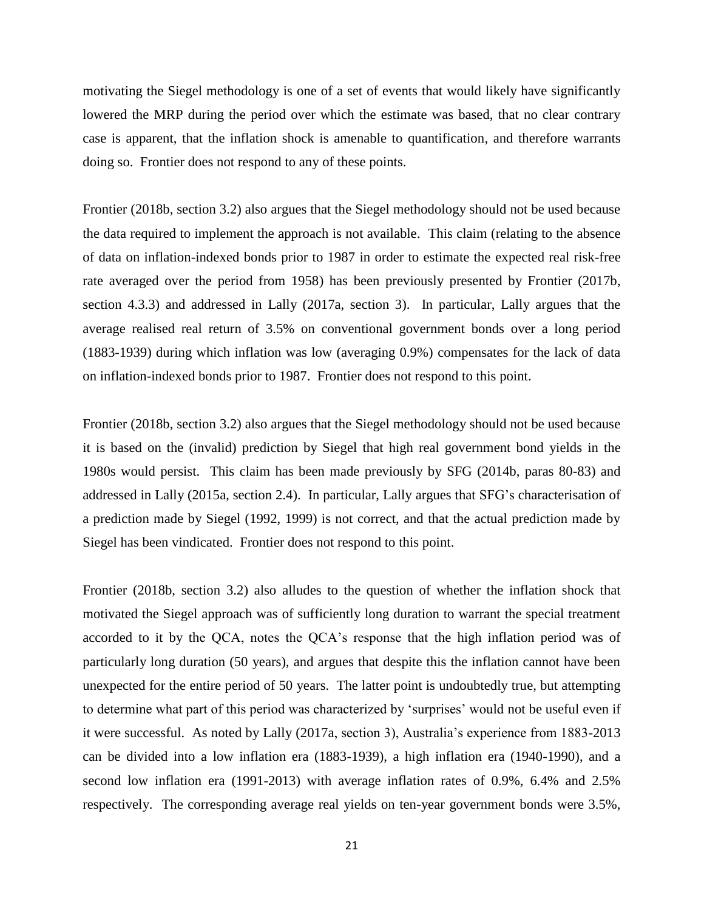motivating the Siegel methodology is one of a set of events that would likely have significantly lowered the MRP during the period over which the estimate was based, that no clear contrary case is apparent, that the inflation shock is amenable to quantification, and therefore warrants doing so. Frontier does not respond to any of these points.

Frontier (2018b, section 3.2) also argues that the Siegel methodology should not be used because the data required to implement the approach is not available. This claim (relating to the absence of data on inflation-indexed bonds prior to 1987 in order to estimate the expected real risk-free rate averaged over the period from 1958) has been previously presented by Frontier (2017b, section 4.3.3) and addressed in Lally (2017a, section 3). In particular, Lally argues that the average realised real return of 3.5% on conventional government bonds over a long period (1883-1939) during which inflation was low (averaging 0.9%) compensates for the lack of data on inflation-indexed bonds prior to 1987. Frontier does not respond to this point.

Frontier (2018b, section 3.2) also argues that the Siegel methodology should not be used because it is based on the (invalid) prediction by Siegel that high real government bond yields in the 1980s would persist. This claim has been made previously by SFG (2014b, paras 80-83) and addressed in Lally (2015a, section 2.4). In particular, Lally argues that SFG's characterisation of a prediction made by Siegel (1992, 1999) is not correct, and that the actual prediction made by Siegel has been vindicated. Frontier does not respond to this point.

Frontier (2018b, section 3.2) also alludes to the question of whether the inflation shock that motivated the Siegel approach was of sufficiently long duration to warrant the special treatment accorded to it by the QCA, notes the QCA's response that the high inflation period was of particularly long duration (50 years), and argues that despite this the inflation cannot have been unexpected for the entire period of 50 years. The latter point is undoubtedly true, but attempting to determine what part of this period was characterized by 'surprises' would not be useful even if it were successful. As noted by Lally (2017a, section 3), Australia's experience from 1883-2013 can be divided into a low inflation era (1883-1939), a high inflation era (1940-1990), and a second low inflation era (1991-2013) with average inflation rates of 0.9%, 6.4% and 2.5% respectively. The corresponding average real yields on ten-year government bonds were 3.5%,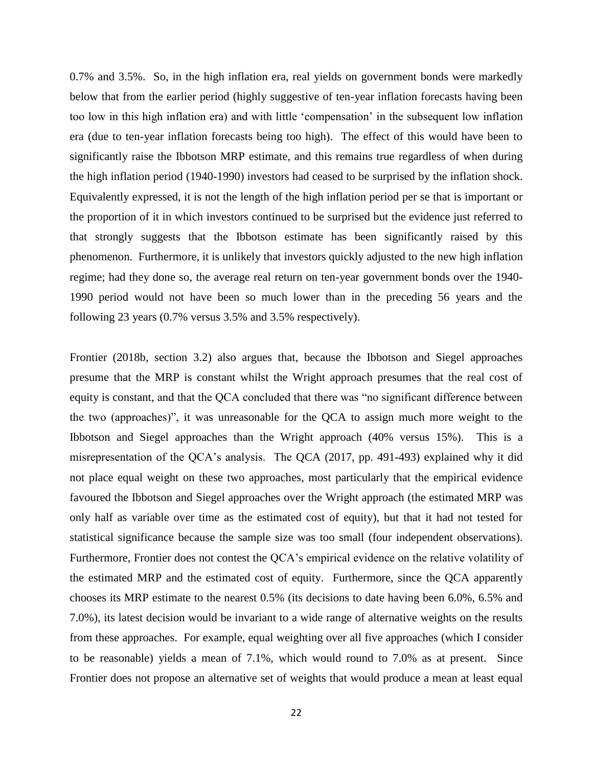0.7% and 3.5%. So, in the high inflation era, real yields on government bonds were markedly below that from the earlier period (highly suggestive of ten-year inflation forecasts having been too low in this high inflation era) and with little 'compensation' in the subsequent low inflation era (due to ten-year inflation forecasts being too high). The effect of this would have been to significantly raise the Ibbotson MRP estimate, and this remains true regardless of when during the high inflation period (1940-1990) investors had ceased to be surprised by the inflation shock. Equivalently expressed, it is not the length of the high inflation period per se that is important or the proportion of it in which investors continued to be surprised but the evidence just referred to that strongly suggests that the Ibbotson estimate has been significantly raised by this phenomenon. Furthermore, it is unlikely that investors quickly adjusted to the new high inflation regime; had they done so, the average real return on ten-year government bonds over the 1940-1990 period would not have been so much lower than in the preceding 56 years and the following 23 years (0.7% versus 3.5% and 3.5% respectively).

Frontier (2018b, section 3.2) also argues that, because the Ibbotson and Siegel approaches presume that the MRP is constant whilst the Wright approach presumes that the real cost of equity is constant, and that the QCA concluded that there was "no significant difference between the two (approaches)", it was unreasonable for the QCA to assign much more weight to the Ibbotson and Siegel approaches than the Wright approach (40% versus 15%). This is a misrepresentation of the QCA's analysis. The QCA (2017, pp. 491-493) explained why it did not place equal weight on these two approaches, most particularly that the empirical evidence favoured the Ibbotson and Siegel approaches over the Wright approach (the estimated MRP was only half as variable over time as the estimated cost of equity), but that it had not tested for statistical significance because the sample size was too small (four independent observations). Furthermore, Frontier does not contest the QCA's empirical evidence on the relative volatility of the estimated MRP and the estimated cost of equity. Furthermore, since the QCA apparently chooses its MRP estimate to the nearest 0.5% (its decisions to date having been 6.0%, 6.5% and 7.0%), its latest decision would be invariant to a wide range of alternative weights on the results from these approaches. For example, equal weighting over all five approaches (which I consider to be reasonable) yields a mean of 7.1%, which would round to 7.0% as at present. Since Frontier does not propose an alternative set of weights that would produce a mean at least equal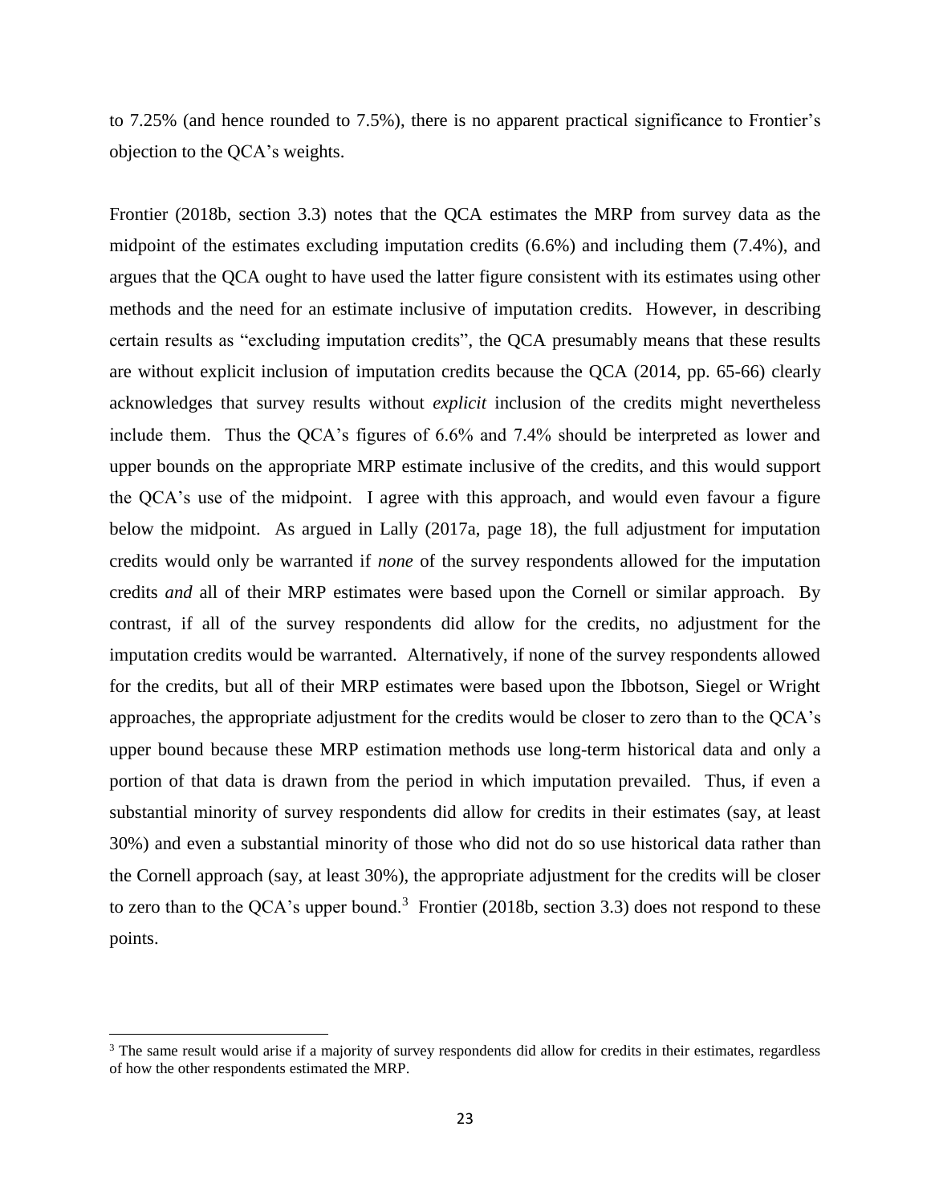to 7.25% (and hence rounded to 7.5%), there is no apparent practical significance to Frontier's objection to the QCA's weights.

Frontier (2018b, section 3.3) notes that the QCA estimates the MRP from survey data as the midpoint of the estimates excluding imputation credits (6.6%) and including them (7.4%), and argues that the QCA ought to have used the latter figure consistent with its estimates using other methods and the need for an estimate inclusive of imputation credits. However, in describing certain results as "excluding imputation credits", the QCA presumably means that these results are without explicit inclusion of imputation credits because the QCA (2014, pp. 65-66) clearly acknowledges that survey results without *explicit* inclusion of the credits might nevertheless include them. Thus the QCA's figures of 6.6% and 7.4% should be interpreted as lower and upper bounds on the appropriate MRP estimate inclusive of the credits, and this would support the QCA's use of the midpoint. I agree with this approach, and would even favour a figure below the midpoint. As argued in Lally (2017a, page 18), the full adjustment for imputation credits would only be warranted if *none* of the survey respondents allowed for the imputation credits *and* all of their MRP estimates were based upon the Cornell or similar approach. By contrast, if all of the survey respondents did allow for the credits, no adjustment for the imputation credits would be warranted. Alternatively, if none of the survey respondents allowed for the credits, but all of their MRP estimates were based upon the Ibbotson, Siegel or Wright approaches, the appropriate adjustment for the credits would be closer to zero than to the QCA's upper bound because these MRP estimation methods use long-term historical data and only a portion of that data is drawn from the period in which imputation prevailed. Thus, if even a substantial minority of survey respondents did allow for credits in their estimates (say, at least 30%) and even a substantial minority of those who did not do so use historical data rather than the Cornell approach (say, at least 30%), the appropriate adjustment for the credits will be closer to zero than to the QCA's upper bound.[3] Frontier (2018b, section 3.3) does not respond to these points.

[3] The same result would arise if a majority of survey respondents did allow for credits in their estimates, regardless of how the other respondents estimated the MRP.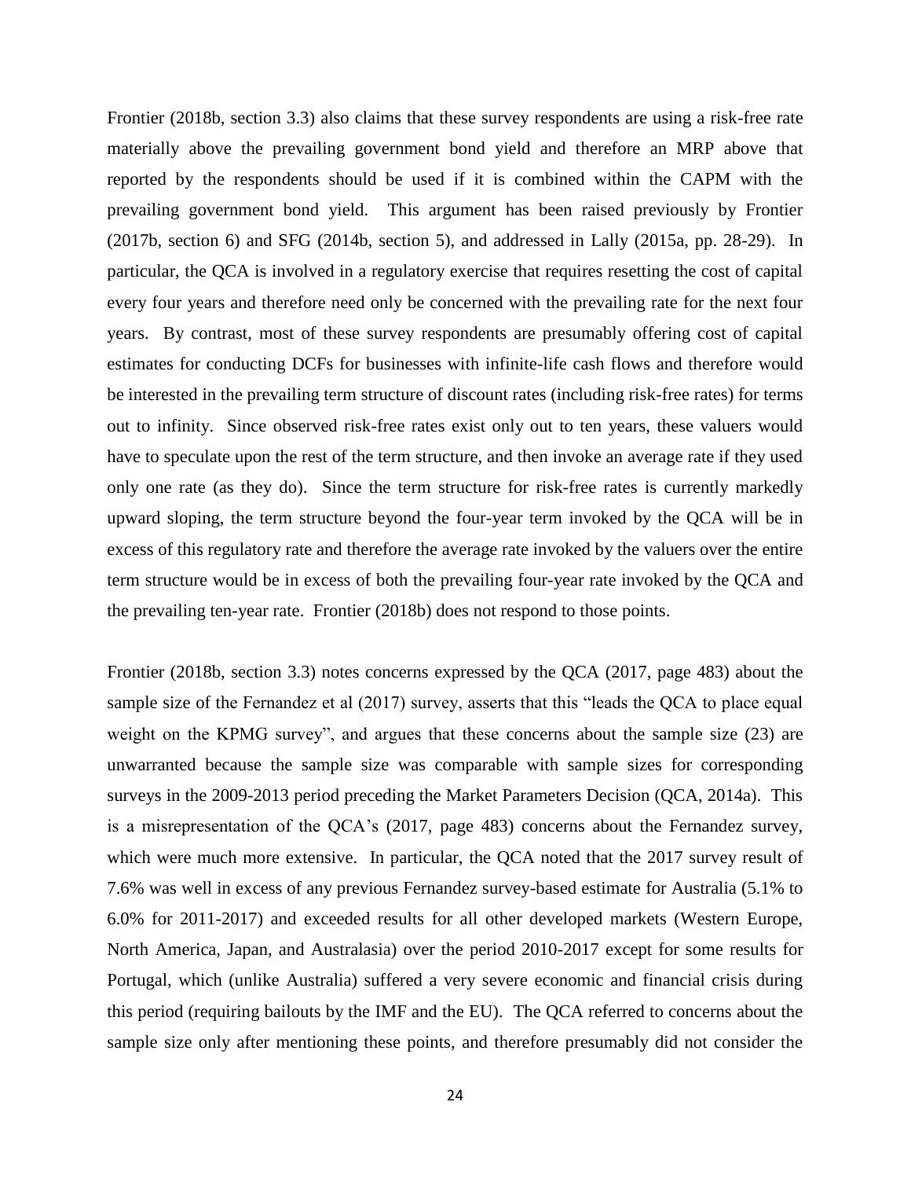Frontier (2018b, section 3.3) also claims that these survey respondents are using a risk-free rate materially above the prevailing government bond yield and therefore an MRP above that reported by the respondents should be used if it is combined within the CAPM with the prevailing government bond yield. This argument has been raised previously by Frontier (2017b, section 6) and SFG (2014b, section 5), and addressed in Lally (2015a, pp. 28-29). In particular, the QCA is involved in a regulatory exercise that requires resetting the cost of capital every four years and therefore need only be concerned with the prevailing rate for the next four years. By contrast, most of these survey respondents are presumably offering cost of capital estimates for conducting DCFs for businesses with infinite-life cash flows and therefore would be interested in the prevailing term structure of discount rates (including risk-free rates) for terms out to infinity. Since observed risk-free rates exist only out to ten years, these valuers would have to speculate upon the rest of the term structure, and then invoke an average rate if they used only one rate (as they do). Since the term structure for risk-free rates is currently markedly upward sloping, the term structure beyond the four-year term invoked by the QCA will be in excess of this regulatory rate and therefore the average rate invoked by the valuers over the entire term structure would be in excess of both the prevailing four-year rate invoked by the QCA and the prevailing ten-year rate. Frontier (2018b) does not respond to those points.

Frontier (2018b, section 3.3) notes concerns expressed by the QCA (2017, page 483) about the sample size of the Fernandez et al (2017) survey, asserts that this "leads the QCA to place equal weight on the KPMG survey", and argues that these concerns about the sample size (23) are unwarranted because the sample size was comparable with sample sizes for corresponding surveys in the 2009-2013 period preceding the Market Parameters Decision (QCA, 2014a). This is a misrepresentation of the QCA's (2017, page 483) concerns about the Fernandez survey, which were much more extensive. In particular, the QCA noted that the 2017 survey result of 7.6% was well in excess of any previous Fernandez survey-based estimate for Australia (5.1% to 6.0% for 2011-2017) and exceeded results for all other developed markets (Western Europe, North America, Japan, and Australasia) over the period 2010-2017 except for some results for Portugal, which (unlike Australia) suffered a very severe economic and financial crisis during this period (requiring bailouts by the IMF and the EU). The QCA referred to concerns about the sample size only after mentioning these points, and therefore presumably did not consider the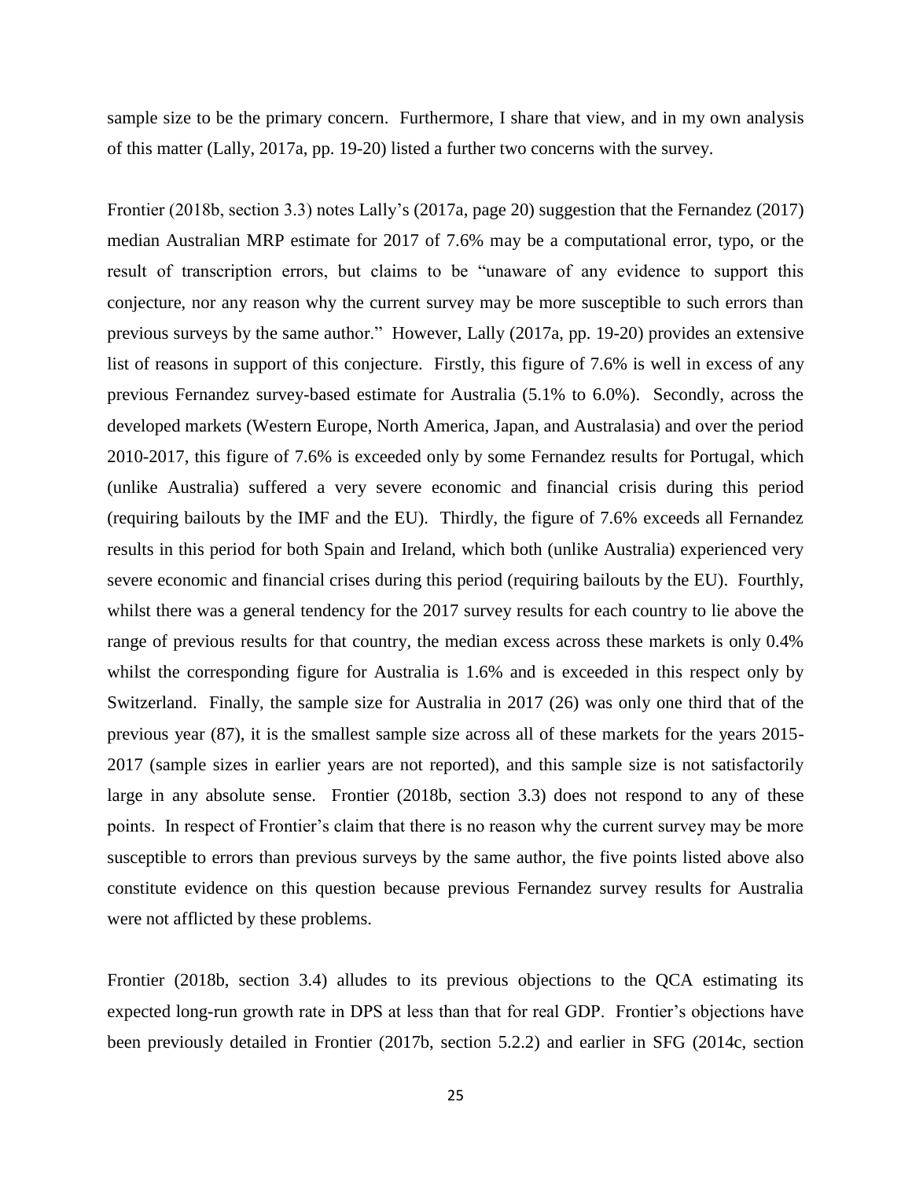sample size to be the primary concern. Furthermore, I share that view, and in my own analysis of this matter (Lally, 2017a, pp. 19-20) listed a further two concerns with the survey.

Frontier (2018b, section 3.3) notes Lally's (2017a, page 20) suggestion that the Fernandez (2017) median Australian MRP estimate for 2017 of 7.6% may be a computational error, typo, or the result of transcription errors, but claims to be "unaware of any evidence to support this conjecture, nor any reason why the current survey may be more susceptible to such errors than previous surveys by the same author." However, Lally (2017a, pp. 19-20) provides an extensive list of reasons in support of this conjecture. Firstly, this figure of 7.6% is well in excess of any previous Fernandez survey-based estimate for Australia (5.1% to 6.0%). Secondly, across the developed markets (Western Europe, North America, Japan, and Australasia) and over the period 2010-2017, this figure of 7.6% is exceeded only by some Fernandez results for Portugal, which (unlike Australia) suffered a very severe economic and financial crisis during this period (requiring bailouts by the IMF and the EU). Thirdly, the figure of 7.6% exceeds all Fernandez results in this period for both Spain and Ireland, which both (unlike Australia) experienced very severe economic and financial crises during this period (requiring bailouts by the EU). Fourthly, whilst there was a general tendency for the 2017 survey results for each country to lie above the range of previous results for that country, the median excess across these markets is only 0.4% whilst the corresponding figure for Australia is 1.6% and is exceeded in this respect only by Switzerland. Finally, the sample size for Australia in 2017 (26) was only one third that of the previous year (87), it is the smallest sample size across all of these markets for the years 2015-2017 (sample sizes in earlier years are not reported), and this sample size is not satisfactorily large in any absolute sense. Frontier (2018b, section 3.3) does not respond to any of these points. In respect of Frontier's claim that there is no reason why the current survey may be more susceptible to errors than previous surveys by the same author, the five points listed above also constitute evidence on this question because previous Fernandez survey results for Australia were not afflicted by these problems.

Frontier (2018b, section 3.4) alludes to its previous objections to the QCA estimating its expected long-run growth rate in DPS at less than that for real GDP. Frontier's objections have been previously detailed in Frontier (2017b, section 5.2.2) and earlier in SFG (2014c, section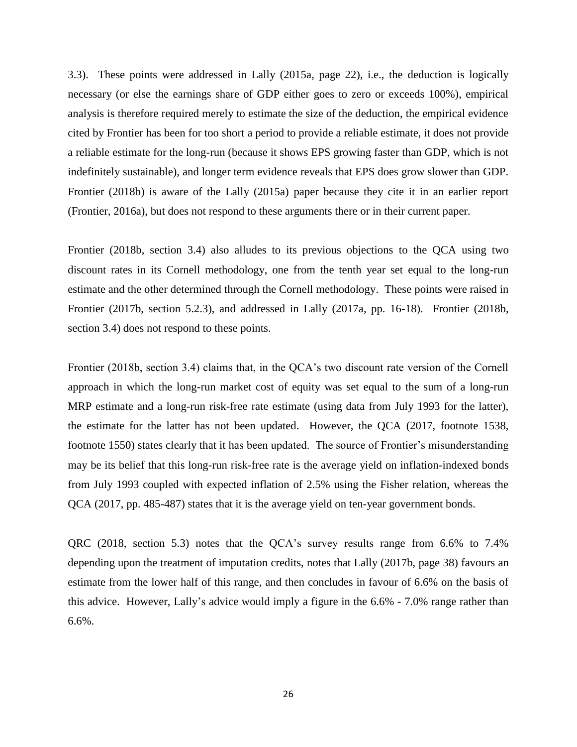3.3). These points were addressed in Lally (2015a, page 22), i.e., the deduction is logically necessary (or else the earnings share of GDP either goes to zero or exceeds 100%), empirical analysis is therefore required merely to estimate the size of the deduction, the empirical evidence cited by Frontier has been for too short a period to provide a reliable estimate, it does not provide a reliable estimate for the long-run (because it shows EPS growing faster than GDP, which is not indefinitely sustainable), and longer term evidence reveals that EPS does grow slower than GDP. Frontier (2018b) is aware of the Lally (2015a) paper because they cite it in an earlier report (Frontier, 2016a), but does not respond to these arguments there or in their current paper.

Frontier (2018b, section 3.4) also alludes to its previous objections to the QCA using two discount rates in its Cornell methodology, one from the tenth year set equal to the long-run estimate and the other determined through the Cornell methodology. These points were raised in Frontier (2017b, section 5.2.3), and addressed in Lally (2017a, pp. 16-18). Frontier (2018b, section 3.4) does not respond to these points.

Frontier (2018b, section 3.4) claims that, in the QCA's two discount rate version of the Cornell approach in which the long-run market cost of equity was set equal to the sum of a long-run MRP estimate and a long-run risk-free rate estimate (using data from July 1993 for the latter), the estimate for the latter has not been updated. However, the QCA (2017, footnote 1538, footnote 1550) states clearly that it has been updated. The source of Frontier's misunderstanding may be its belief that this long-run risk-free rate is the average yield on inflation-indexed bonds from July 1993 coupled with expected inflation of 2.5% using the Fisher relation, whereas the QCA (2017, pp. 485-487) states that it is the average yield on ten-year government bonds.

QRC (2018, section 5.3) notes that the QCA's survey results range from 6.6% to 7.4% depending upon the treatment of imputation credits, notes that Lally (2017b, page 38) favours an estimate from the lower half of this range, and then concludes in favour of 6.6% on the basis of this advice. However, Lally's advice would imply a figure in the 6.6% - 7.0% range rather than 6.6%.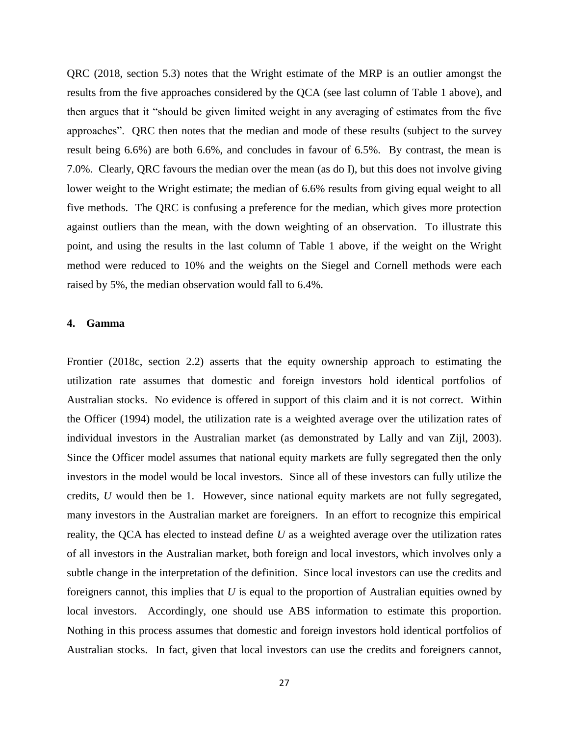QRC (2018, section 5.3) notes that the Wright estimate of the MRP is an outlier amongst the results from the five approaches considered by the QCA (see last column of Table 1 above), and then argues that it "should be given limited weight in any averaging of estimates from the five approaches". QRC then notes that the median and mode of these results (subject to the survey result being 6.6%) are both 6.6%, and concludes in favour of 6.5%. By contrast, the mean is 7.0%. Clearly, QRC favours the median over the mean (as do I), but this does not involve giving lower weight to the Wright estimate; the median of 6.6% results from giving equal weight to all five methods. The QRC is confusing a preference for the median, which gives more protection against outliers than the mean, with the down weighting of an observation. To illustrate this point, and using the results in the last column of Table 1 above, if the weight on the Wright method were reduced to 10% and the weights on the Siegel and Cornell methods were each raised by 5%, the median observation would fall to 6.4%.

## 4. Gamma

Frontier (2018c, section 2.2) asserts that the equity ownership approach to estimating the utilization rate assumes that domestic and foreign investors hold identical portfolios of Australian stocks. No evidence is offered in support of this claim and it is not correct. Within the Officer (1994) model, the utilization rate is a weighted average over the utilization rates of individual investors in the Australian market (as demonstrated by Lally and van Zijl, 2003). Since the Officer model assumes that national equity markets are fully segregated then the only investors in the model would be local investors. Since all of these investors can fully utilize the credits, $U$ would then be 1. However, since national equity markets are not fully segregated, many investors in the Australian market are foreigners. In an effort to recognize this empirical reality, the QCA has elected to instead define $U$ as a weighted average over the utilization rates of all investors in the Australian market, both foreign and local investors, which involves only a subtle change in the interpretation of the definition. Since local investors can use the credits and foreigners cannot, this implies that $U$ is equal to the proportion of Australian equities owned by local investors. Accordingly, one should use ABS information to estimate this proportion. Nothing in this process assumes that domestic and foreign investors hold identical portfolios of Australian stocks. In fact, given that local investors can use the credits and foreigners cannot,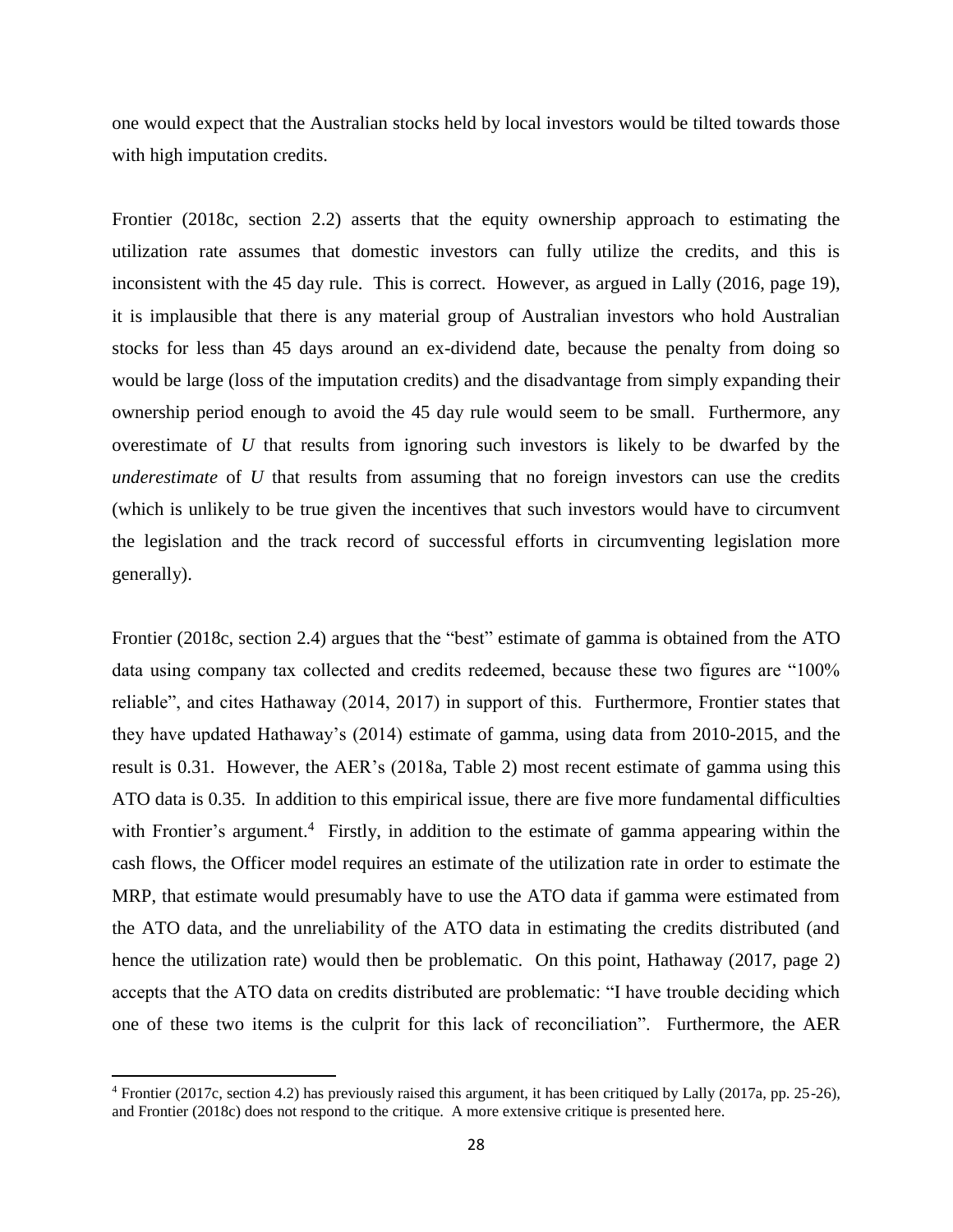one would expect that the Australian stocks held by local investors would be tilted towards those with high imputation credits.

Frontier (2018c, section 2.2) asserts that the equity ownership approach to estimating the utilization rate assumes that domestic investors can fully utilize the credits, and this is inconsistent with the 45 day rule. This is correct. However, as argued in Lally (2016, page 19), it is implausible that there is any material group of Australian investors who hold Australian stocks for less than 45 days around an ex-dividend date, because the penalty from doing so would be large (loss of the imputation credits) and the disadvantage from simply expanding their ownership period enough to avoid the 45 day rule would seem to be small. Furthermore, any overestimate of $U$ that results from ignoring such investors is likely to be dwarfed by the *underestimate* of $U$ that results from assuming that no foreign investors can use the credits (which is unlikely to be true given the incentives that such investors would have to circumvent the legislation and the track record of successful efforts in circumventing legislation more generally).

Frontier (2018c, section 2.4) argues that the "best" estimate of gamma is obtained from the ATO data using company tax collected and credits redeemed, because these two figures are "100% reliable", and cites Hathaway (2014, 2017) in support of this. Furthermore, Frontier states that they have updated Hathaway's (2014) estimate of gamma, using data from 2010-2015, and the result is 0.31. However, the AER's (2018a, Table 2) most recent estimate of gamma using this ATO data is 0.35. In addition to this empirical issue, there are five more fundamental difficulties with Frontier's argument.[4] Firstly, in addition to the estimate of gamma appearing within the cash flows, the Officer model requires an estimate of the utilization rate in order to estimate the MRP, that estimate would presumably have to use the ATO data if gamma were estimated from the ATO data, and the unreliability of the ATO data in estimating the credits distributed (and hence the utilization rate) would then be problematic. On this point, Hathaway (2017, page 2) accepts that the ATO data on credits distributed are problematic: "I have trouble deciding which one of these two items is the culprit for this lack of reconciliation". Furthermore, the AER

[4] Frontier (2017c, section 4.2) has previously raised this argument, it has been critiqued by Lally (2017a, pp. 25-26), and Frontier (2018c) does not respond to the critique. A more extensive critique is presented here.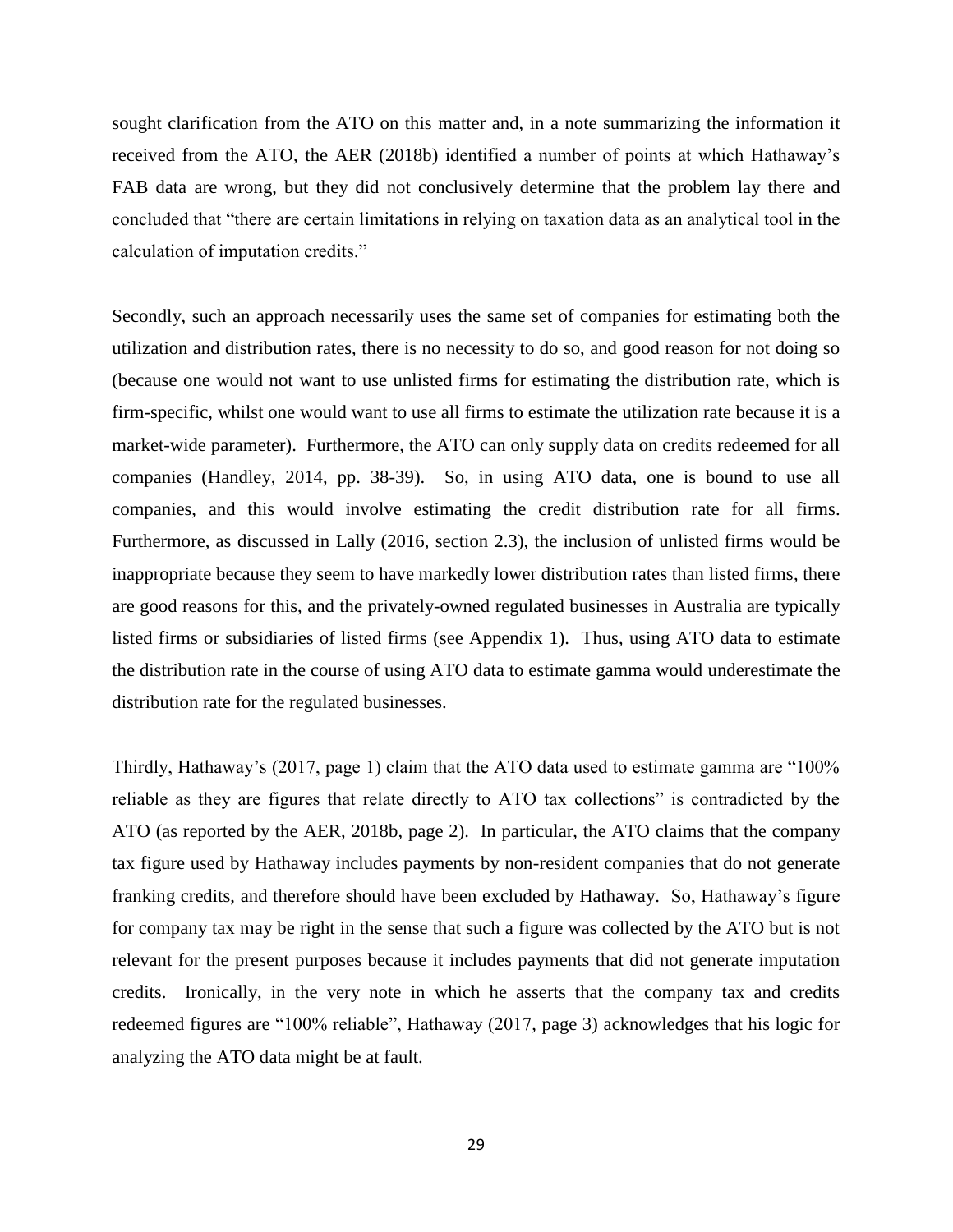sought clarification from the ATO on this matter and, in a note summarizing the information it received from the ATO, the AER (2018b) identified a number of points at which Hathaway's FAB data are wrong, but they did not conclusively determine that the problem lay there and concluded that "there are certain limitations in relying on taxation data as an analytical tool in the calculation of imputation credits."

Secondly, such an approach necessarily uses the same set of companies for estimating both the utilization and distribution rates, there is no necessity to do so, and good reason for not doing so (because one would not want to use unlisted firms for estimating the distribution rate, which is firm-specific, whilst one would want to use all firms to estimate the utilization rate because it is a market-wide parameter). Furthermore, the ATO can only supply data on credits redeemed for all companies (Handley, 2014, pp. 38-39). So, in using ATO data, one is bound to use all companies, and this would involve estimating the credit distribution rate for all firms. Furthermore, as discussed in Lally (2016, section 2.3), the inclusion of unlisted firms would be inappropriate because they seem to have markedly lower distribution rates than listed firms, there are good reasons for this, and the privately-owned regulated businesses in Australia are typically listed firms or subsidiaries of listed firms (see Appendix 1). Thus, using ATO data to estimate the distribution rate in the course of using ATO data to estimate gamma would underestimate the distribution rate for the regulated businesses.

Thirdly, Hathaway's (2017, page 1) claim that the ATO data used to estimate gamma are "100% reliable as they are figures that relate directly to ATO tax collections" is contradicted by the ATO (as reported by the AER, 2018b, page 2). In particular, the ATO claims that the company tax figure used by Hathaway includes payments by non-resident companies that do not generate franking credits, and therefore should have been excluded by Hathaway. So, Hathaway's figure for company tax may be right in the sense that such a figure was collected by the ATO but is not relevant for the present purposes because it includes payments that did not generate imputation credits. Ironically, in the very note in which he asserts that the company tax and credits redeemed figures are "100% reliable", Hathaway (2017, page 3) acknowledges that his logic for analyzing the ATO data might be at fault.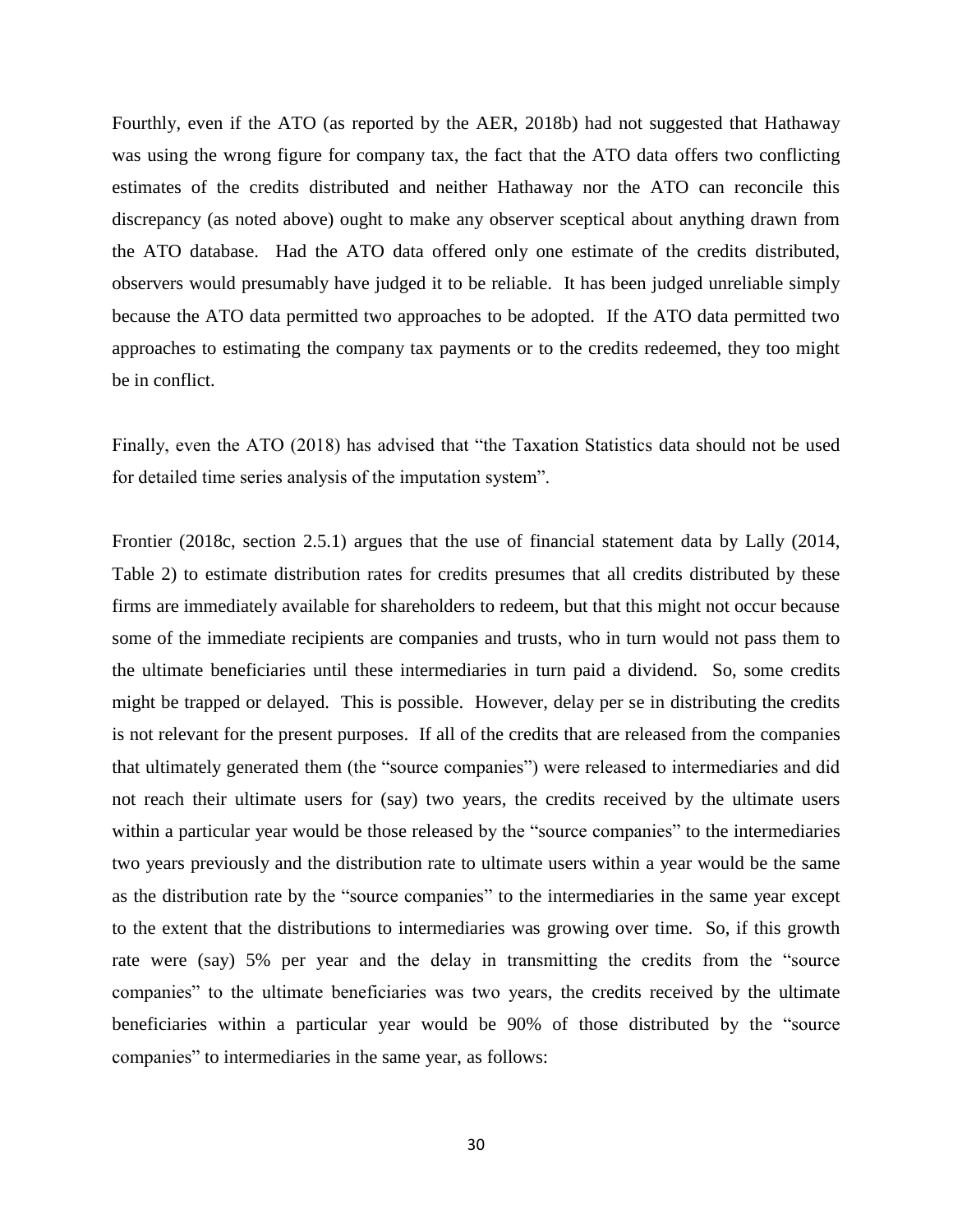Fourthly, even if the ATO (as reported by the AER, 2018b) had not suggested that Hathaway was using the wrong figure for company tax, the fact that the ATO data offers two conflicting estimates of the credits distributed and neither Hathaway nor the ATO can reconcile this discrepancy (as noted above) ought to make any observer sceptical about anything drawn from the ATO database. Had the ATO data offered only one estimate of the credits distributed, observers would presumably have judged it to be reliable. It has been judged unreliable simply because the ATO data permitted two approaches to be adopted. If the ATO data permitted two approaches to estimating the company tax payments or to the credits redeemed, they too might be in conflict.

Finally, even the ATO (2018) has advised that "the Taxation Statistics data should not be used for detailed time series analysis of the imputation system".

Frontier (2018c, section 2.5.1) argues that the use of financial statement data by Lally (2014, Table 2) to estimate distribution rates for credits presumes that all credits distributed by these firms are immediately available for shareholders to redeem, but that this might not occur because some of the immediate recipients are companies and trusts, who in turn would not pass them to the ultimate beneficiaries until these intermediaries in turn paid a dividend. So, some credits might be trapped or delayed. This is possible. However, delay per se in distributing the credits is not relevant for the present purposes. If all of the credits that are released from the companies that ultimately generated them (the "source companies") were released to intermediaries and did not reach their ultimate users for (say) two years, the credits received by the ultimate users within a particular year would be those released by the "source companies" to the intermediaries two years previously and the distribution rate to ultimate users within a year would be the same as the distribution rate by the "source companies" to the intermediaries in the same year except to the extent that the distributions to intermediaries was growing over time. So, if this growth rate were (say) 5% per year and the delay in transmitting the credits from the "source companies" to the ultimate beneficiaries was two years, the credits received by the ultimate beneficiaries within a particular year would be 90% of those distributed by the "source companies" to intermediaries in the same year, as follows: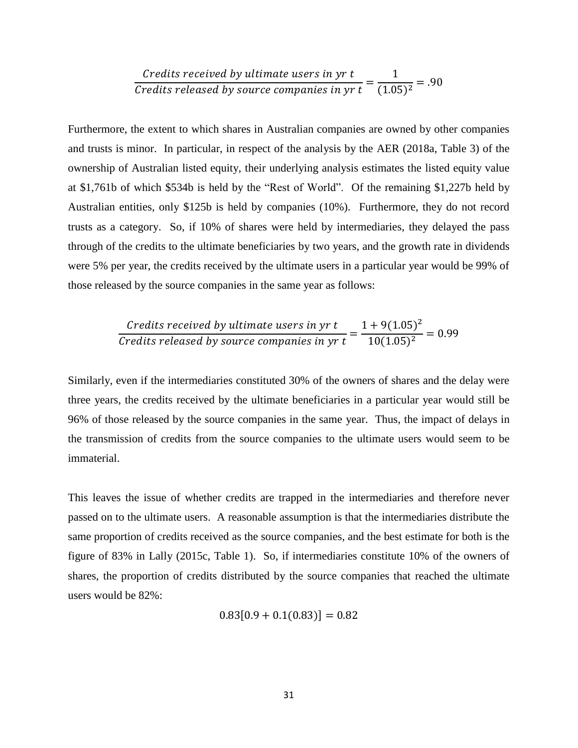$$\frac{\textit{Credits received by ultimate users in yr t}}{\textit{Credits released by source companies in yr t}} = \frac{1}{(1.05)^2} = .90$$

Furthermore, the extent to which shares in Australian companies are owned by other companies and trusts is minor. In particular, in respect of the analysis by the AER (2018a, Table 3) of the ownership of Australian listed equity, their underlying analysis estimates the listed equity value at $1,761b of which $534b is held by the "Rest of World". Of the remaining $1,227b held by Australian entities, only $125b is held by companies (10%). Furthermore, they do not record trusts as a category. So, if 10% of shares were held by intermediaries, they delayed the pass through of the credits to the ultimate beneficiaries by two years, and the growth rate in dividends were 5% per year, the credits received by the ultimate users in a particular year would be 99% of those released by the source companies in the same year as follows:

$$\frac{\textit{Credits received by ultimate users in yr t}}{\textit{Credits released by source companies in yr t}} = \frac{1 + 9(1.05)^2}{10(1.05)^2} = 0.99$$

Similarly, even if the intermediaries constituted 30% of the owners of shares and the delay were three years, the credits received by the ultimate beneficiaries in a particular year would still be 96% of those released by the source companies in the same year. Thus, the impact of delays in the transmission of credits from the source companies to the ultimate users would seem to be immaterial.

This leaves the issue of whether credits are trapped in the intermediaries and therefore never passed on to the ultimate users. A reasonable assumption is that the intermediaries distribute the same proportion of credits received as the source companies, and the best estimate for both is the figure of 83% in Lally (2015c, Table 1). So, if intermediaries constitute 10% of the owners of shares, the proportion of credits distributed by the source companies that reached the ultimate users would be 82%:

$$0.83[0.9 + 0.1(0.83)] = 0.82$$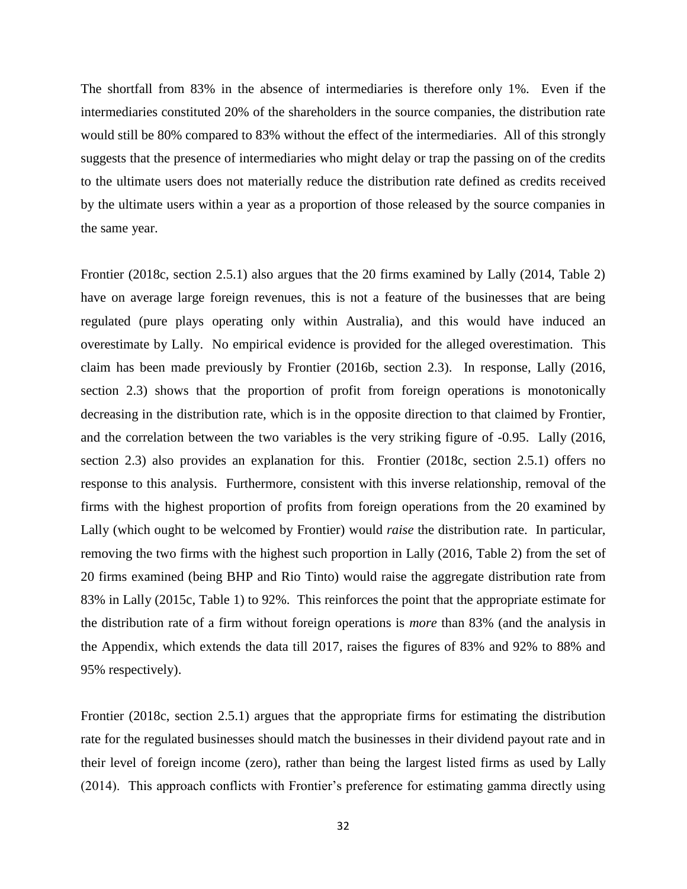The shortfall from 83% in the absence of intermediaries is therefore only 1%. Even if the intermediaries constituted 20% of the shareholders in the source companies, the distribution rate would still be 80% compared to 83% without the effect of the intermediaries. All of this strongly suggests that the presence of intermediaries who might delay or trap the passing on of the credits to the ultimate users does not materially reduce the distribution rate defined as credits received by the ultimate users within a year as a proportion of those released by the source companies in the same year.

Frontier (2018c, section 2.5.1) also argues that the 20 firms examined by Lally (2014, Table 2) have on average large foreign revenues, this is not a feature of the businesses that are being regulated (pure plays operating only within Australia), and this would have induced an overestimate by Lally. No empirical evidence is provided for the alleged overestimation. This claim has been made previously by Frontier (2016b, section 2.3). In response, Lally (2016, section 2.3) shows that the proportion of profit from foreign operations is monotonically decreasing in the distribution rate, which is in the opposite direction to that claimed by Frontier, and the correlation between the two variables is the very striking figure of -0.95. Lally (2016, section 2.3) also provides an explanation for this. Frontier (2018c, section 2.5.1) offers no response to this analysis. Furthermore, consistent with this inverse relationship, removal of the firms with the highest proportion of profits from foreign operations from the 20 examined by Lally (which ought to be welcomed by Frontier) would *raise* the distribution rate. In particular, removing the two firms with the highest such proportion in Lally (2016, Table 2) from the set of 20 firms examined (being BHP and Rio Tinto) would raise the aggregate distribution rate from 83% in Lally (2015c, Table 1) to 92%. This reinforces the point that the appropriate estimate for the distribution rate of a firm without foreign operations is *more* than 83% (and the analysis in the Appendix, which extends the data till 2017, raises the figures of 83% and 92% to 88% and 95% respectively).

Frontier (2018c, section 2.5.1) argues that the appropriate firms for estimating the distribution rate for the regulated businesses should match the businesses in their dividend payout rate and in their level of foreign income (zero), rather than being the largest listed firms as used by Lally (2014). This approach conflicts with Frontier's preference for estimating gamma directly using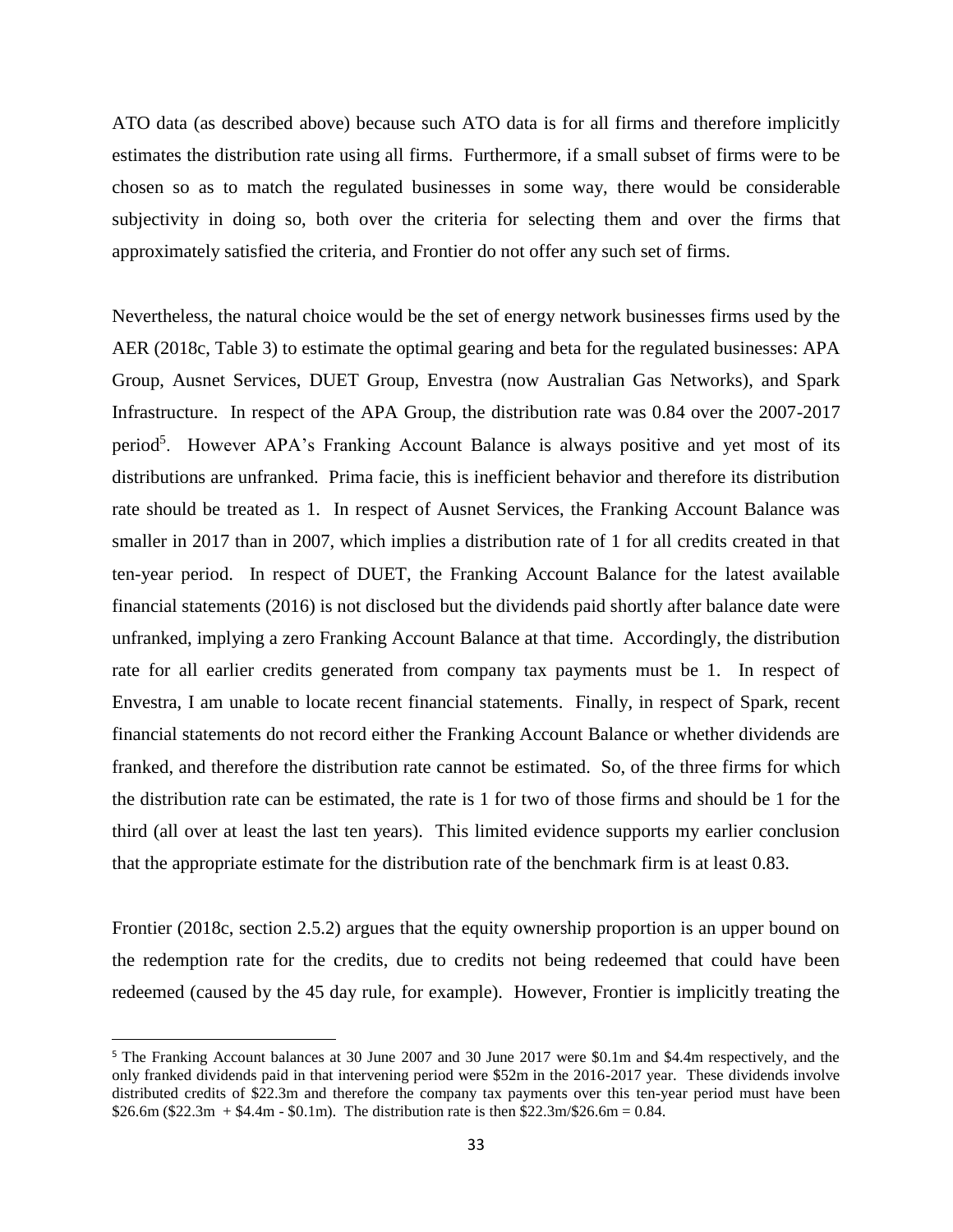ATO data (as described above) because such ATO data is for all firms and therefore implicitly estimates the distribution rate using all firms. Furthermore, if a small subset of firms were to be chosen so as to match the regulated businesses in some way, there would be considerable subjectivity in doing so, both over the criteria for selecting them and over the firms that approximately satisfied the criteria, and Frontier do not offer any such set of firms.

Nevertheless, the natural choice would be the set of energy network businesses firms used by the AER (2018c, Table 3) to estimate the optimal gearing and beta for the regulated businesses: APA Group, Ausnet Services, DUET Group, Envestra (now Australian Gas Networks), and Spark Infrastructure. In respect of the APA Group, the distribution rate was 0.84 over the 2007-2017 period[5]. However APA's Franking Account Balance is always positive and yet most of its distributions are unfranked. Prima facie, this is inefficient behavior and therefore its distribution rate should be treated as 1. In respect of Ausnet Services, the Franking Account Balance was smaller in 2017 than in 2007, which implies a distribution rate of 1 for all credits created in that ten-year period. In respect of DUET, the Franking Account Balance for the latest available financial statements (2016) is not disclosed but the dividends paid shortly after balance date were unfranked, implying a zero Franking Account Balance at that time. Accordingly, the distribution rate for all earlier credits generated from company tax payments must be 1. In respect of Envestra, I am unable to locate recent financial statements. Finally, in respect of Spark, recent financial statements do not record either the Franking Account Balance or whether dividends are franked, and therefore the distribution rate cannot be estimated. So, of the three firms for which the distribution rate can be estimated, the rate is 1 for two of those firms and should be 1 for the third (all over at least the last ten years). This limited evidence supports my earlier conclusion that the appropriate estimate for the distribution rate of the benchmark firm is at least 0.83.

Frontier (2018c, section 2.5.2) argues that the equity ownership proportion is an upper bound on the redemption rate for the credits, due to credits not being redeemed that could have been redeemed (caused by the 45 day rule, for example). However, Frontier is implicitly treating the

[5] The Franking Account balances at 30 June 2007 and 30 June 2017 were \$0.1m and \$4.4m respectively, and the only franked dividends paid in that intervening period were \$52m in the 2016-2017 year. These dividends involve distributed credits of \$22.3m and therefore the company tax payments over this ten-year period must have been \$26.6m (\$22.3m + \$4.4m - \$0.1m). The distribution rate is then \$22.3m/\$26.6m = 0.84.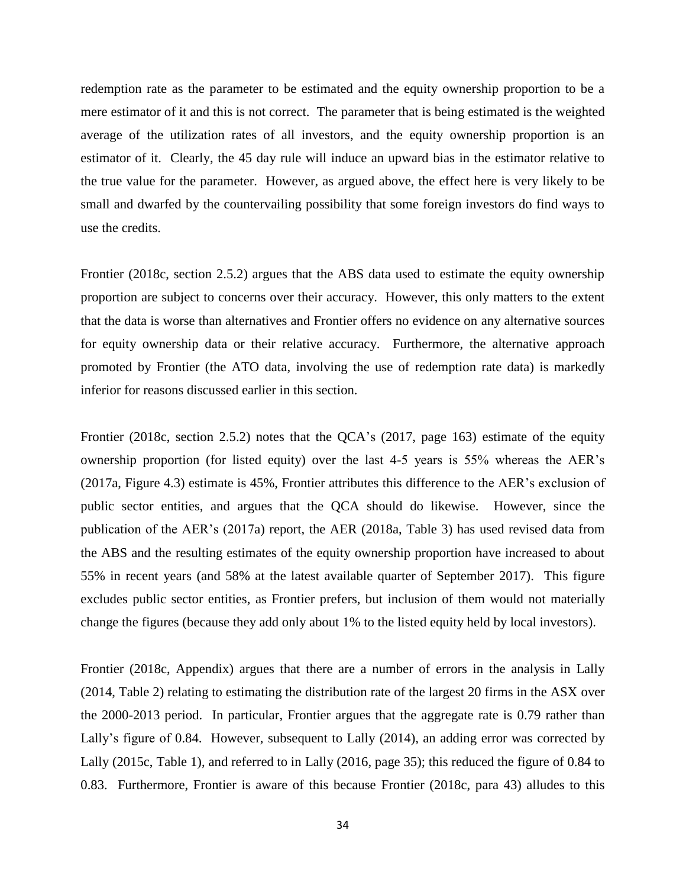redemption rate as the parameter to be estimated and the equity ownership proportion to be a mere estimator of it and this is not correct. The parameter that is being estimated is the weighted average of the utilization rates of all investors, and the equity ownership proportion is an estimator of it. Clearly, the 45 day rule will induce an upward bias in the estimator relative to the true value for the parameter. However, as argued above, the effect here is very likely to be small and dwarfed by the countervailing possibility that some foreign investors do find ways to use the credits.

Frontier (2018c, section 2.5.2) argues that the ABS data used to estimate the equity ownership proportion are subject to concerns over their accuracy. However, this only matters to the extent that the data is worse than alternatives and Frontier offers no evidence on any alternative sources for equity ownership data or their relative accuracy. Furthermore, the alternative approach promoted by Frontier (the ATO data, involving the use of redemption rate data) is markedly inferior for reasons discussed earlier in this section.

Frontier (2018c, section 2.5.2) notes that the QCA's (2017, page 163) estimate of the equity ownership proportion (for listed equity) over the last 4-5 years is 55% whereas the AER's (2017a, Figure 4.3) estimate is 45%, Frontier attributes this difference to the AER's exclusion of public sector entities, and argues that the QCA should do likewise. However, since the publication of the AER's (2017a) report, the AER (2018a, Table 3) has used revised data from the ABS and the resulting estimates of the equity ownership proportion have increased to about 55% in recent years (and 58% at the latest available quarter of September 2017). This figure excludes public sector entities, as Frontier prefers, but inclusion of them would not materially change the figures (because they add only about 1% to the listed equity held by local investors).

Frontier (2018c, Appendix) argues that there are a number of errors in the analysis in Lally (2014, Table 2) relating to estimating the distribution rate of the largest 20 firms in the ASX over the 2000-2013 period. In particular, Frontier argues that the aggregate rate is 0.79 rather than Lally's figure of 0.84. However, subsequent to Lally (2014), an adding error was corrected by Lally (2015c, Table 1), and referred to in Lally (2016, page 35); this reduced the figure of 0.84 to 0.83. Furthermore, Frontier is aware of this because Frontier (2018c, para 43) alludes to this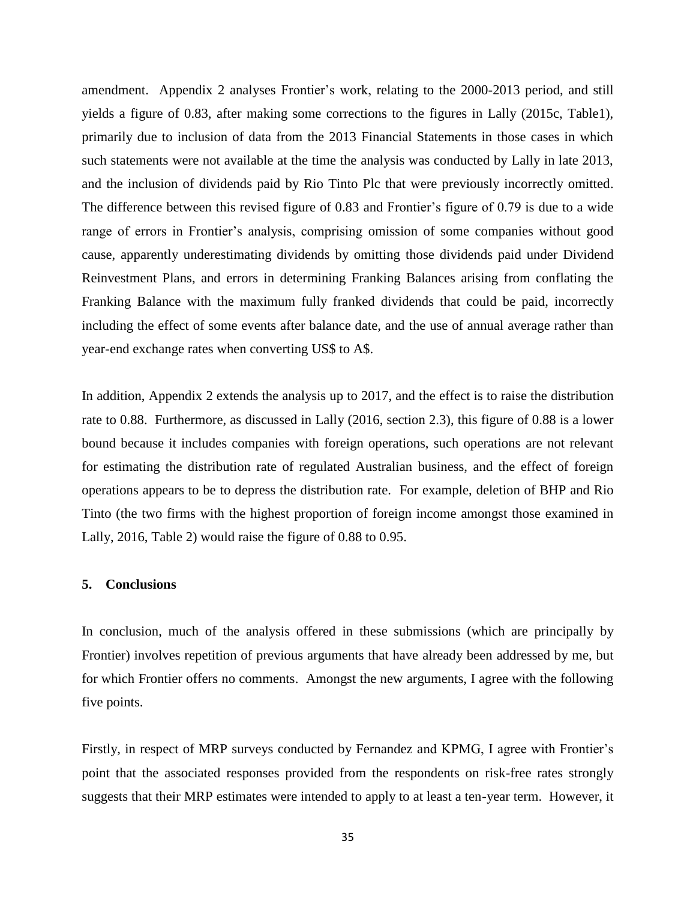amendment. Appendix 2 analyses Frontier's work, relating to the 2000-2013 period, and still yields a figure of 0.83, after making some corrections to the figures in Lally (2015c, Table1), primarily due to inclusion of data from the 2013 Financial Statements in those cases in which such statements were not available at the time the analysis was conducted by Lally in late 2013, and the inclusion of dividends paid by Rio Tinto Plc that were previously incorrectly omitted. The difference between this revised figure of 0.83 and Frontier's figure of 0.79 is due to a wide range of errors in Frontier's analysis, comprising omission of some companies without good cause, apparently underestimating dividends by omitting those dividends paid under Dividend Reinvestment Plans, and errors in determining Franking Balances arising from conflating the Franking Balance with the maximum fully franked dividends that could be paid, incorrectly including the effect of some events after balance date, and the use of annual average rather than year-end exchange rates when converting US$ to A$.

In addition, Appendix 2 extends the analysis up to 2017, and the effect is to raise the distribution rate to 0.88. Furthermore, as discussed in Lally (2016, section 2.3), this figure of 0.88 is a lower bound because it includes companies with foreign operations, such operations are not relevant for estimating the distribution rate of regulated Australian business, and the effect of foreign operations appears to be to depress the distribution rate. For example, deletion of BHP and Rio Tinto (the two firms with the highest proportion of foreign income amongst those examined in Lally, 2016, Table 2) would raise the figure of 0.88 to 0.95.

## 5. Conclusions

In conclusion, much of the analysis offered in these submissions (which are principally by Frontier) involves repetition of previous arguments that have already been addressed by me, but for which Frontier offers no comments. Amongst the new arguments, I agree with the following five points.

Firstly, in respect of MRP surveys conducted by Fernandez and KPMG, I agree with Frontier's point that the associated responses provided from the respondents on risk-free rates strongly suggests that their MRP estimates were intended to apply to at least a ten-year term. However, it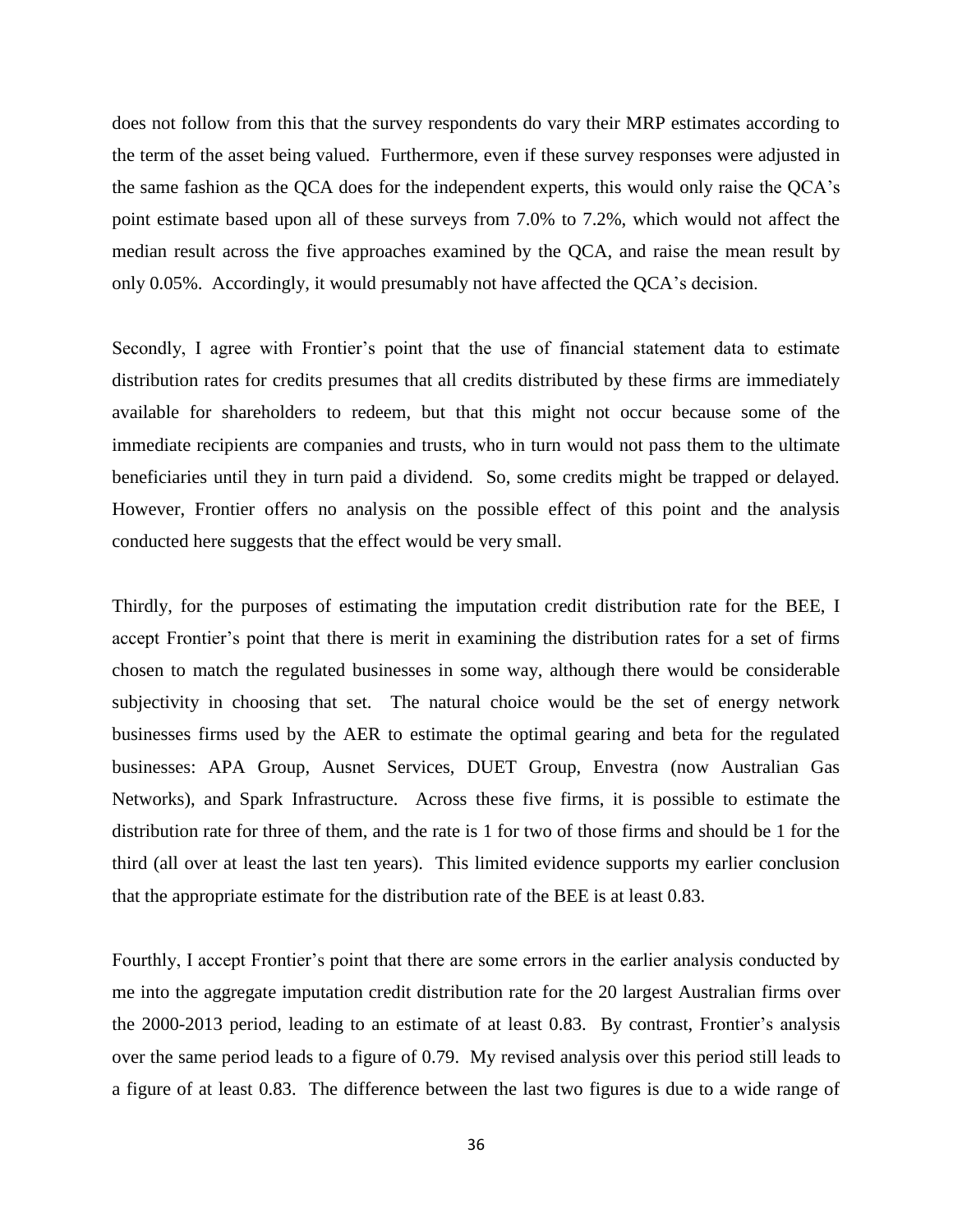does not follow from this that the survey respondents do vary their MRP estimates according to the term of the asset being valued. Furthermore, even if these survey responses were adjusted in the same fashion as the QCA does for the independent experts, this would only raise the QCA's point estimate based upon all of these surveys from 7.0% to 7.2%, which would not affect the median result across the five approaches examined by the QCA, and raise the mean result by only 0.05%. Accordingly, it would presumably not have affected the QCA's decision.

Secondly, I agree with Frontier's point that the use of financial statement data to estimate distribution rates for credits presumes that all credits distributed by these firms are immediately available for shareholders to redeem, but that this might not occur because some of the immediate recipients are companies and trusts, who in turn would not pass them to the ultimate beneficiaries until they in turn paid a dividend. So, some credits might be trapped or delayed. However, Frontier offers no analysis on the possible effect of this point and the analysis conducted here suggests that the effect would be very small.

Thirdly, for the purposes of estimating the imputation credit distribution rate for the BEE, I accept Frontier's point that there is merit in examining the distribution rates for a set of firms chosen to match the regulated businesses in some way, although there would be considerable subjectivity in choosing that set. The natural choice would be the set of energy network businesses firms used by the AER to estimate the optimal gearing and beta for the regulated businesses: APA Group, Ausnet Services, DUET Group, Envestra (now Australian Gas Networks), and Spark Infrastructure. Across these five firms, it is possible to estimate the distribution rate for three of them, and the rate is 1 for two of those firms and should be 1 for the third (all over at least the last ten years). This limited evidence supports my earlier conclusion that the appropriate estimate for the distribution rate of the BEE is at least 0.83.

Fourthly, I accept Frontier's point that there are some errors in the earlier analysis conducted by me into the aggregate imputation credit distribution rate for the 20 largest Australian firms over the 2000-2013 period, leading to an estimate of at least 0.83. By contrast, Frontier's analysis over the same period leads to a figure of 0.79. My revised analysis over this period still leads to a figure of at least 0.83. The difference between the last two figures is due to a wide range of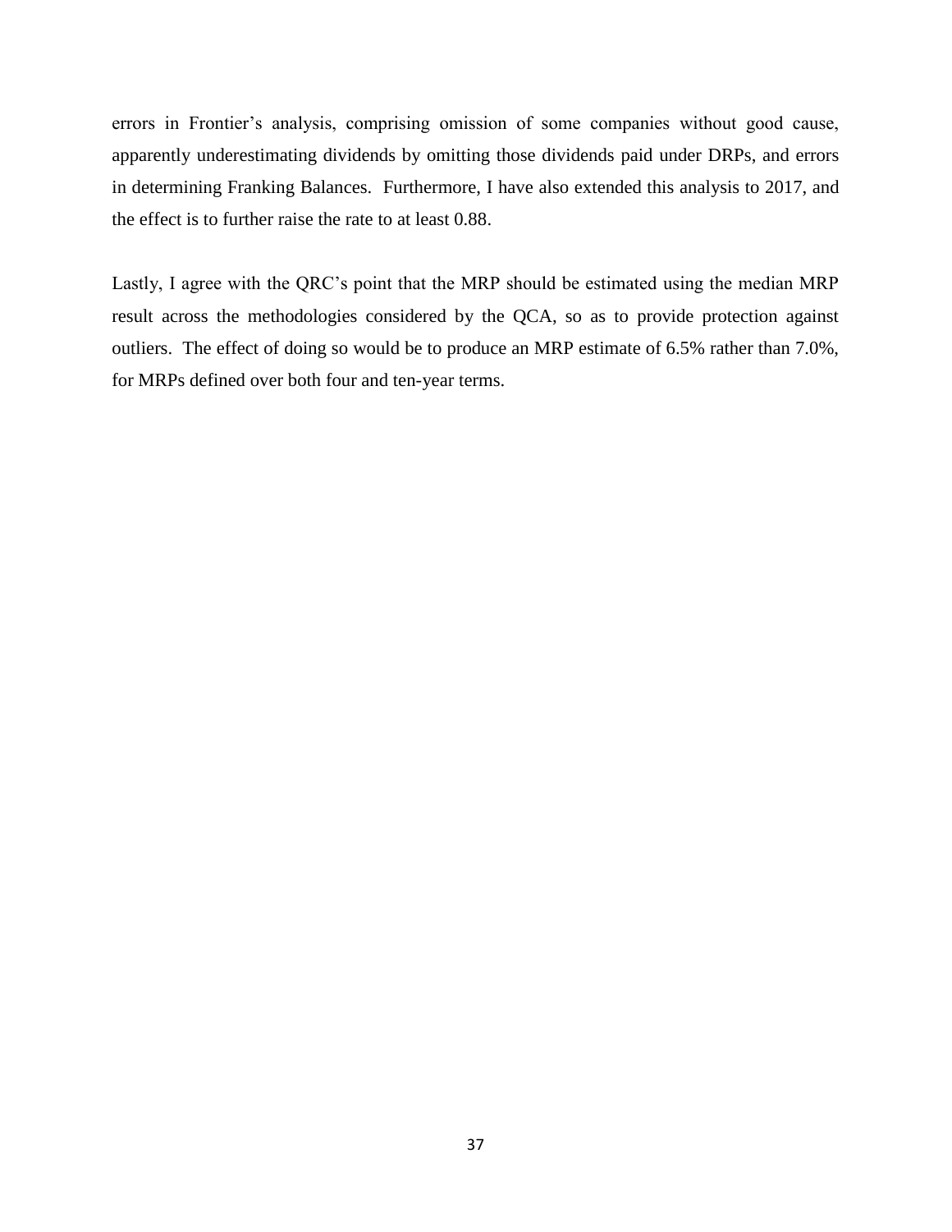errors in Frontier’s analysis, comprising omission of some companies without good cause, apparently underestimating dividends by omitting those dividends paid under DRPs, and errors in determining Franking Balances. Furthermore, I have also extended this analysis to 2017, and the effect is to further raise the rate to at least 0.88.

Lastly, I agree with the QRC’s point that the MRP should be estimated using the median MRP result across the methodologies considered by the QCA, so as to provide protection against outliers. The effect of doing so would be to produce an MRP estimate of 6.5% rather than 7.0%, for MRPs defined over both four and ten-year terms.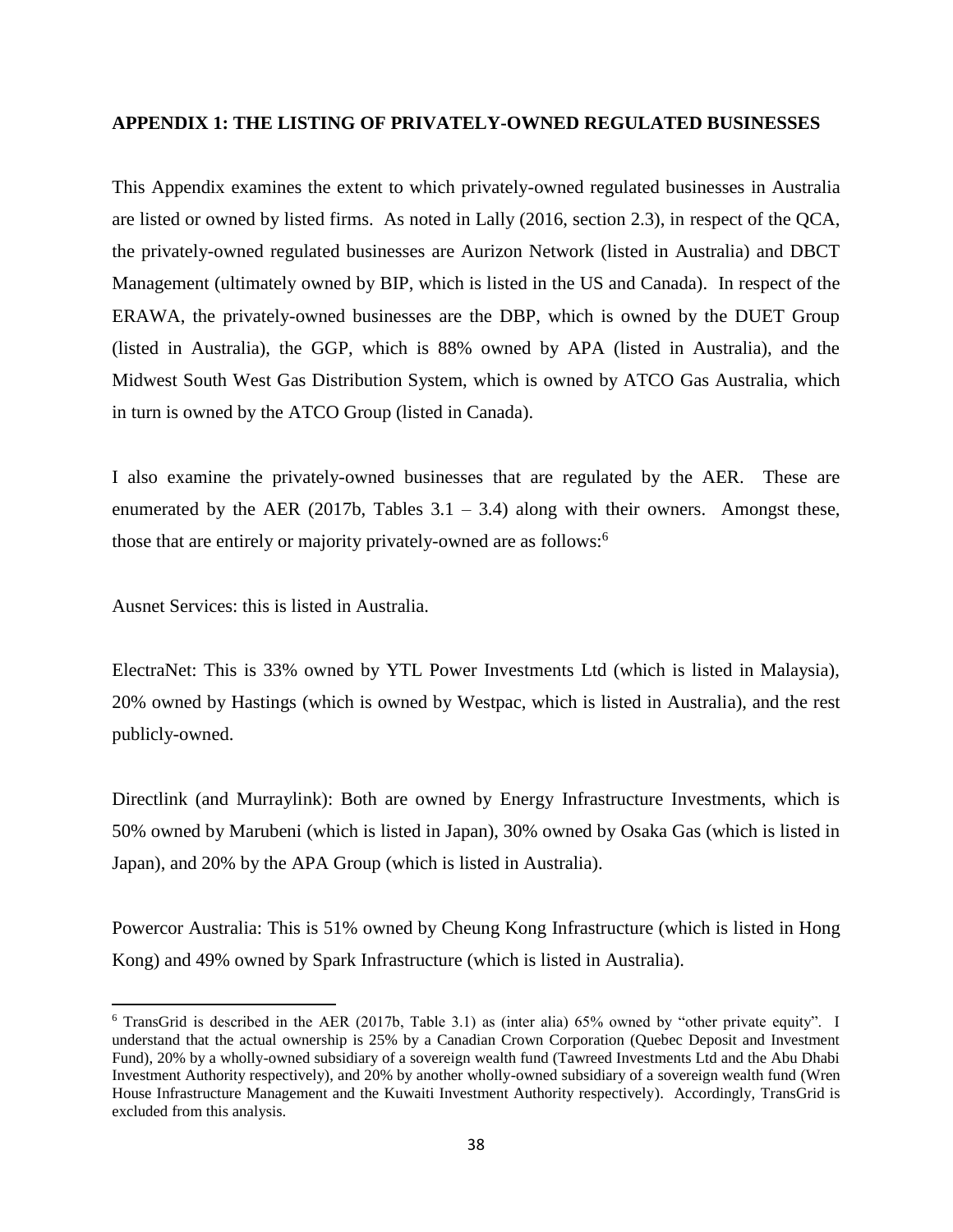## APPENDIX 1: THE LISTING OF PRIVATELY-OWNED REGULATED BUSINESSES

This Appendix examines the extent to which privately-owned regulated businesses in Australia are listed or owned by listed firms. As noted in Lally (2016, section 2.3), in respect of the QCA, the privately-owned regulated businesses are Aurizon Network (listed in Australia) and DBCT Management (ultimately owned by BIP, which is listed in the US and Canada). In respect of the ERAWA, the privately-owned businesses are the DBP, which is owned by the DUET Group (listed in Australia), the GGP, which is 88% owned by APA (listed in Australia), and the Midwest South West Gas Distribution System, which is owned by ATCO Gas Australia, which in turn is owned by the ATCO Group (listed in Canada).

I also examine the privately-owned businesses that are regulated by the AER. These are enumerated by the AER (2017b, Tables 3.1 – 3.4) along with their owners. Amongst these, those that are entirely or majority privately-owned are as follows:[6]

Ausnet Services: this is listed in Australia.

ElectraNet: This is 33% owned by YTL Power Investments Ltd (which is listed in Malaysia), 20% owned by Hastings (which is owned by Westpac, which is listed in Australia), and the rest publicly-owned.

Directlink (and Murraylink): Both are owned by Energy Infrastructure Investments, which is 50% owned by Marubeni (which is listed in Japan), 30% owned by Osaka Gas (which is listed in Japan), and 20% by the APA Group (which is listed in Australia).

Powercor Australia: This is 51% owned by Cheung Kong Infrastructure (which is listed in Hong Kong) and 49% owned by Spark Infrastructure (which is listed in Australia).

---

[6] TransGrid is described in the AER (2017b, Table 3.1) as (inter alia) 65% owned by "other private equity". I understand that the actual ownership is 25% by a Canadian Crown Corporation (Quebec Deposit and Investment Fund), 20% by a wholly-owned subsidiary of a sovereign wealth fund (Tawreed Investments Ltd and the Abu Dhabi Investment Authority respectively), and 20% by another wholly-owned subsidiary of a sovereign wealth fund (Wren House Infrastructure Management and the Kuwaiti Investment Authority respectively). Accordingly, TransGrid is excluded from this analysis.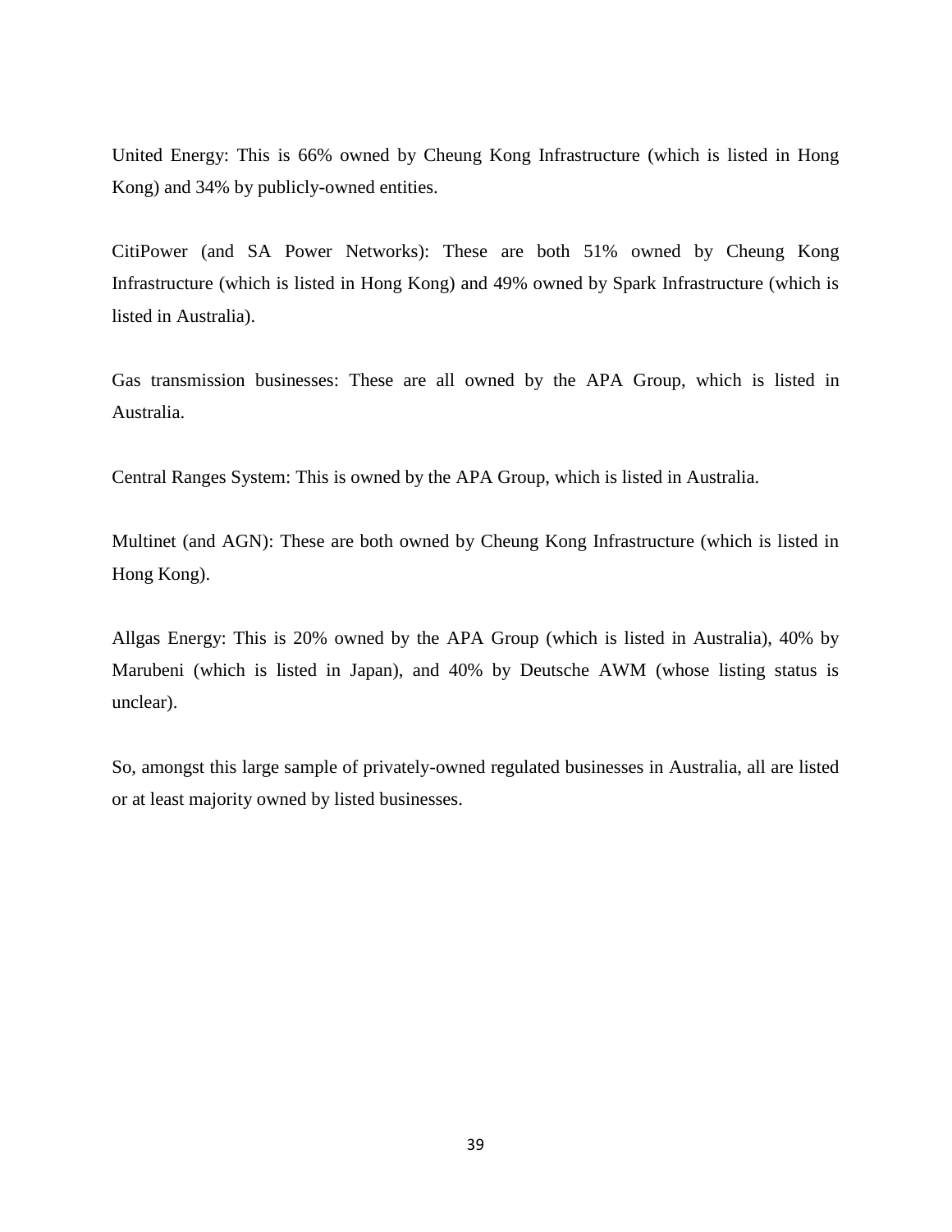United Energy: This is 66% owned by Cheung Kong Infrastructure (which is listed in Hong Kong) and 34% by publicly-owned entities.

CitiPower (and SA Power Networks): These are both 51% owned by Cheung Kong Infrastructure (which is listed in Hong Kong) and 49% owned by Spark Infrastructure (which is listed in Australia).

Gas transmission businesses: These are all owned by the APA Group, which is listed in Australia.

Central Ranges System: This is owned by the APA Group, which is listed in Australia.

Multinet (and AGN): These are both owned by Cheung Kong Infrastructure (which is listed in Hong Kong).

Allgas Energy: This is 20% owned by the APA Group (which is listed in Australia), 40% by Marubeni (which is listed in Japan), and 40% by Deutsche AWM (whose listing status is unclear).

So, amongst this large sample of privately-owned regulated businesses in Australia, all are listed or at least majority owned by listed businesses.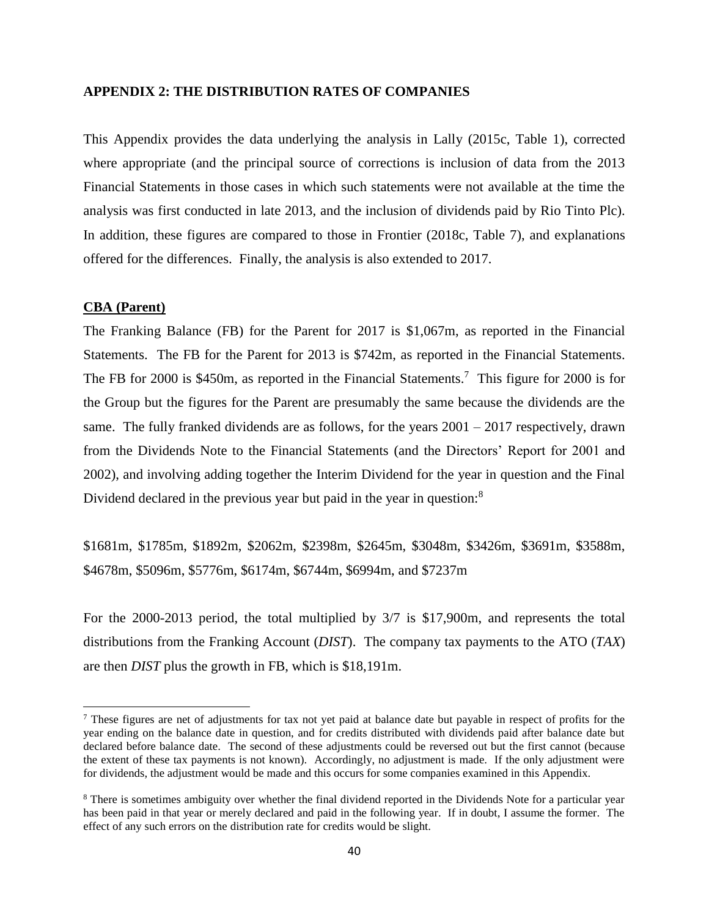## APPENDIX 2: THE DISTRIBUTION RATES OF COMPANIES

This Appendix provides the data underlying the analysis in Lally (2015c, Table 1), corrected where appropriate (and the principal source of corrections is inclusion of data from the 2013 Financial Statements in those cases in which such statements were not available at the time the analysis was first conducted in late 2013, and the inclusion of dividends paid by Rio Tinto Plc). In addition, these figures are compared to those in Frontier (2018c, Table 7), and explanations offered for the differences. Finally, the analysis is also extended to 2017.

### CBA (Parent)

The Franking Balance (FB) for the Parent for 2017 is \$1,067m, as reported in the Financial Statements. The FB for the Parent for 2013 is \$742m, as reported in the Financial Statements. The FB for 2000 is \$450m, as reported in the Financial Statements.[7] This figure for 2000 is for the Group but the figures for the Parent are presumably the same because the dividends are the same. The fully franked dividends are as follows, for the years 2001 – 2017 respectively, drawn from the Dividends Note to the Financial Statements (and the Directors' Report for 2001 and 2002), and involving adding together the Interim Dividend for the year in question and the Final Dividend declared in the previous year but paid in the year in question:[8]

\$1681m, \$1785m, \$1892m, \$2062m, \$2398m, \$2645m, \$3048m, \$3426m, \$3691m, \$3588m, \$4678m, \$5096m, \$5776m, \$6174m, \$6744m, \$6994m, and \$7237m

For the 2000-2013 period, the total multiplied by 3/7 is \$17,900m, and represents the total distributions from the Franking Account (*DIST*). The company tax payments to the ATO (*TAX*) are then *DIST* plus the growth in FB, which is \$18,191m.

[7] These figures are net of adjustments for tax not yet paid at balance date but payable in respect of profits for the year ending on the balance date in question, and for credits distributed with dividends paid after balance date but declared before balance date. The second of these adjustments could be reversed out but the first cannot (because the extent of these tax payments is not known). Accordingly, no adjustment is made. If the only adjustment were for dividends, the adjustment would be made and this occurs for some companies examined in this Appendix.

[8] There is sometimes ambiguity over whether the final dividend reported in the Dividends Note for a particular year has been paid in that year or merely declared and paid in the following year. If in doubt, I assume the former. The effect of any such errors on the distribution rate for credits would be slight.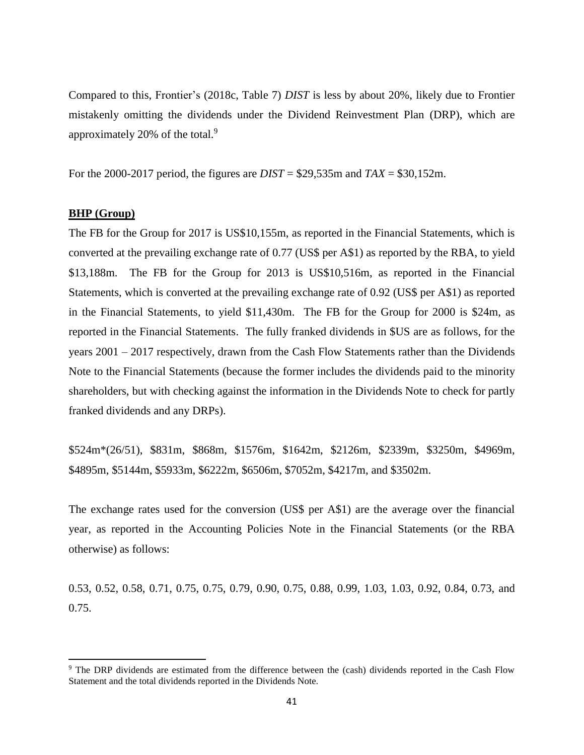Compared to this, Frontier's (2018c, Table 7) *DIST* is less by about 20%, likely due to Frontier mistakenly omitting the dividends under the Dividend Reinvestment Plan (DRP), which are approximately 20% of the total.[9]

For the 2000-2017 period, the figures are *DIST* = \$29,535m and *TAX* = \$30,152m.

**BHP (Group)**

The FB for the Group for 2017 is US\$10,155m, as reported in the Financial Statements, which is converted at the prevailing exchange rate of 0.77 (US\$ per A\$1) as reported by the RBA, to yield \$13,188m. The FB for the Group for 2013 is US\$10,516m, as reported in the Financial Statements, which is converted at the prevailing exchange rate of 0.92 (US\$ per A\$1) as reported in the Financial Statements, to yield \$11,430m. The FB for the Group for 2000 is \$24m, as reported in the Financial Statements. The fully franked dividends in \$US are as follows, for the years 2001 – 2017 respectively, drawn from the Cash Flow Statements rather than the Dividends Note to the Financial Statements (because the former includes the dividends paid to the minority shareholders, but with checking against the information in the Dividends Note to check for partly franked dividends and any DRPs).

\$524m*(26/51), \$831m, \$868m, \$1576m, \$1642m, \$2126m, \$2339m, \$3250m, \$4969m, \$4895m, \$5144m, \$5933m, \$6222m, \$6506m, \$7052m, \$4217m, and \$3502m.

The exchange rates used for the conversion (US\$ per A\$1) are the average over the financial year, as reported in the Accounting Policies Note in the Financial Statements (or the RBA otherwise) as follows:

0.53, 0.52, 0.58, 0.71, 0.75, 0.75, 0.79, 0.90, 0.75, 0.88, 0.99, 1.03, 1.03, 0.92, 0.84, 0.73, and 0.75.

[9] The DRP dividends are estimated from the difference between the (cash) dividends reported in the Cash Flow Statement and the total dividends reported in the Dividends Note.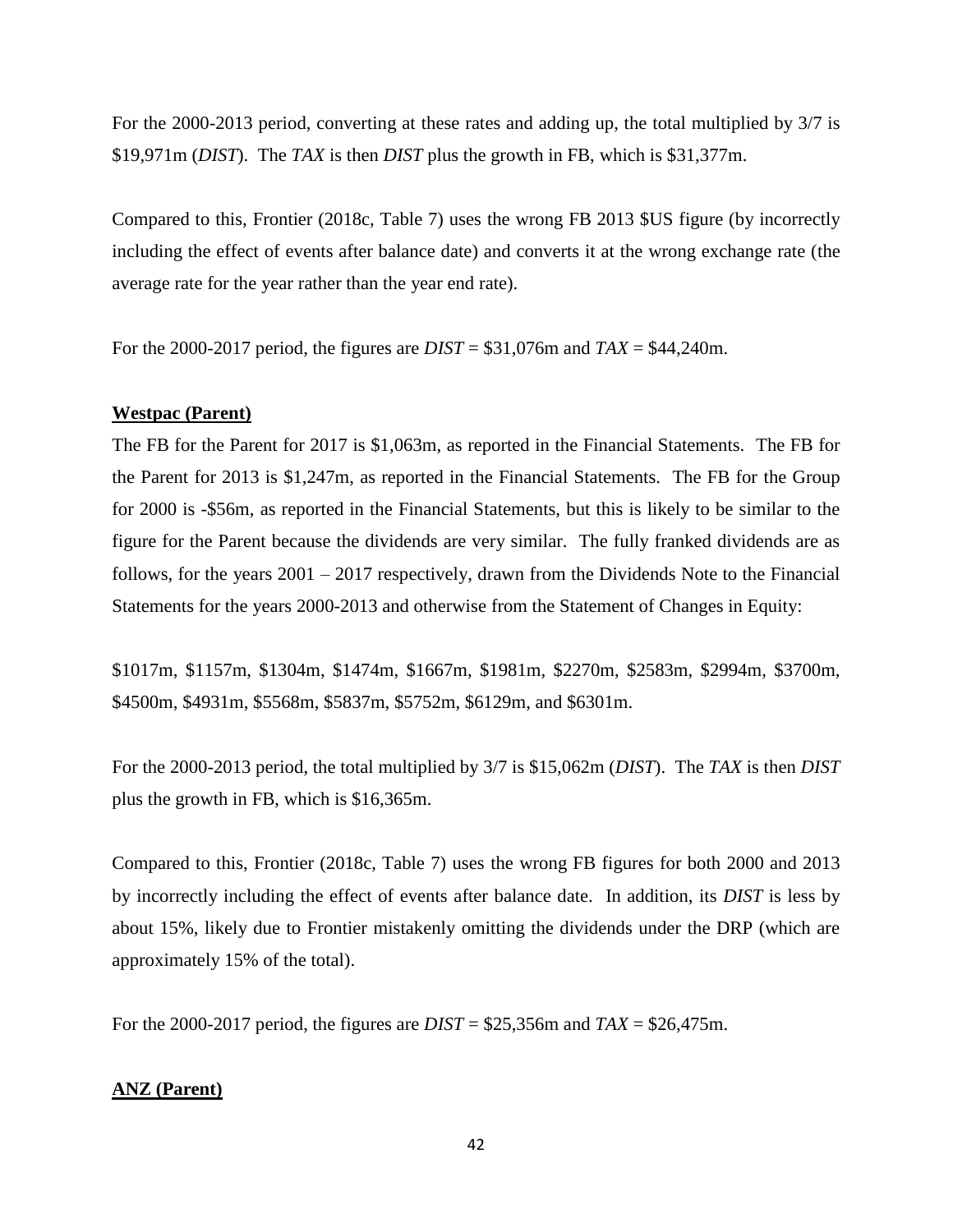For the 2000-2013 period, converting at these rates and adding up, the total multiplied by 3/7 is \$19,971m (*DIST*). The *TAX* is then *DIST* plus the growth in FB, which is \$31,377m.

Compared to this, Frontier (2018c, Table 7) uses the wrong FB 2013 \$US figure (by incorrectly including the effect of events after balance date) and converts it at the wrong exchange rate (the average rate for the year rather than the year end rate).

For the 2000-2017 period, the figures are *DIST* = \$31,076m and *TAX* = \$44,240m.

**<u>Westpac (Parent)</u>**

The FB for the Parent for 2017 is \$1,063m, as reported in the Financial Statements. The FB for the Parent for 2013 is \$1,247m, as reported in the Financial Statements. The FB for the Group for 2000 is -\$56m, as reported in the Financial Statements, but this is likely to be similar to the figure for the Parent because the dividends are very similar. The fully franked dividends are as follows, for the years 2001 – 2017 respectively, drawn from the Dividends Note to the Financial Statements for the years 2000-2013 and otherwise from the Statement of Changes in Equity:

\$1017m, \$1157m, \$1304m, \$1474m, \$1667m, \$1981m, \$2270m, \$2583m, \$2994m, \$3700m, \$4500m, \$4931m, \$5568m, \$5837m, \$5752m, \$6129m, and \$6301m.

For the 2000-2013 period, the total multiplied by 3/7 is \$15,062m (*DIST*). The *TAX* is then *DIST* plus the growth in FB, which is \$16,365m.

Compared to this, Frontier (2018c, Table 7) uses the wrong FB figures for both 2000 and 2013 by incorrectly including the effect of events after balance date. In addition, its *DIST* is less by about 15%, likely due to Frontier mistakenly omitting the dividends under the DRP (which are approximately 15% of the total).

For the 2000-2017 period, the figures are *DIST* = \$25,356m and *TAX* = \$26,475m.

**<u>ANZ (Parent)</u>**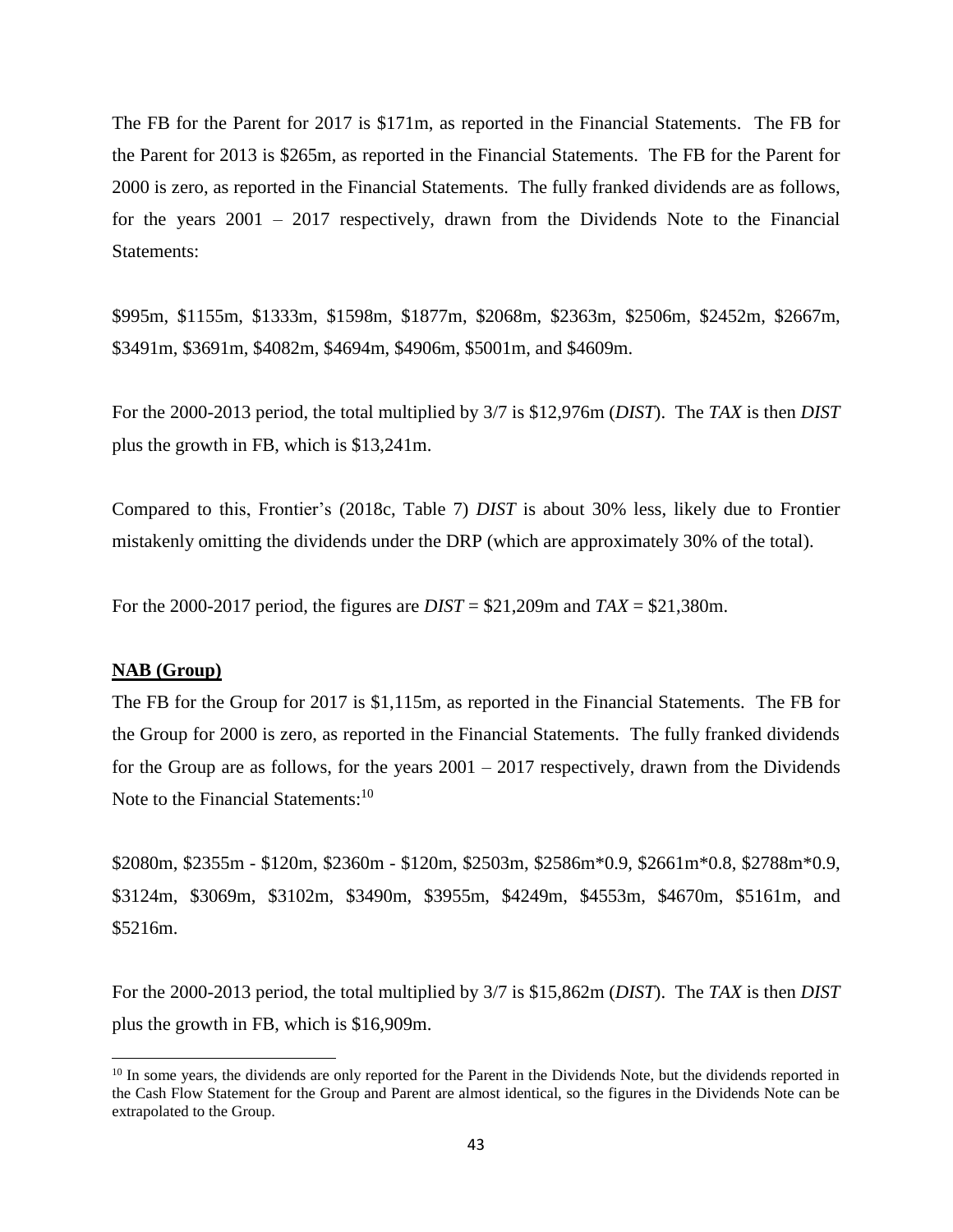The FB for the Parent for 2017 is \$171m, as reported in the Financial Statements. The FB for the Parent for 2013 is \$265m, as reported in the Financial Statements. The FB for the Parent for 2000 is zero, as reported in the Financial Statements. The fully franked dividends are as follows, for the years 2001 – 2017 respectively, drawn from the Dividends Note to the Financial Statements:

\$995m, \$1155m, \$1333m, \$1598m, \$1877m, \$2068m, \$2363m, \$2506m, \$2452m, \$2667m, \$3491m, \$3691m, \$4082m, \$4694m, \$4906m, \$5001m, and \$4609m.

For the 2000-2013 period, the total multiplied by 3/7 is \$12,976m (*DIST*). The *TAX* is then *DIST* plus the growth in FB, which is \$13,241m.

Compared to this, Frontier's (2018c, Table 7) *DIST* is about 30% less, likely due to Frontier mistakenly omitting the dividends under the DRP (which are approximately 30% of the total).

For the 2000-2017 period, the figures are *DIST* = \$21,209m and *TAX* = \$21,380m.

**NAB (Group)**

The FB for the Group for 2017 is \$1,115m, as reported in the Financial Statements. The FB for the Group for 2000 is zero, as reported in the Financial Statements. The fully franked dividends for the Group are as follows, for the years 2001 – 2017 respectively, drawn from the Dividends Note to the Financial Statements:[10]

\$2080m, \$2355m - \$120m, \$2360m - \$120m, \$2503m, \$2586m*0.9, \$2661m*0.8, \$2788m*0.9, \$3124m, \$3069m, \$3102m, \$3490m, \$3955m, \$4249m, \$4553m, \$4670m, \$5161m, and \$5216m.

For the 2000-2013 period, the total multiplied by 3/7 is \$15,862m (*DIST*). The *TAX* is then *DIST* plus the growth in FB, which is \$16,909m.

[10] In some years, the dividends are only reported for the Parent in the Dividends Note, but the dividends reported in the Cash Flow Statement for the Group and Parent are almost identical, so the figures in the Dividends Note can be extrapolated to the Group.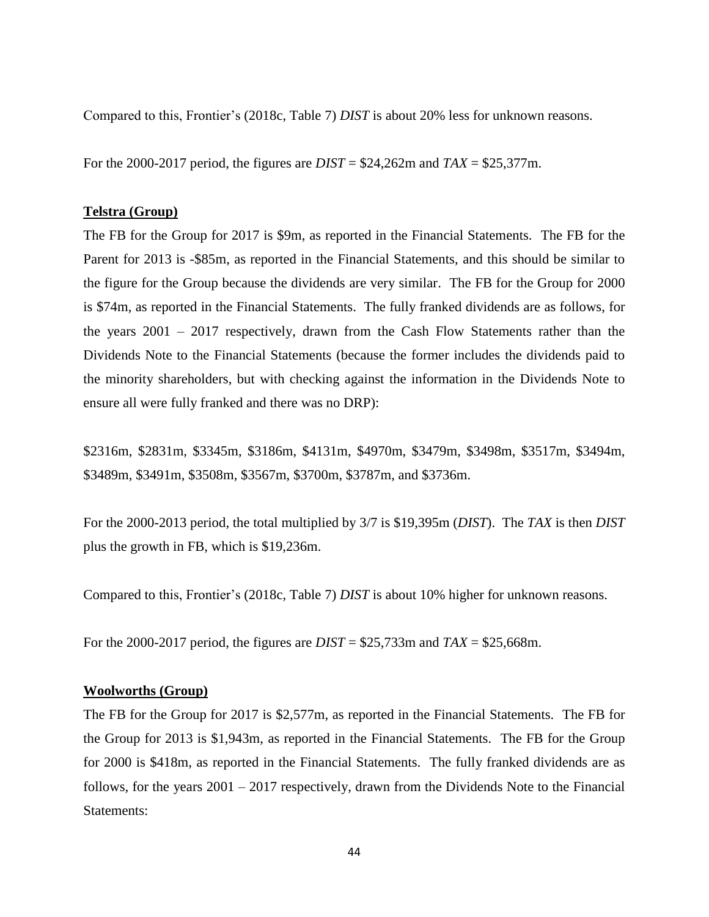Compared to this, Frontier's (2018c, Table 7) *DIST* is about 20% less for unknown reasons.

For the 2000-2017 period, the figures are *DIST* = \$24,262m and *TAX* = \$25,377m.

**Telstra (Group)**

The FB for the Group for 2017 is \$9m, as reported in the Financial Statements. The FB for the Parent for 2013 is -\$85m, as reported in the Financial Statements, and this should be similar to the figure for the Group because the dividends are very similar. The FB for the Group for 2000 is \$74m, as reported in the Financial Statements. The fully franked dividends are as follows, for the years 2001 – 2017 respectively, drawn from the Cash Flow Statements rather than the Dividends Note to the Financial Statements (because the former includes the dividends paid to the minority shareholders, but with checking against the information in the Dividends Note to ensure all were fully franked and there was no DRP):

\$2316m, \$2831m, \$3345m, \$3186m, \$4131m, \$4970m, \$3479m, \$3498m, \$3517m, \$3494m, \$3489m, \$3491m, \$3508m, \$3567m, \$3700m, \$3787m, and \$3736m.

For the 2000-2013 period, the total multiplied by 3/7 is \$19,395m (*DIST*). The *TAX* is then *DIST* plus the growth in FB, which is \$19,236m.

Compared to this, Frontier's (2018c, Table 7) *DIST* is about 10% higher for unknown reasons.

For the 2000-2017 period, the figures are *DIST* = \$25,733m and *TAX* = \$25,668m.

**Woolworths (Group)**

The FB for the Group for 2017 is \$2,577m, as reported in the Financial Statements. The FB for the Group for 2013 is \$1,943m, as reported in the Financial Statements. The FB for the Group for 2000 is \$418m, as reported in the Financial Statements. The fully franked dividends are as follows, for the years 2001 – 2017 respectively, drawn from the Dividends Note to the Financial Statements: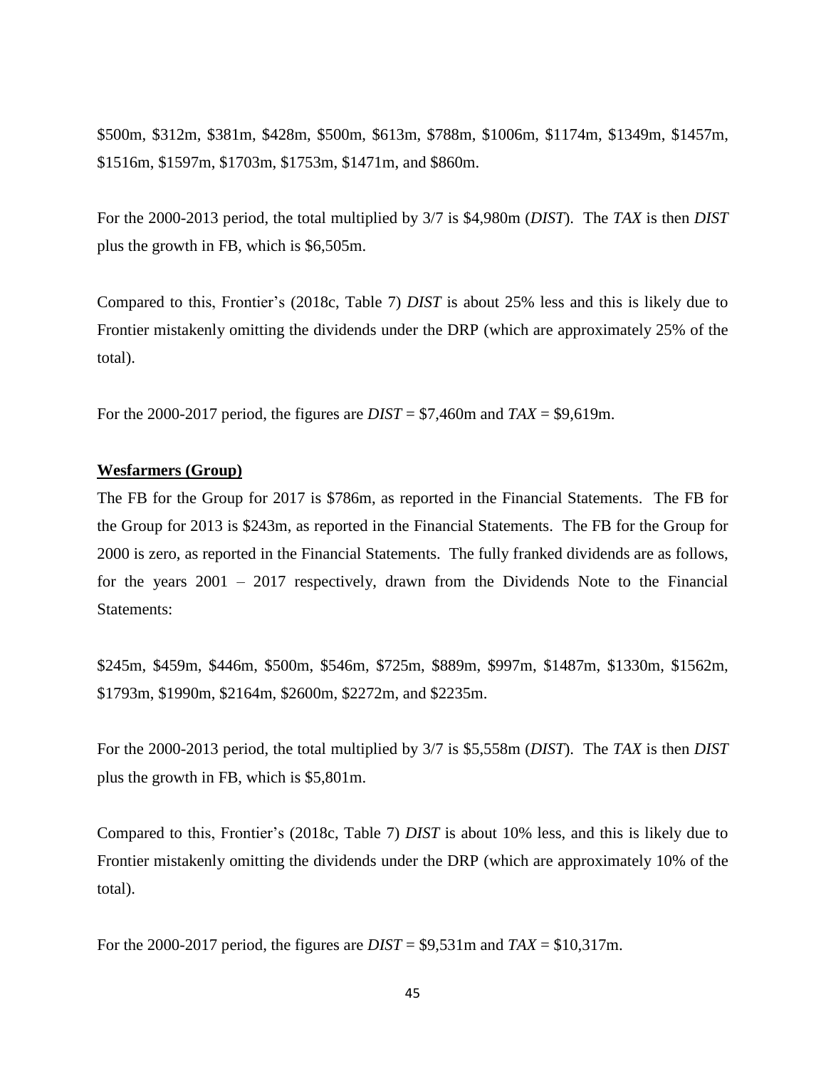$500m, $312m, $381m, $428m, $500m, $613m, $788m, $1006m, $1174m, $1349m, $1457m, $1516m, $1597m, $1703m, $1753m, $1471m, and $860m.

For the 2000-2013 period, the total multiplied by 3/7 is $4,980m (*DIST*). The *TAX* is then *DIST* plus the growth in FB, which is $6,505m.

Compared to this, Frontier's (2018c, Table 7) *DIST* is about 25% less and this is likely due to Frontier mistakenly omitting the dividends under the DRP (which are approximately 25% of the total).

For the 2000-2017 period, the figures are *DIST* = $7,460m and *TAX* = $9,619m.

**Wesfarmers (Group)**

The FB for the Group for 2017 is $786m, as reported in the Financial Statements. The FB for the Group for 2013 is $243m, as reported in the Financial Statements. The FB for the Group for 2000 is zero, as reported in the Financial Statements. The fully franked dividends are as follows, for the years 2001 – 2017 respectively, drawn from the Dividends Note to the Financial Statements:

$245m, $459m, $446m, $500m, $546m, $725m, $889m, $997m, $1487m, $1330m, $1562m, $1793m, $1990m, $2164m, $2600m, $2272m, and $2235m.

For the 2000-2013 period, the total multiplied by 3/7 is $5,558m (*DIST*). The *TAX* is then *DIST* plus the growth in FB, which is $5,801m.

Compared to this, Frontier's (2018c, Table 7) *DIST* is about 10% less, and this is likely due to Frontier mistakenly omitting the dividends under the DRP (which are approximately 10% of the total).

For the 2000-2017 period, the figures are *DIST* = $9,531m and *TAX* = $10,317m.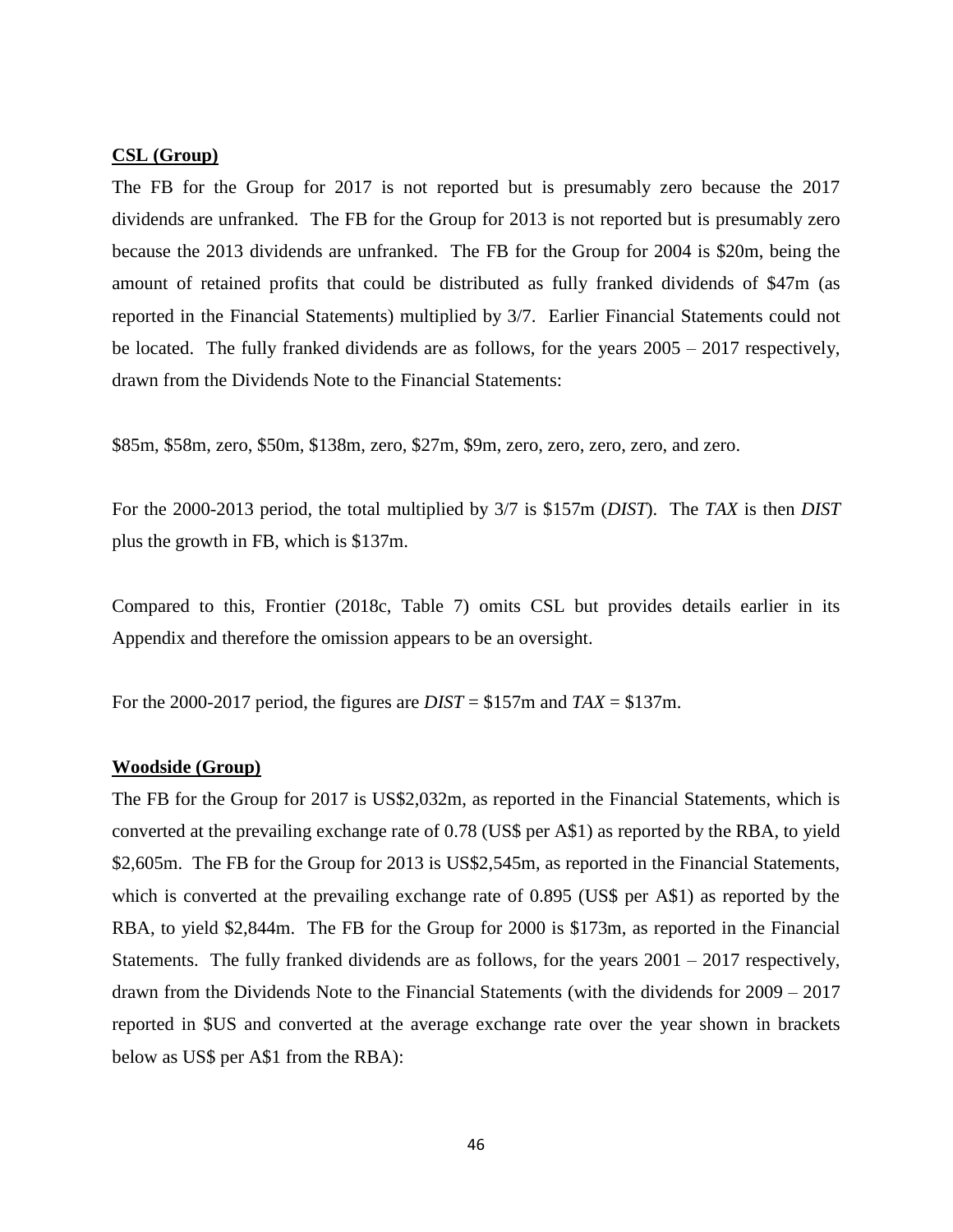**CSL (Group)**

The FB for the Group for 2017 is not reported but is presumably zero because the 2017 dividends are unfranked. The FB for the Group for 2013 is not reported but is presumably zero because the 2013 dividends are unfranked. The FB for the Group for 2004 is \$20m, being the amount of retained profits that could be distributed as fully franked dividends of \$47m (as reported in the Financial Statements) multiplied by 3/7. Earlier Financial Statements could not be located. The fully franked dividends are as follows, for the years 2005 – 2017 respectively, drawn from the Dividends Note to the Financial Statements:

\$85m, \$58m, zero, \$50m, \$138m, zero, \$27m, \$9m, zero, zero, zero, zero, and zero.

For the 2000-2013 period, the total multiplied by 3/7 is \$157m (*DIST*). The *TAX* is then *DIST* plus the growth in FB, which is \$137m.

Compared to this, Frontier (2018c, Table 7) omits CSL but provides details earlier in its Appendix and therefore the omission appears to be an oversight.

For the 2000-2017 period, the figures are *DIST* = \$157m and *TAX* = \$137m.

**Woodside (Group)**

The FB for the Group for 2017 is US\$2,032m, as reported in the Financial Statements, which is converted at the prevailing exchange rate of 0.78 (US\$ per A\$1) as reported by the RBA, to yield \$2,605m. The FB for the Group for 2013 is US\$2,545m, as reported in the Financial Statements, which is converted at the prevailing exchange rate of 0.895 (US\$ per A\$1) as reported by the RBA, to yield \$2,844m. The FB for the Group for 2000 is \$173m, as reported in the Financial Statements. The fully franked dividends are as follows, for the years 2001 – 2017 respectively, drawn from the Dividends Note to the Financial Statements (with the dividends for 2009 – 2017 reported in \$US and converted at the average exchange rate over the year shown in brackets below as US\$ per A\$1 from the RBA):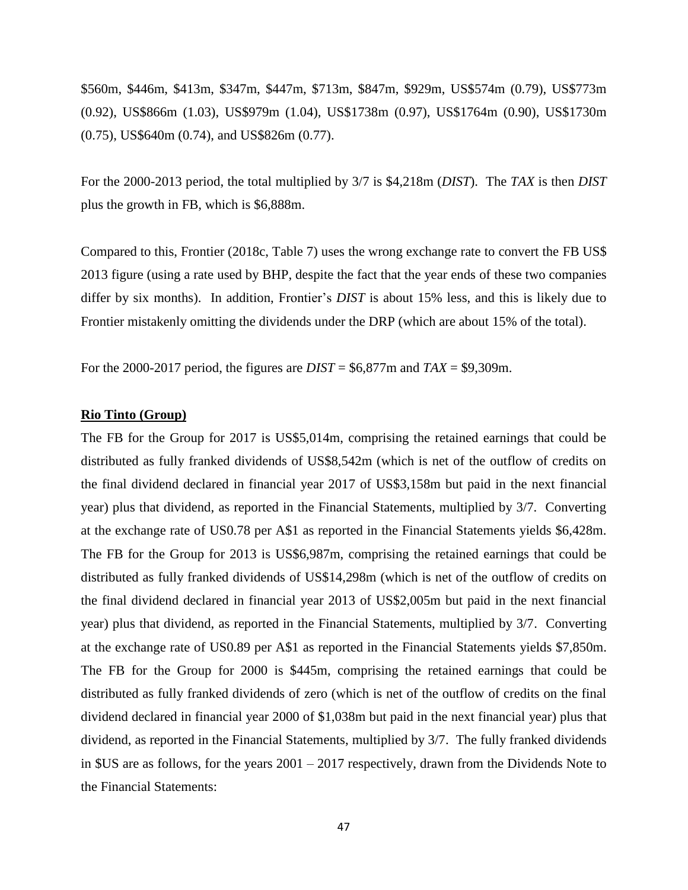$560m, $446m, $413m, $347m, $447m, $713m, $847m, $929m, US$574m (0.79), US$773m (0.92), US$866m (1.03), US$979m (1.04), US$1738m (0.97), US$1764m (0.90), US$1730m (0.75), US$640m (0.74), and US$826m (0.77).

For the 2000-2013 period, the total multiplied by 3/7 is $4,218m (*DIST*). The *TAX* is then *DIST* plus the growth in FB, which is $6,888m.

Compared to this, Frontier (2018c, Table 7) uses the wrong exchange rate to convert the FB US$ 2013 figure (using a rate used by BHP, despite the fact that the year ends of these two companies differ by six months). In addition, Frontier's *DIST* is about 15% less, and this is likely due to Frontier mistakenly omitting the dividends under the DRP (which are about 15% of the total).

For the 2000-2017 period, the figures are *DIST* = $6,877m and *TAX* = $9,309m.

**Rio Tinto (Group)**

The FB for the Group for 2017 is US$5,014m, comprising the retained earnings that could be distributed as fully franked dividends of US$8,542m (which is net of the outflow of credits on the final dividend declared in financial year 2017 of US$3,158m but paid in the next financial year) plus that dividend, as reported in the Financial Statements, multiplied by 3/7. Converting at the exchange rate of US0.78 per A$1 as reported in the Financial Statements yields $6,428m. The FB for the Group for 2013 is US$6,987m, comprising the retained earnings that could be distributed as fully franked dividends of US$14,298m (which is net of the outflow of credits on the final dividend declared in financial year 2013 of US$2,005m but paid in the next financial year) plus that dividend, as reported in the Financial Statements, multiplied by 3/7. Converting at the exchange rate of US0.89 per A$1 as reported in the Financial Statements yields $7,850m. The FB for the Group for 2000 is $445m, comprising the retained earnings that could be distributed as fully franked dividends of zero (which is net of the outflow of credits on the final dividend declared in financial year 2000 of $1,038m but paid in the next financial year) plus that dividend, as reported in the Financial Statements, multiplied by 3/7. The fully franked dividends in $US are as follows, for the years 2001 – 2017 respectively, drawn from the Dividends Note to the Financial Statements: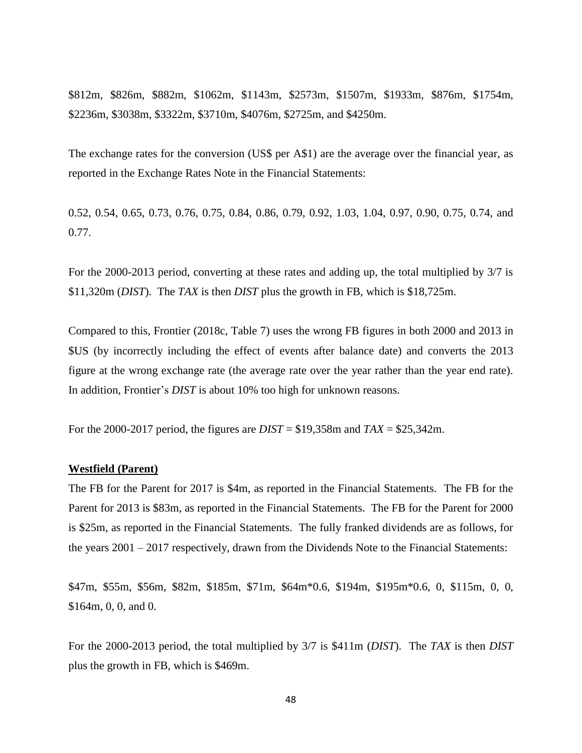$812m, $826m, $882m, $1062m, $1143m, $2573m, $1507m, $1933m, $876m, $1754m, $2236m, $3038m, $3322m, $3710m, $4076m, $2725m, and $4250m.

The exchange rates for the conversion (US$ per A$1) are the average over the financial year, as reported in the Exchange Rates Note in the Financial Statements:

0.52, 0.54, 0.65, 0.73, 0.76, 0.75, 0.84, 0.86, 0.79, 0.92, 1.03, 1.04, 0.97, 0.90, 0.75, 0.74, and 0.77.

For the 2000-2013 period, converting at these rates and adding up, the total multiplied by 3/7 is $11,320m (*DIST*). The *TAX* is then *DIST* plus the growth in FB, which is $18,725m.

Compared to this, Frontier (2018c, Table 7) uses the wrong FB figures in both 2000 and 2013 in $US (by incorrectly including the effect of events after balance date) and converts the 2013 figure at the wrong exchange rate (the average rate over the year rather than the year end rate). In addition, Frontier's *DIST* is about 10% too high for unknown reasons.

For the 2000-2017 period, the figures are *DIST* = $19,358m and *TAX* = $25,342m.

**Westfield (Parent)**

The FB for the Parent for 2017 is $4m, as reported in the Financial Statements. The FB for the Parent for 2013 is $83m, as reported in the Financial Statements. The FB for the Parent for 2000 is $25m, as reported in the Financial Statements. The fully franked dividends are as follows, for the years 2001 – 2017 respectively, drawn from the Dividends Note to the Financial Statements:

$47m, $55m, $56m, $82m, $185m, $71m, $64m*0.6, $194m, $195m*0.6, 0, $115m, 0, 0, $164m, 0, 0, and 0.

For the 2000-2013 period, the total multiplied by 3/7 is $411m (*DIST*). The *TAX* is then *DIST* plus the growth in FB, which is $469m.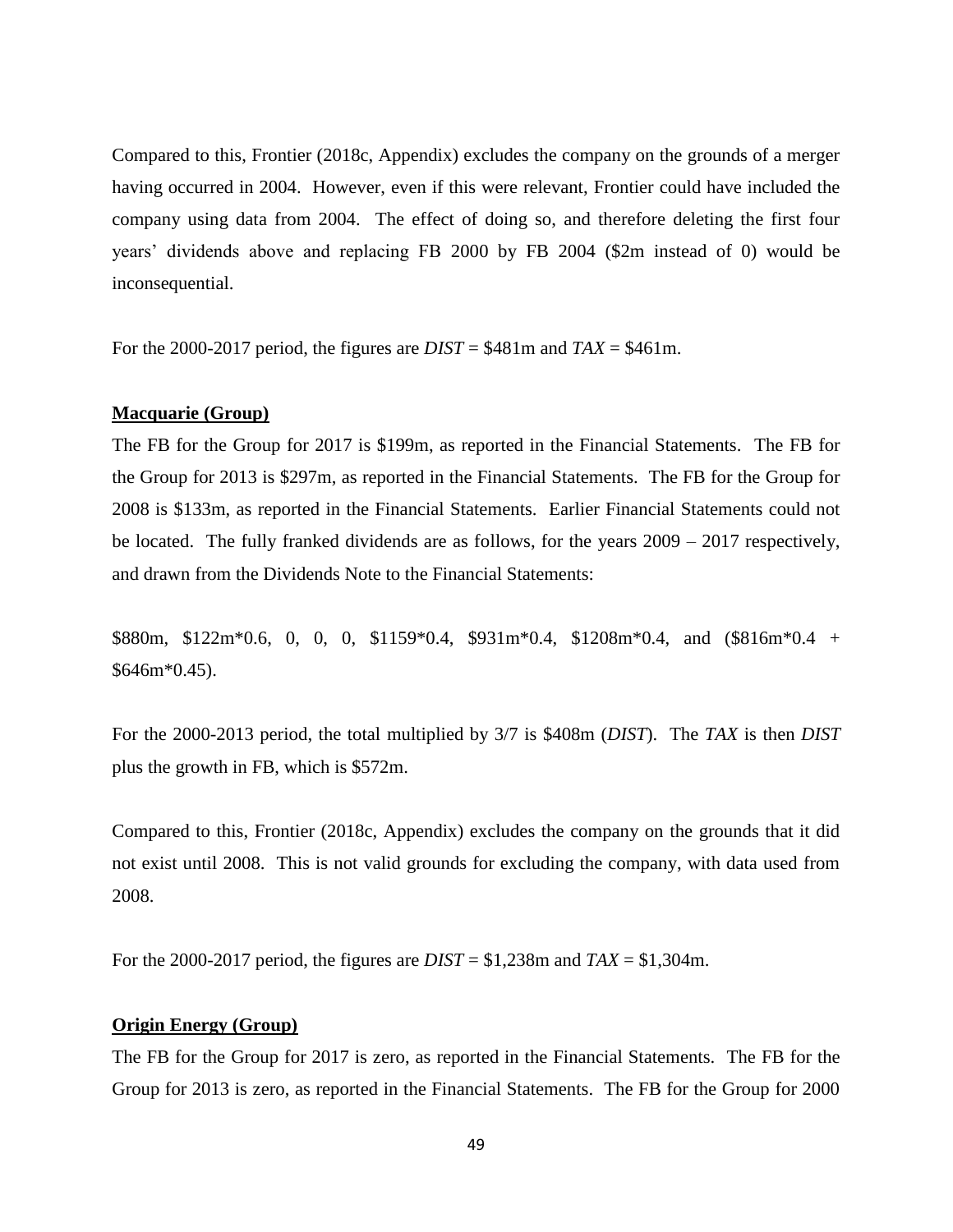Compared to this, Frontier (2018c, Appendix) excludes the company on the grounds of a merger having occurred in 2004. However, even if this were relevant, Frontier could have included the company using data from 2004. The effect of doing so, and therefore deleting the first four years' dividends above and replacing FB 2000 by FB 2004 ($2m instead of 0) would be inconsequential.

For the 2000-2017 period, the figures are *DIST* = $481m and *TAX* = $461m.

**Macquarie (Group)**

The FB for the Group for 2017 is $199m, as reported in the Financial Statements. The FB for the Group for 2013 is $297m, as reported in the Financial Statements. The FB for the Group for 2008 is $133m, as reported in the Financial Statements. Earlier Financial Statements could not be located. The fully franked dividends are as follows, for the years 2009 – 2017 respectively, and drawn from the Dividends Note to the Financial Statements:

$880m, $122m*0.6, 0, 0, 0, $1159*0.4, $931m*0.4, $1208m*0.4, and ($816m*0.4 + $646m*0.45).

For the 2000-2013 period, the total multiplied by 3/7 is $408m (*DIST*). The *TAX* is then *DIST* plus the growth in FB, which is $572m.

Compared to this, Frontier (2018c, Appendix) excludes the company on the grounds that it did not exist until 2008. This is not valid grounds for excluding the company, with data used from 2008.

For the 2000-2017 period, the figures are *DIST* = $1,238m and *TAX* = $1,304m.

**Origin Energy (Group)**

The FB for the Group for 2017 is zero, as reported in the Financial Statements. The FB for the Group for 2013 is zero, as reported in the Financial Statements. The FB for the Group for 2000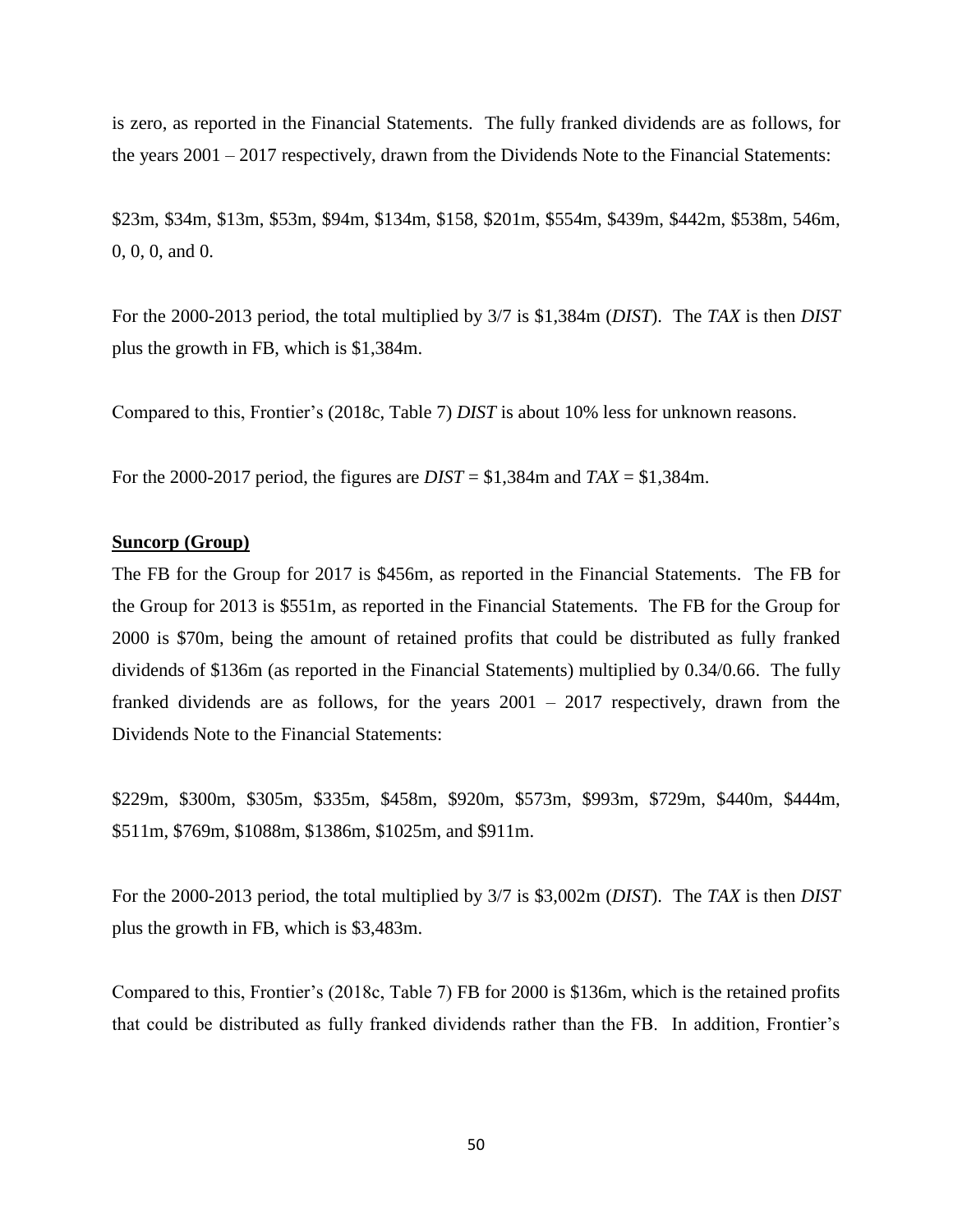is zero, as reported in the Financial Statements. The fully franked dividends are as follows, for the years 2001 – 2017 respectively, drawn from the Dividends Note to the Financial Statements:

\$23m, \$34m, \$13m, \$53m, \$94m, \$134m, \$158, \$201m, \$554m, \$439m, \$442m, \$538m, 546m, 0, 0, 0, and 0.

For the 2000-2013 period, the total multiplied by 3/7 is \$1,384m (*DIST*). The *TAX* is then *DIST* plus the growth in FB, which is \$1,384m.

Compared to this, Frontier's (2018c, Table 7) *DIST* is about 10% less for unknown reasons.

For the 2000-2017 period, the figures are *DIST* = \$1,384m and *TAX* = \$1,384m.

**Suncorp (Group)**

The FB for the Group for 2017 is \$456m, as reported in the Financial Statements. The FB for the Group for 2013 is \$551m, as reported in the Financial Statements. The FB for the Group for 2000 is \$70m, being the amount of retained profits that could be distributed as fully franked dividends of \$136m (as reported in the Financial Statements) multiplied by 0.34/0.66. The fully franked dividends are as follows, for the years 2001 – 2017 respectively, drawn from the Dividends Note to the Financial Statements:

\$229m, \$300m, \$305m, \$335m, \$458m, \$920m, \$573m, \$993m, \$729m, \$440m, \$444m, \$511m, \$769m, \$1088m, \$1386m, \$1025m, and \$911m.

For the 2000-2013 period, the total multiplied by 3/7 is \$3,002m (*DIST*). The *TAX* is then *DIST* plus the growth in FB, which is \$3,483m.

Compared to this, Frontier's (2018c, Table 7) FB for 2000 is \$136m, which is the retained profits that could be distributed as fully franked dividends rather than the FB. In addition, Frontier's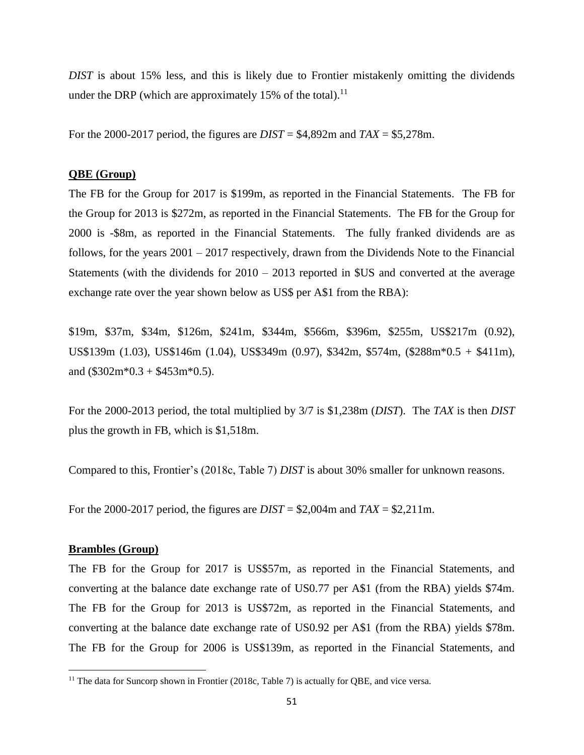*DIST* is about 15% less, and this is likely due to Frontier mistakenly omitting the dividends under the DRP (which are approximately 15% of the total).[11]

For the 2000-2017 period, the figures are *DIST* = $4,892m and *TAX* = $5,278m.

**QBE (Group)**

The FB for the Group for 2017 is $199m, as reported in the Financial Statements. The FB for the Group for 2013 is $272m, as reported in the Financial Statements. The FB for the Group for 2000 is -$8m, as reported in the Financial Statements. The fully franked dividends are as follows, for the years 2001 – 2017 respectively, drawn from the Dividends Note to the Financial Statements (with the dividends for 2010 – 2013 reported in $US and converted at the average exchange rate over the year shown below as US$ per A$1 from the RBA):

$19m, $37m, $34m, $126m, $241m, $344m, $566m, $396m, $255m, US$217m (0.92), US$139m (1.03), US$146m (1.04), US$349m (0.97), $342m, $574m, ($288m*0.5 + $411m), and ($302m*0.3 + $453m*0.5).

For the 2000-2013 period, the total multiplied by 3/7 is $1,238m (*DIST*). The *TAX* is then *DIST* plus the growth in FB, which is $1,518m.

Compared to this, Frontier's (2018c, Table 7) *DIST* is about 30% smaller for unknown reasons.

For the 2000-2017 period, the figures are *DIST* = $2,004m and *TAX* = $2,211m.

**Brambles (Group)**

The FB for the Group for 2017 is US$57m, as reported in the Financial Statements, and converting at the balance date exchange rate of US0.77 per A$1 (from the RBA) yields $74m. The FB for the Group for 2013 is US$72m, as reported in the Financial Statements, and converting at the balance date exchange rate of US0.92 per A$1 (from the RBA) yields $78m. The FB for the Group for 2006 is US$139m, as reported in the Financial Statements, and

[11] The data for Suncorp shown in Frontier (2018c, Table 7) is actually for QBE, and vice versa.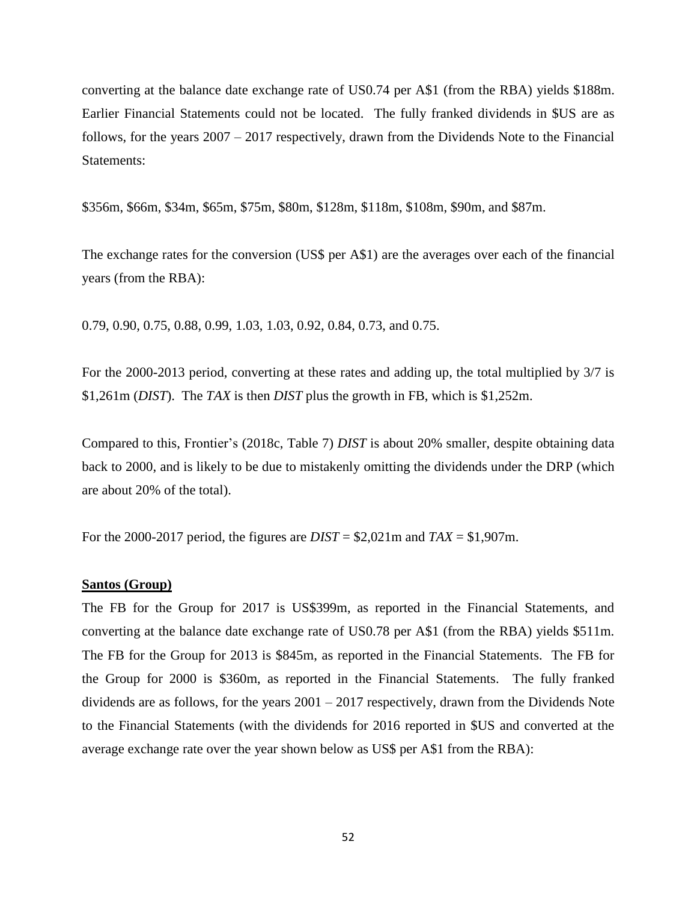converting at the balance date exchange rate of US0.74 per A$1 (from the RBA) yields $188m. Earlier Financial Statements could not be located. The fully franked dividends in $US are as follows, for the years 2007 – 2017 respectively, drawn from the Dividends Note to the Financial Statements:

$356m, $66m, $34m, $65m, $75m, $80m, $128m, $118m, $108m, $90m, and $87m.

The exchange rates for the conversion (US$ per A$1) are the averages over each of the financial years (from the RBA):

0.79, 0.90, 0.75, 0.88, 0.99, 1.03, 1.03, 0.92, 0.84, 0.73, and 0.75.

For the 2000-2013 period, converting at these rates and adding up, the total multiplied by 3/7 is $1,261m (*DIST*). The *TAX* is then *DIST* plus the growth in FB, which is $1,252m.

Compared to this, Frontier's (2018c, Table 7) *DIST* is about 20% smaller, despite obtaining data back to 2000, and is likely to be due to mistakenly omitting the dividends under the DRP (which are about 20% of the total).

For the 2000-2017 period, the figures are *DIST* = $2,021m and *TAX* = $1,907m.

**Santos (Group)**

The FB for the Group for 2017 is US$399m, as reported in the Financial Statements, and converting at the balance date exchange rate of US0.78 per A$1 (from the RBA) yields $511m. The FB for the Group for 2013 is $845m, as reported in the Financial Statements. The FB for the Group for 2000 is $360m, as reported in the Financial Statements. The fully franked dividends are as follows, for the years 2001 – 2017 respectively, drawn from the Dividends Note to the Financial Statements (with the dividends for 2016 reported in $US and converted at the average exchange rate over the year shown below as US$ per A$1 from the RBA):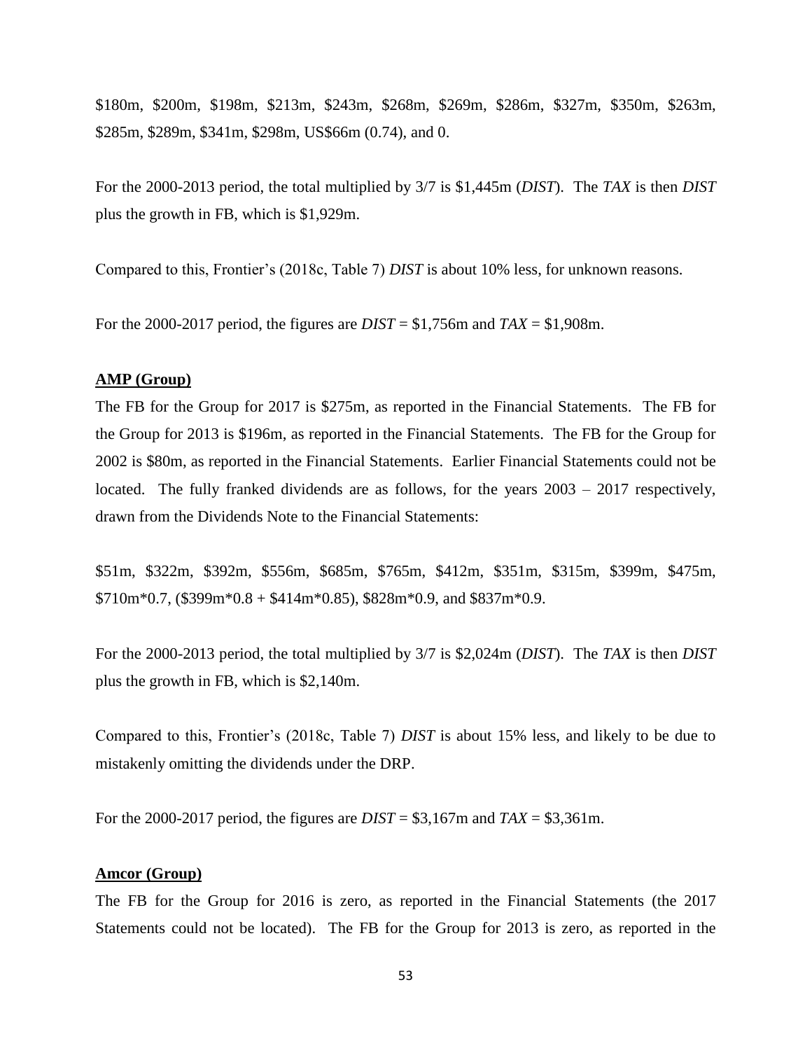$180m, $200m, $198m, $213m, $243m, $268m, $269m, $286m, $327m, $350m, $263m, $285m, $289m, $341m, $298m, US$66m (0.74), and 0.

For the 2000-2013 period, the total multiplied by 3/7 is $1,445m (*DIST*). The *TAX* is then *DIST* plus the growth in FB, which is $1,929m.

Compared to this, Frontier's (2018c, Table 7) *DIST* is about 10% less, for unknown reasons.

For the 2000-2017 period, the figures are *DIST* = $1,756m and *TAX* = $1,908m.

**AMP (Group)**

The FB for the Group for 2017 is $275m, as reported in the Financial Statements. The FB for the Group for 2013 is $196m, as reported in the Financial Statements. The FB for the Group for 2002 is $80m, as reported in the Financial Statements. Earlier Financial Statements could not be located. The fully franked dividends are as follows, for the years 2003 – 2017 respectively, drawn from the Dividends Note to the Financial Statements:

$51m, $322m, $392m, $556m, $685m, $765m, $412m, $351m, $315m, $399m, $475m, $710m*0.7, ($399m*0.8 + $414m*0.85), $828m*0.9, and $837m*0.9.

For the 2000-2013 period, the total multiplied by 3/7 is $2,024m (*DIST*). The *TAX* is then *DIST* plus the growth in FB, which is $2,140m.

Compared to this, Frontier's (2018c, Table 7) *DIST* is about 15% less, and likely to be due to mistakenly omitting the dividends under the DRP.

For the 2000-2017 period, the figures are *DIST* = $3,167m and *TAX* = $3,361m.

**Amcor (Group)**

The FB for the Group for 2016 is zero, as reported in the Financial Statements (the 2017 Statements could not be located). The FB for the Group for 2013 is zero, as reported in the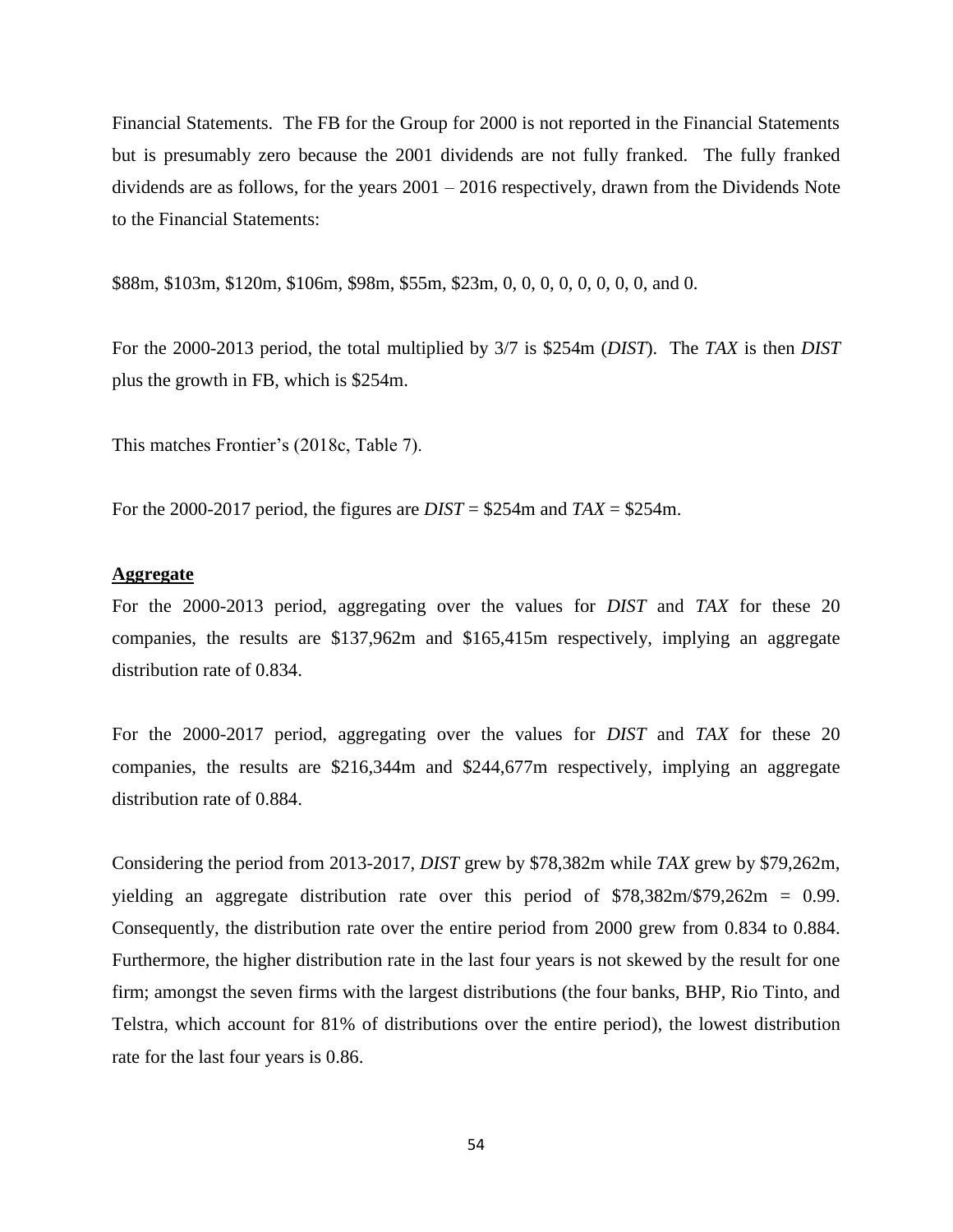Financial Statements. The FB for the Group for 2000 is not reported in the Financial Statements but is presumably zero because the 2001 dividends are not fully franked. The fully franked dividends are as follows, for the years 2001 – 2016 respectively, drawn from the Dividends Note to the Financial Statements:

$88m, $103m, $120m, $106m, $98m, $55m, $23m, 0, 0, 0, 0, 0, 0, 0, 0, and 0.

For the 2000-2013 period, the total multiplied by 3/7 is $254m (*DIST*). The *TAX* is then *DIST* plus the growth in FB, which is $254m.

This matches Frontier's (2018c, Table 7).

For the 2000-2017 period, the figures are *DIST* = $254m and *TAX* = $254m.

**Aggregate**

For the 2000-2013 period, aggregating over the values for *DIST* and *TAX* for these 20 companies, the results are $137,962m and $165,415m respectively, implying an aggregate distribution rate of 0.834.

For the 2000-2017 period, aggregating over the values for *DIST* and *TAX* for these 20 companies, the results are $216,344m and $244,677m respectively, implying an aggregate distribution rate of 0.884.

Considering the period from 2013-2017, *DIST* grew by $78,382m while *TAX* grew by $79,262m, yielding an aggregate distribution rate over this period of $78,382m/$79,262m = 0.99. Consequently, the distribution rate over the entire period from 2000 grew from 0.834 to 0.884. Furthermore, the higher distribution rate in the last four years is not skewed by the result for one firm; amongst the seven firms with the largest distributions (the four banks, BHP, Rio Tinto, and Telstra, which account for 81% of distributions over the entire period), the lowest distribution rate for the last four years is 0.86.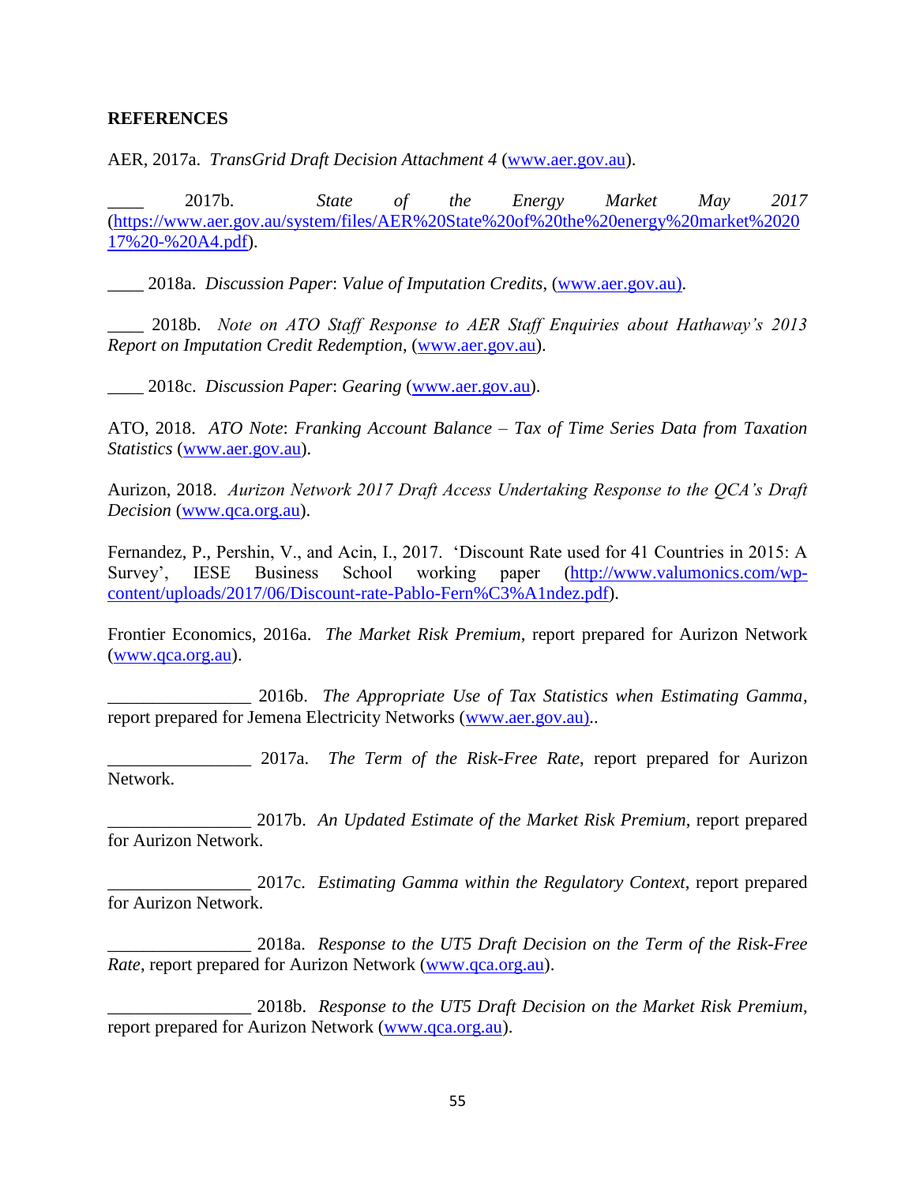**REFERENCES**

AER, 2017a. *TransGrid Draft Decision Attachment 4* (www.aer.gov.au).

____ 2017b. *State of the Energy Market May 2017* (https://www.aer.gov.au/system/files/AER%20State%20of%20the%20energy%20market%202017%20-%20A4.pdf).

____ 2018a. *Discussion Paper*: *Value of Imputation Credits*, (www.aer.gov.au).

____ 2018b. *Note on ATO Staff Response to AER Staff Enquiries about Hathaway's 2013 Report on Imputation Credit Redemption*, (www.aer.gov.au).

____ 2018c. *Discussion Paper*: *Gearing* (www.aer.gov.au).

ATO, 2018. *ATO Note*: *Franking Account Balance – Tax of Time Series Data from Taxation Statistics* (www.aer.gov.au).

Aurizon, 2018. *Aurizon Network 2017 Draft Access Undertaking Response to the QCA's Draft Decision* (www.qca.org.au).

Fernandez, P., Pershin, V., and Acin, I., 2017. 'Discount Rate used for 41 Countries in 2015: A Survey', IESE Business School working paper (http://www.valumonics.com/wp-content/uploads/2017/06/Discount-rate-Pablo-Fern%C3%A1ndez.pdf).

Frontier Economics, 2016a. *The Market Risk Premium*, report prepared for Aurizon Network (www.qca.org.au).

________________ 2016b. *The Appropriate Use of Tax Statistics when Estimating Gamma*, report prepared for Jemena Electricity Networks (www.aer.gov.au)..

________________ 2017a. *The Term of the Risk-Free Rate*, report prepared for Aurizon Network.

________________ 2017b. *An Updated Estimate of the Market Risk Premium*, report prepared for Aurizon Network.

________________ 2017c. *Estimating Gamma within the Regulatory Context*, report prepared for Aurizon Network.

________________ 2018a. *Response to the UT5 Draft Decision on the Term of the Risk-Free Rate*, report prepared for Aurizon Network (www.qca.org.au).

________________ 2018b. *Response to the UT5 Draft Decision on the Market Risk Premium*, report prepared for Aurizon Network (www.qca.org.au).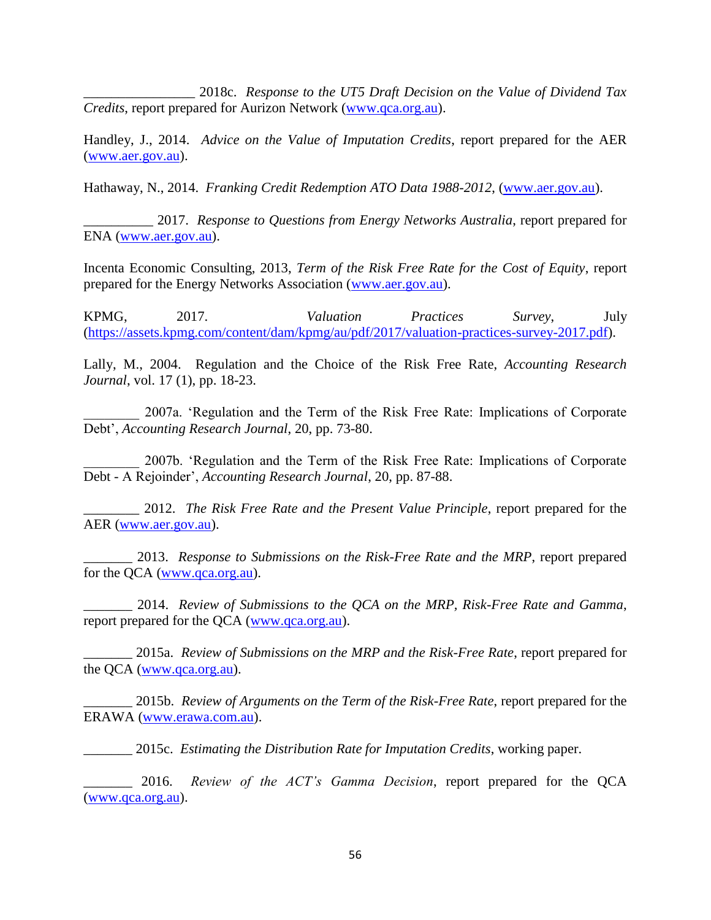________________ 2018c. *Response to the UT5 Draft Decision on the Value of Dividend Tax Credits*, report prepared for Aurizon Network (www.qca.org.au).

Handley, J., 2014. *Advice on the Value of Imputation Credits*, report prepared for the AER (www.aer.gov.au).

Hathaway, N., 2014. *Franking Credit Redemption ATO Data 1988-2012*, (www.aer.gov.au).

__________ 2017. *Response to Questions from Energy Networks Australia*, report prepared for ENA (www.aer.gov.au).

Incenta Economic Consulting, 2013, *Term of the Risk Free Rate for the Cost of Equity*, report prepared for the Energy Networks Association (www.aer.gov.au).

KPMG, 2017. *Valuation Practices Survey*, July (https://assets.kpmg.com/content/dam/kpmg/au/pdf/2017/valuation-practices-survey-2017.pdf).

Lally, M., 2004. Regulation and the Choice of the Risk Free Rate, *Accounting Research Journal*, vol. 17 (1), pp. 18-23.

________ 2007a. 'Regulation and the Term of the Risk Free Rate: Implications of Corporate Debt', *Accounting Research Journal*, 20, pp. 73-80.

________ 2007b. 'Regulation and the Term of the Risk Free Rate: Implications of Corporate Debt - A Rejoinder', *Accounting Research Journal*, 20, pp. 87-88.

________ 2012. *The Risk Free Rate and the Present Value Principle*, report prepared for the AER (www.aer.gov.au).

_______ 2013. *Response to Submissions on the Risk-Free Rate and the MRP*, report prepared for the QCA (www.qca.org.au).

_______ 2014. *Review of Submissions to the QCA on the MRP, Risk-Free Rate and Gamma*, report prepared for the QCA (www.qca.org.au).

_______ 2015a. *Review of Submissions on the MRP and the Risk-Free Rate*, report prepared for the QCA (www.qca.org.au).

_______ 2015b. *Review of Arguments on the Term of the Risk-Free Rate*, report prepared for the ERAWA (www.erawa.com.au).

_______ 2015c. *Estimating the Distribution Rate for Imputation Credits*, working paper.

_______ 2016. *Review of the ACT's Gamma Decision*, report prepared for the QCA (www.qca.org.au).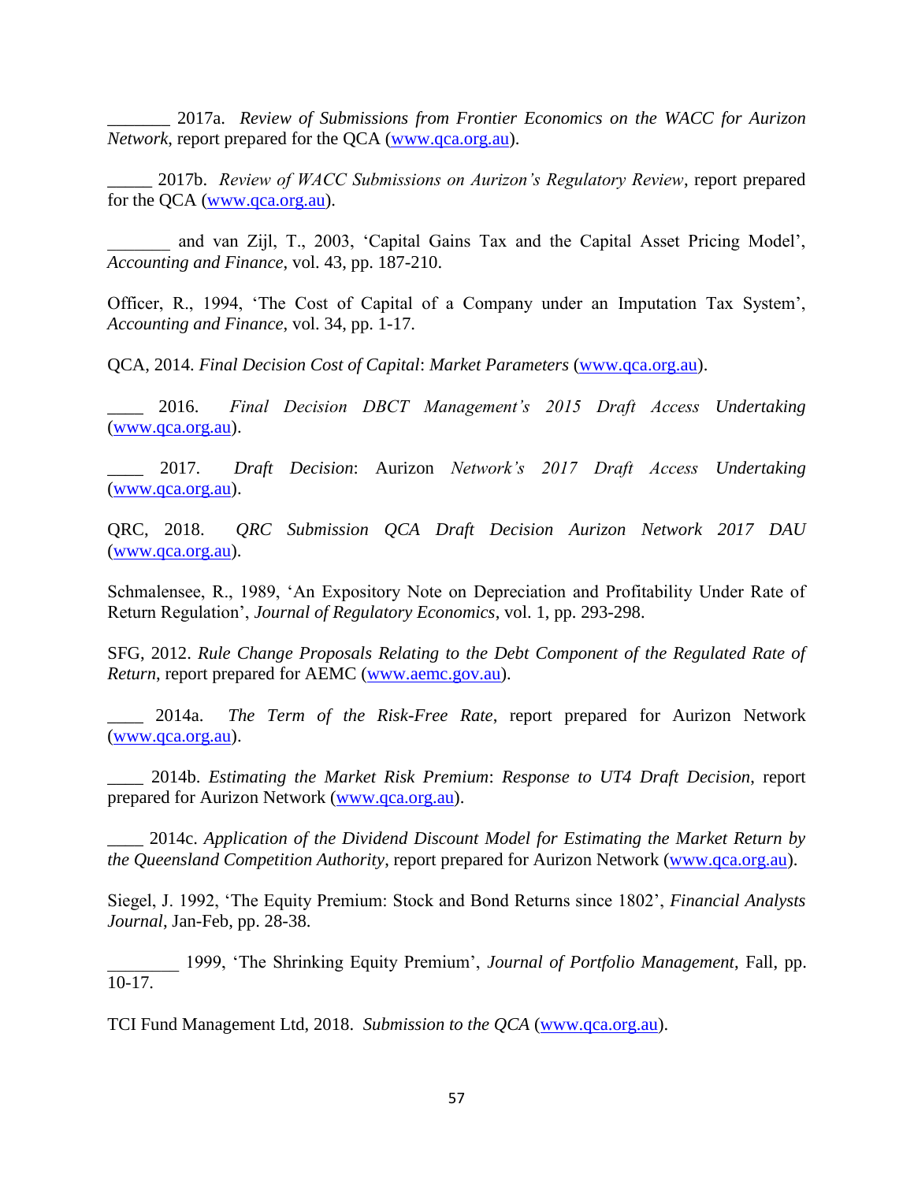_______ 2017a. *Review of Submissions from Frontier Economics on the WACC for Aurizon Network*, report prepared for the QCA (www.qca.org.au).

_____ 2017b. *Review of WACC Submissions on Aurizon's Regulatory Review*, report prepared for the QCA (www.qca.org.au).

_______ and van Zijl, T., 2003, 'Capital Gains Tax and the Capital Asset Pricing Model', *Accounting and Finance*, vol. 43, pp. 187-210.

Officer, R., 1994, 'The Cost of Capital of a Company under an Imputation Tax System', *Accounting and Finance*, vol. 34, pp. 1-17.

QCA, 2014. *Final Decision Cost of Capital*: *Market Parameters* (www.qca.org.au).

____ 2016. *Final Decision DBCT Management's 2015 Draft Access Undertaking* (www.qca.org.au).

____ 2017. *Draft Decision*: Aurizon *Network's 2017 Draft Access Undertaking* (www.qca.org.au).

QRC, 2018. *QRC Submission QCA Draft Decision Aurizon Network 2017 DAU* (www.qca.org.au).

Schmalensee, R., 1989, 'An Expository Note on Depreciation and Profitability Under Rate of Return Regulation', *Journal of Regulatory Economics*, vol. 1, pp. 293-298.

SFG, 2012. *Rule Change Proposals Relating to the Debt Component of the Regulated Rate of Return*, report prepared for AEMC (www.aemc.gov.au).

____ 2014a. *The Term of the Risk-Free Rate*, report prepared for Aurizon Network (www.qca.org.au).

____ 2014b. *Estimating the Market Risk Premium*: *Response to UT4 Draft Decision*, report prepared for Aurizon Network (www.qca.org.au).

____ 2014c. *Application of the Dividend Discount Model for Estimating the Market Return by the Queensland Competition Authority*, report prepared for Aurizon Network (www.qca.org.au).

Siegel, J. 1992, 'The Equity Premium: Stock and Bond Returns since 1802', *Financial Analysts Journal*, Jan-Feb, pp. 28-38.

________ 1999, 'The Shrinking Equity Premium', *Journal of Portfolio Management*, Fall, pp. 10-17.

TCI Fund Management Ltd, 2018. *Submission to the QCA* (www.qca.org.au).